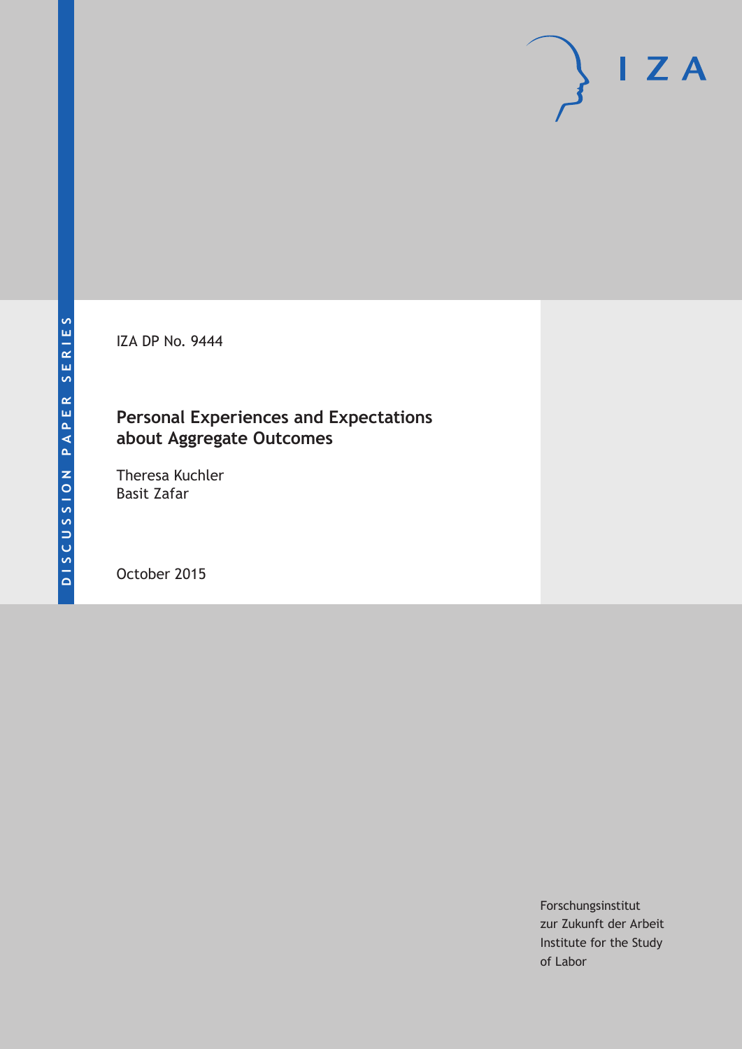DISCUSSION PAPER SERIES

IZA

IZA DP No. 9444

# Personal Experiences and Expectations about Aggregate Outcomes

Theresa Kuchler
Basit Zafar

October 2015

Forschungsinstitut
zur Zukunft der Arbeit
Institute for the Study
of Labor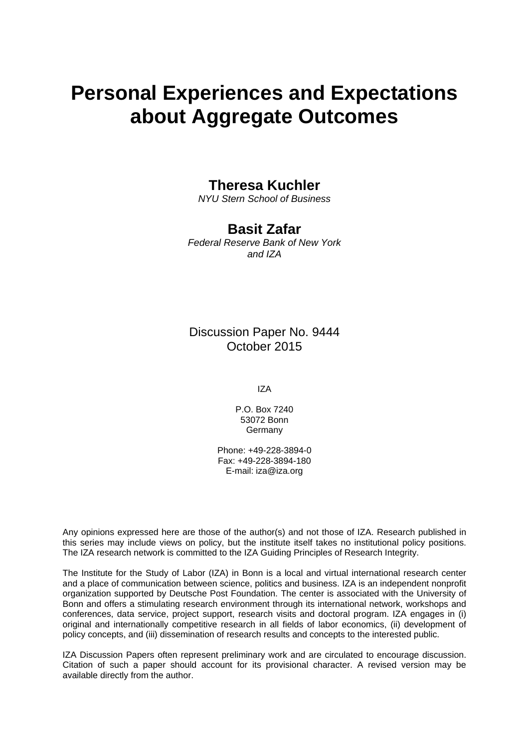# Personal Experiences and Expectations about Aggregate Outcomes

**Theresa Kuchler**
*NYU Stern School of Business*

**Basit Zafar**
*Federal Reserve Bank of New York and IZA*

Discussion Paper No. 9444
October 2015

IZA

P.O. Box 7240
53072 Bonn
Germany

Phone: +49-228-3894-0
Fax: +49-228-3894-180
E-mail: iza@iza.org

Any opinions expressed here are those of the author(s) and not those of IZA. Research published in this series may include views on policy, but the institute itself takes no institutional policy positions. The IZA research network is committed to the IZA Guiding Principles of Research Integrity.

The Institute for the Study of Labor (IZA) in Bonn is a local and virtual international research center and a place of communication between science, politics and business. IZA is an independent nonprofit organization supported by Deutsche Post Foundation. The center is associated with the University of Bonn and offers a stimulating research environment through its international network, workshops and conferences, data service, project support, research visits and doctoral program. IZA engages in (i) original and internationally competitive research in all fields of labor economics, (ii) development of policy concepts, and (iii) dissemination of research results and concepts to the interested public.

IZA Discussion Papers often represent preliminary work and are circulated to encourage discussion. Citation of such a paper should account for its provisional character. A revised version may be available directly from the author.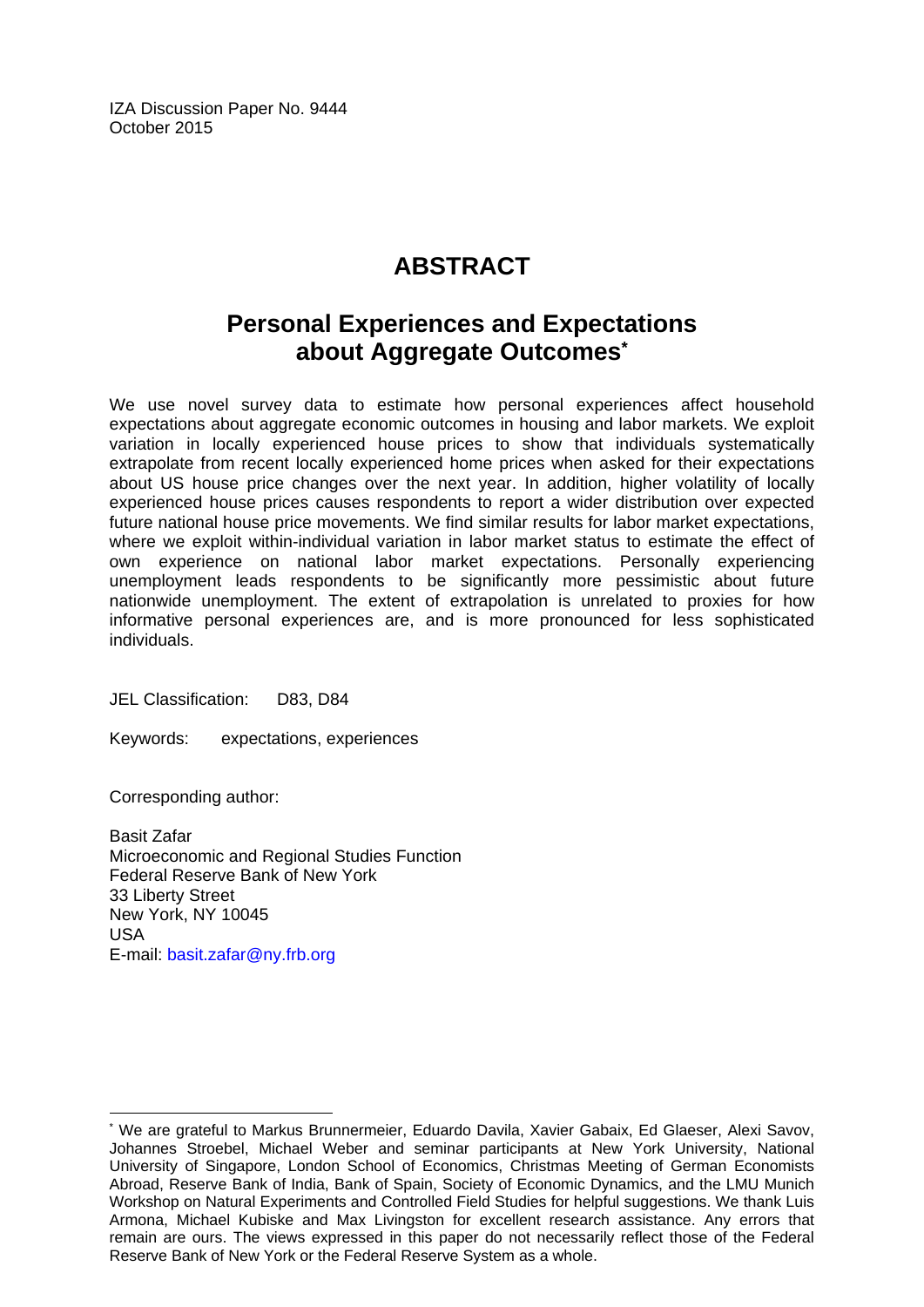IZA Discussion Paper No. 9444
October 2015

# ABSTRACT

## Personal Experiences and Expectations about Aggregate Outcomes*

We use novel survey data to estimate how personal experiences affect household expectations about aggregate economic outcomes in housing and labor markets. We exploit variation in locally experienced house prices to show that individuals systematically extrapolate from recent locally experienced home prices when asked for their expectations about US house price changes over the next year. In addition, higher volatility of locally experienced house prices causes respondents to report a wider distribution over expected future national house price movements. We find similar results for labor market expectations, where we exploit within-individual variation in labor market status to estimate the effect of own experience on national labor market expectations. Personally experiencing unemployment leads respondents to be significantly more pessimistic about future nationwide unemployment. The extent of extrapolation is unrelated to proxies for how informative personal experiences are, and is more pronounced for less sophisticated individuals.

JEL Classification: D83, D84

Keywords: expectations, experiences

Corresponding author:

Basit Zafar
Microeconomic and Regional Studies Function
Federal Reserve Bank of New York
33 Liberty Street
New York, NY 10045
USA
E-mail: basit.zafar@ny.frb.org

---

* We are grateful to Markus Brunnermeier, Eduardo Davila, Xavier Gabaix, Ed Glaeser, Alexi Savov, Johannes Stroebel, Michael Weber and seminar participants at New York University, National University of Singapore, London School of Economics, Christmas Meeting of German Economists Abroad, Reserve Bank of India, Bank of Spain, Society of Economic Dynamics, and the LMU Munich Workshop on Natural Experiments and Controlled Field Studies for helpful suggestions. We thank Luis Armona, Michael Kubiske and Max Livingston for excellent research assistance. Any errors that remain are ours. The views expressed in this paper do not necessarily reflect those of the Federal Reserve Bank of New York or the Federal Reserve System as a whole.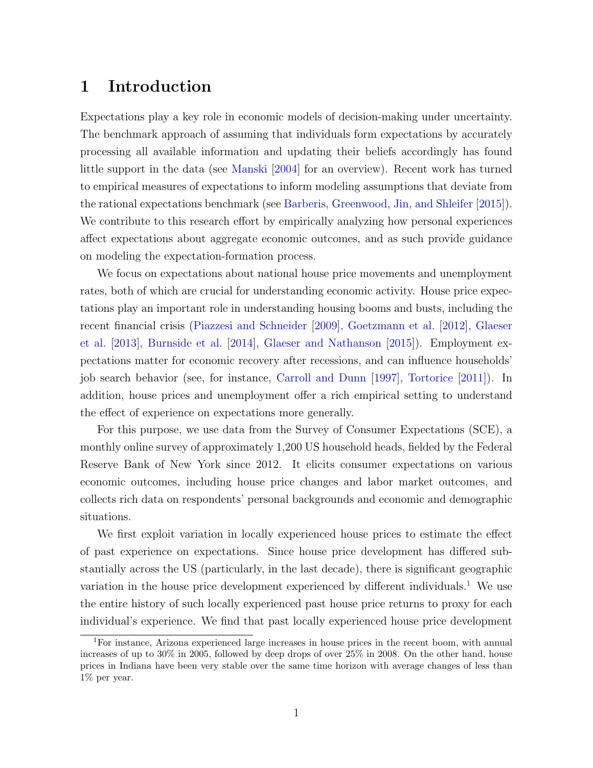# 1 Introduction

Expectations play a key role in economic models of decision-making under uncertainty. The benchmark approach of assuming that individuals form expectations by accurately processing all available information and updating their beliefs accordingly has found little support in the data (see Manski [2004] for an overview). Recent work has turned to empirical measures of expectations to inform modeling assumptions that deviate from the rational expectations benchmark (see Barberis, Greenwood, Jin, and Shleifer [2015]). We contribute to this research effort by empirically analyzing how personal experiences affect expectations about aggregate economic outcomes, and as such provide guidance on modeling the expectation-formation process.

We focus on expectations about national house price movements and unemployment rates, both of which are crucial for understanding economic activity. House price expectations play an important role in understanding housing booms and busts, including the recent financial crisis (Piazzesi and Schneider [2009], Goetzmann et al. [2012], Glaeser et al. [2013], Burnside et al. [2014], Glaeser and Nathanson [2015]). Employment expectations matter for economic recovery after recessions, and can influence households' job search behavior (see, for instance, Carroll and Dunn [1997], Tortorice [2011]). In addition, house prices and unemployment offer a rich empirical setting to understand the effect of experience on expectations more generally.

For this purpose, we use data from the Survey of Consumer Expectations (SCE), a monthly online survey of approximately 1,200 US household heads, fielded by the Federal Reserve Bank of New York since 2012. It elicits consumer expectations on various economic outcomes, including house price changes and labor market outcomes, and collects rich data on respondents' personal backgrounds and economic and demographic situations.

We first exploit variation in locally experienced house prices to estimate the effect of past experience on expectations. Since house price development has differed substantially across the US (particularly, in the last decade), there is significant geographic variation in the house price development experienced by different individuals.[1] We use the entire history of such locally experienced past house price returns to proxy for each individual's experience. We find that past locally experienced house price development

[1] For instance, Arizona experienced large increases in house prices in the recent boom, with annual increases of up to 30% in 2005, followed by deep drops of over 25% in 2008. On the other hand, house prices in Indiana have been very stable over the same time horizon with average changes of less than 1% per year.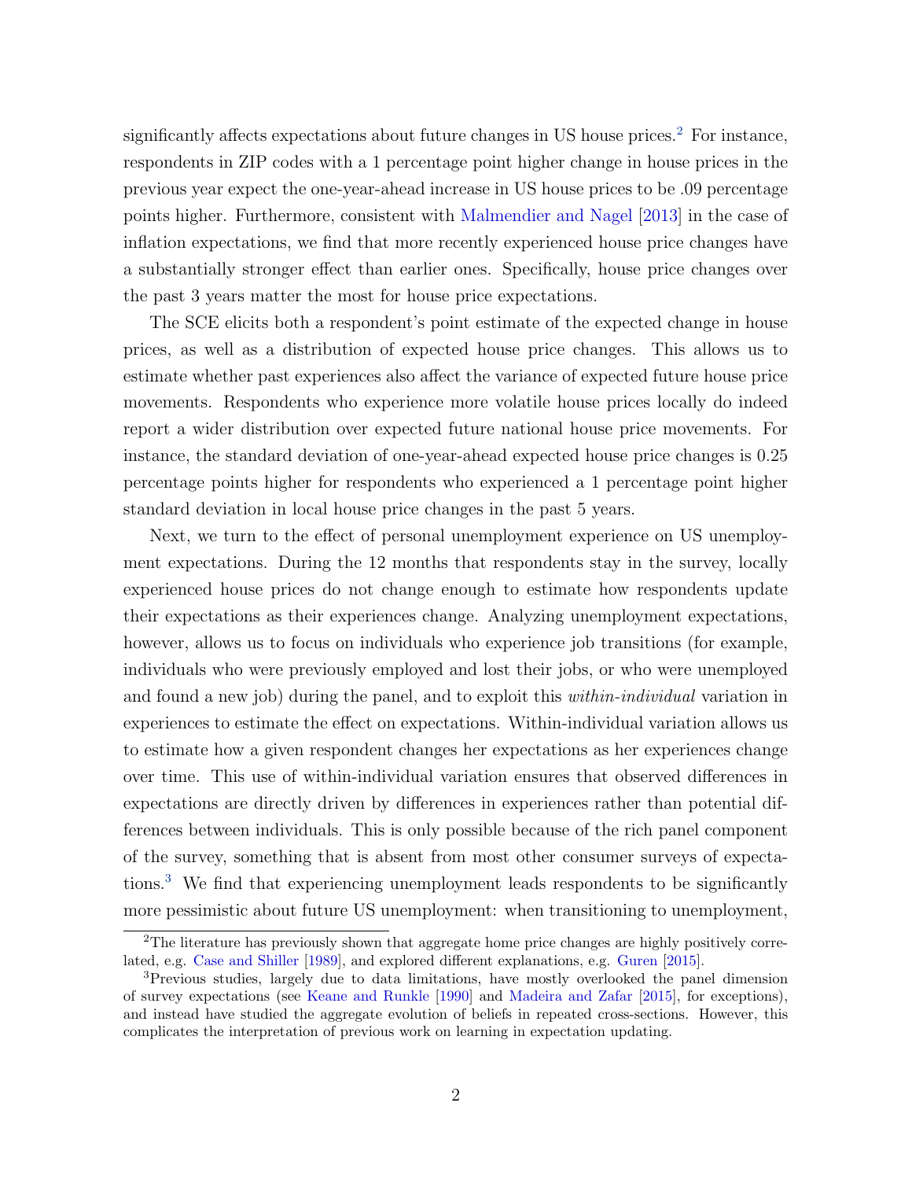significantly affects expectations about future changes in US house prices.[2] For instance, respondents in ZIP codes with a 1 percentage point higher change in house prices in the previous year expect the one-year-ahead increase in US house prices to be .09 percentage points higher. Furthermore, consistent with Malmendier and Nagel [2013] in the case of inflation expectations, we find that more recently experienced house price changes have a substantially stronger effect than earlier ones. Specifically, house price changes over the past 3 years matter the most for house price expectations.

The SCE elicits both a respondent's point estimate of the expected change in house prices, as well as a distribution of expected house price changes. This allows us to estimate whether past experiences also affect the variance of expected future house price movements. Respondents who experience more volatile house prices locally do indeed report a wider distribution over expected future national house price movements. For instance, the standard deviation of one-year-ahead expected house price changes is 0.25 percentage points higher for respondents who experienced a 1 percentage point higher standard deviation in local house price changes in the past 5 years.

Next, we turn to the effect of personal unemployment experience on US unemployment expectations. During the 12 months that respondents stay in the survey, locally experienced house prices do not change enough to estimate how respondents update their expectations as their experiences change. Analyzing unemployment expectations, however, allows us to focus on individuals who experience job transitions (for example, individuals who were previously employed and lost their jobs, or who were unemployed and found a new job) during the panel, and to exploit this *within-individual* variation in experiences to estimate the effect on expectations. Within-individual variation allows us to estimate how a given respondent changes her expectations as her experiences change over time. This use of within-individual variation ensures that observed differences in expectations are directly driven by differences in experiences rather than potential differences between individuals. This is only possible because of the rich panel component of the survey, something that is absent from most other consumer surveys of expectations.[3] We find that experiencing unemployment leads respondents to be significantly more pessimistic about future US unemployment: when transitioning to unemployment,

---

[2] The literature has previously shown that aggregate home price changes are highly positively correlated, e.g. Case and Shiller [1989], and explored different explanations, e.g. Guren [2015].

[3] Previous studies, largely due to data limitations, have mostly overlooked the panel dimension of survey expectations (see Keane and Runkle [1990] and Madeira and Zafar [2015], for exceptions), and instead have studied the aggregate evolution of beliefs in repeated cross-sections. However, this complicates the interpretation of previous work on learning in expectation updating.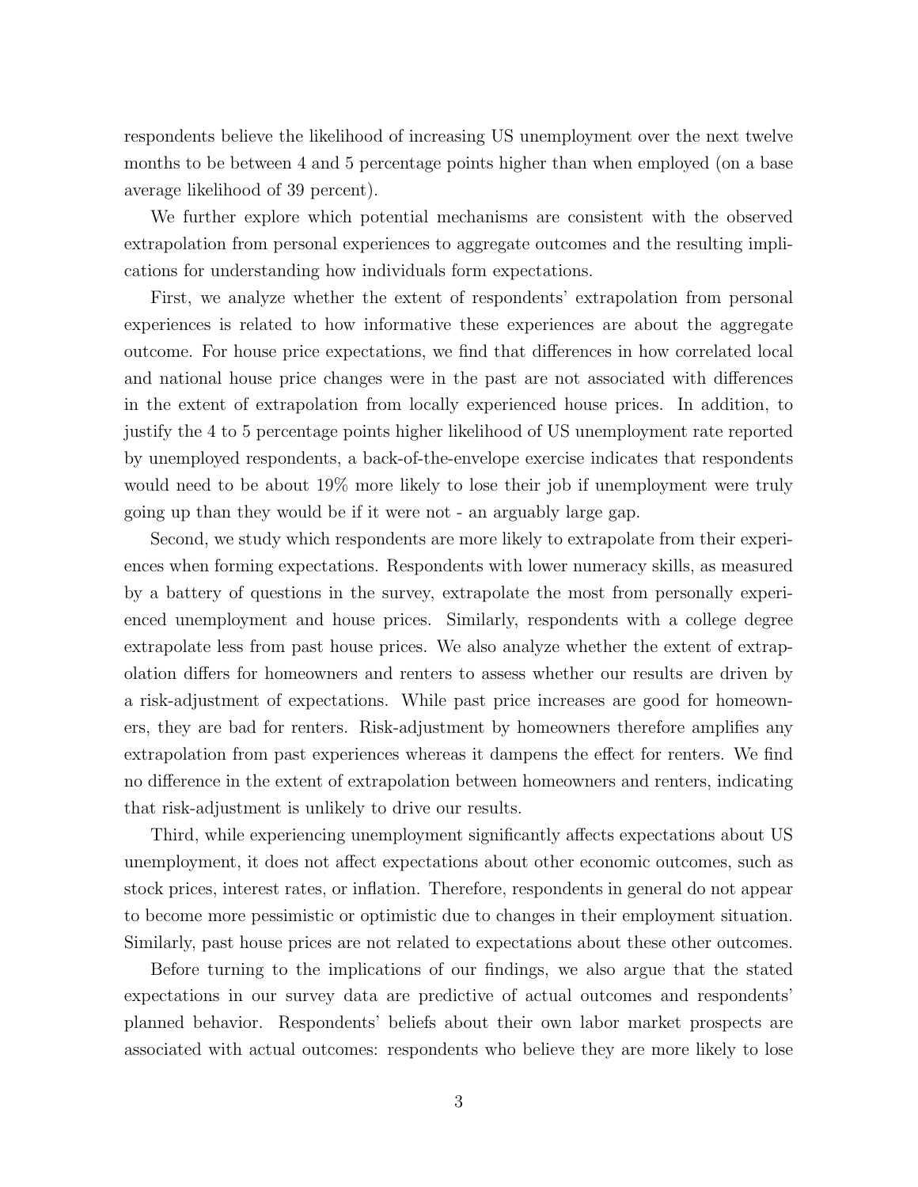respondents believe the likelihood of increasing US unemployment over the next twelve months to be between 4 and 5 percentage points higher than when employed (on a base average likelihood of 39 percent).

We further explore which potential mechanisms are consistent with the observed extrapolation from personal experiences to aggregate outcomes and the resulting implications for understanding how individuals form expectations.

First, we analyze whether the extent of respondents' extrapolation from personal experiences is related to how informative these experiences are about the aggregate outcome. For house price expectations, we find that differences in how correlated local and national house price changes were in the past are not associated with differences in the extent of extrapolation from locally experienced house prices. In addition, to justify the 4 to 5 percentage points higher likelihood of US unemployment rate reported by unemployed respondents, a back-of-the-envelope exercise indicates that respondents would need to be about 19% more likely to lose their job if unemployment were truly going up than they would be if it were not - an arguably large gap.

Second, we study which respondents are more likely to extrapolate from their experiences when forming expectations. Respondents with lower numeracy skills, as measured by a battery of questions in the survey, extrapolate the most from personally experienced unemployment and house prices. Similarly, respondents with a college degree extrapolate less from past house prices. We also analyze whether the extent of extrapolation differs for homeowners and renters to assess whether our results are driven by a risk-adjustment of expectations. While past price increases are good for homeowners, they are bad for renters. Risk-adjustment by homeowners therefore amplifies any extrapolation from past experiences whereas it dampens the effect for renters. We find no difference in the extent of extrapolation between homeowners and renters, indicating that risk-adjustment is unlikely to drive our results.

Third, while experiencing unemployment significantly affects expectations about US unemployment, it does not affect expectations about other economic outcomes, such as stock prices, interest rates, or inflation. Therefore, respondents in general do not appear to become more pessimistic or optimistic due to changes in their employment situation. Similarly, past house prices are not related to expectations about these other outcomes.

Before turning to the implications of our findings, we also argue that the stated expectations in our survey data are predictive of actual outcomes and respondents' planned behavior. Respondents' beliefs about their own labor market prospects are associated with actual outcomes: respondents who believe they are more likely to lose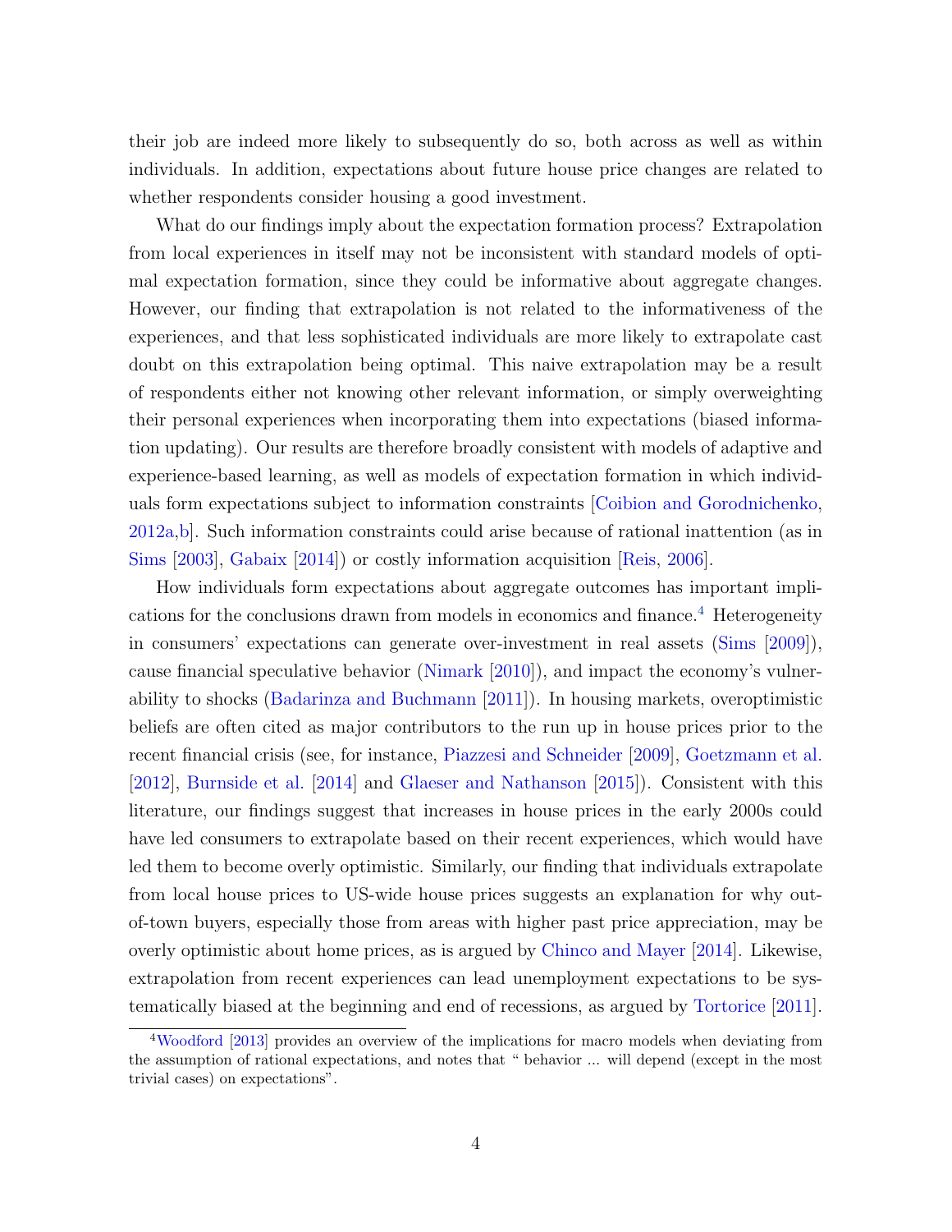their job are indeed more likely to subsequently do so, both across as well as within individuals. In addition, expectations about future house price changes are related to whether respondents consider housing a good investment.

What do our findings imply about the expectation formation process? Extrapolation from local experiences in itself may not be inconsistent with standard models of optimal expectation formation, since they could be informative about aggregate changes. However, our finding that extrapolation is not related to the informativeness of the experiences, and that less sophisticated individuals are more likely to extrapolate cast doubt on this extrapolation being optimal. This naive extrapolation may be a result of respondents either not knowing other relevant information, or simply overweighting their personal experiences when incorporating them into expectations (biased information updating). Our results are therefore broadly consistent with models of adaptive and experience-based learning, as well as models of expectation formation in which individuals form expectations subject to information constraints [Coibion and Gorodnichenko, 2012a,b]. Such information constraints could arise because of rational inattention (as in Sims [2003], Gabaix [2014]) or costly information acquisition [Reis, 2006].

How individuals form expectations about aggregate outcomes has important implications for the conclusions drawn from models in economics and finance.[4] Heterogeneity in consumers' expectations can generate over-investment in real assets (Sims [2009]), cause financial speculative behavior (Nimark [2010]), and impact the economy's vulnerability to shocks (Badarinza and Buchmann [2011]). In housing markets, overoptimistic beliefs are often cited as major contributors to the run up in house prices prior to the recent financial crisis (see, for instance, Piazzesi and Schneider [2009], Goetzmann et al. [2012], Burnside et al. [2014] and Glaeser and Nathanson [2015]). Consistent with this literature, our findings suggest that increases in house prices in the early 2000s could have led consumers to extrapolate based on their recent experiences, which would have led them to become overly optimistic. Similarly, our finding that individuals extrapolate from local house prices to US-wide house prices suggests an explanation for why out-of-town buyers, especially those from areas with higher past price appreciation, may be overly optimistic about home prices, as is argued by Chinco and Mayer [2014]. Likewise, extrapolation from recent experiences can lead unemployment expectations to be systematically biased at the beginning and end of recessions, as argued by Tortorice [2011].

[4] Woodford [2013] provides an overview of the implications for macro models when deviating from the assumption of rational expectations, and notes that " behavior ... will depend (except in the most trivial cases) on expectations".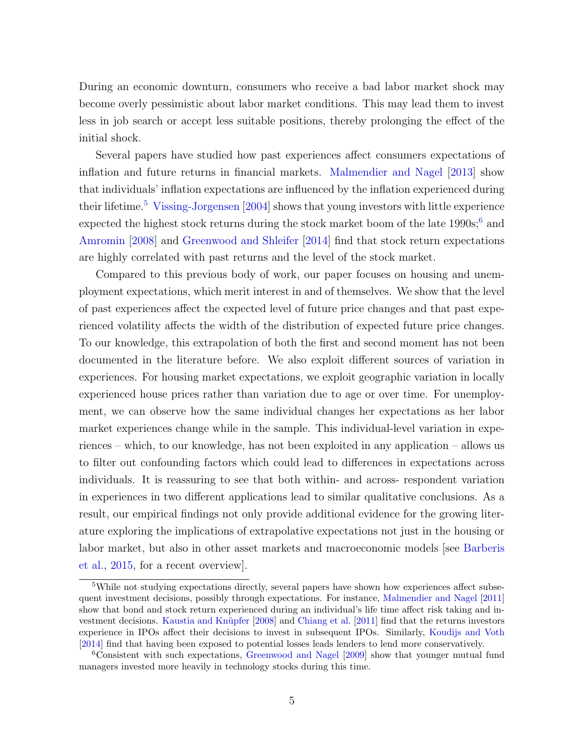During an economic downturn, consumers who receive a bad labor market shock may become overly pessimistic about labor market conditions. This may lead them to invest less in job search or accept less suitable positions, thereby prolonging the effect of the initial shock.

Several papers have studied how past experiences affect consumers expectations of inflation and future returns in financial markets. Malmendier and Nagel [2013] show that individuals' inflation expectations are influenced by the inflation experienced during their lifetime.[5] Vissing-Jorgensen [2004] shows that young investors with little experience expected the highest stock returns during the stock market boom of the late 1990s;[6] and Amromin [2008] and Greenwood and Shleifer [2014] find that stock return expectations are highly correlated with past returns and the level of the stock market.

Compared to this previous body of work, our paper focuses on housing and unemployment expectations, which merit interest in and of themselves. We show that the level of past experiences affect the expected level of future price changes and that past experienced volatility affects the width of the distribution of expected future price changes. To our knowledge, this extrapolation of both the first and second moment has not been documented in the literature before. We also exploit different sources of variation in experiences. For housing market expectations, we exploit geographic variation in locally experienced house prices rather than variation due to age or over time. For unemployment, we can observe how the same individual changes her expectations as her labor market experiences change while in the sample. This individual-level variation in experiences – which, to our knowledge, has not been exploited in any application – allows us to filter out confounding factors which could lead to differences in expectations across individuals. It is reassuring to see that both within- and across- respondent variation in experiences in two different applications lead to similar qualitative conclusions. As a result, our empirical findings not only provide additional evidence for the growing literature exploring the implications of extrapolative expectations not just in the housing or labor market, but also in other asset markets and macroeconomic models [see Barberis et al., 2015, for a recent overview].

[5] While not studying expectations directly, several papers have shown how experiences affect subsequent investment decisions, possibly through expectations. For instance, Malmendier and Nagel [2011] show that bond and stock return experienced during an individual's life time affect risk taking and investment decisions. Kaustia and Knüpfer [2008] and Chiang et al. [2011] find that the returns investors experience in IPOs affect their decisions to invest in subsequent IPOs. Similarly, Koudijs and Voth [2014] find that having been exposed to potential losses leads lenders to lend more conservatively.

[6] Consistent with such expectations, Greenwood and Nagel [2009] show that younger mutual fund managers invested more heavily in technology stocks during this time.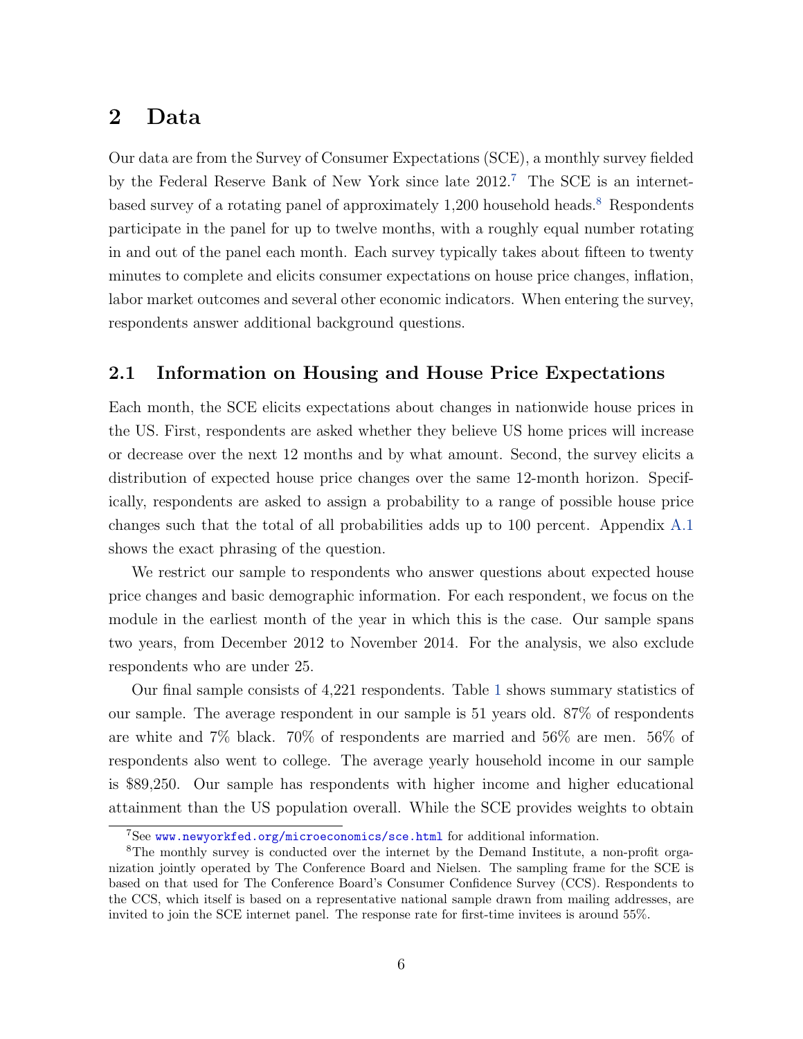## 2 Data

Our data are from the Survey of Consumer Expectations (SCE), a monthly survey fielded by the Federal Reserve Bank of New York since late 2012.[7] The SCE is an internet-based survey of a rotating panel of approximately 1,200 household heads.[8] Respondents participate in the panel for up to twelve months, with a roughly equal number rotating in and out of the panel each month. Each survey typically takes about fifteen to twenty minutes to complete and elicits consumer expectations on house price changes, inflation, labor market outcomes and several other economic indicators. When entering the survey, respondents answer additional background questions.

### 2.1 Information on Housing and House Price Expectations

Each month, the SCE elicits expectations about changes in nationwide house prices in the US. First, respondents are asked whether they believe US home prices will increase or decrease over the next 12 months and by what amount. Second, the survey elicits a distribution of expected house price changes over the same 12-month horizon. Specifically, respondents are asked to assign a probability to a range of possible house price changes such that the total of all probabilities adds up to 100 percent. Appendix A.1 shows the exact phrasing of the question.

We restrict our sample to respondents who answer questions about expected house price changes and basic demographic information. For each respondent, we focus on the module in the earliest month of the year in which this is the case. Our sample spans two years, from December 2012 to November 2014. For the analysis, we also exclude respondents who are under 25.

Our final sample consists of 4,221 respondents. Table 1 shows summary statistics of our sample. The average respondent in our sample is 51 years old. 87% of respondents are white and 7% black. 70% of respondents are married and 56% are men. 56% of respondents also went to college. The average yearly household income in our sample is $89,250. Our sample has respondents with higher income and higher educational attainment than the US population overall. While the SCE provides weights to obtain

[7] See www.newyorkfed.org/microeconomics/sce.html for additional information.

[8] The monthly survey is conducted over the internet by the Demand Institute, a non-profit organization jointly operated by The Conference Board and Nielsen. The sampling frame for the SCE is based on that used for The Conference Board's Consumer Confidence Survey (CCS). Respondents to the CCS, which itself is based on a representative national sample drawn from mailing addresses, are invited to join the SCE internet panel. The response rate for first-time invitees is around 55%.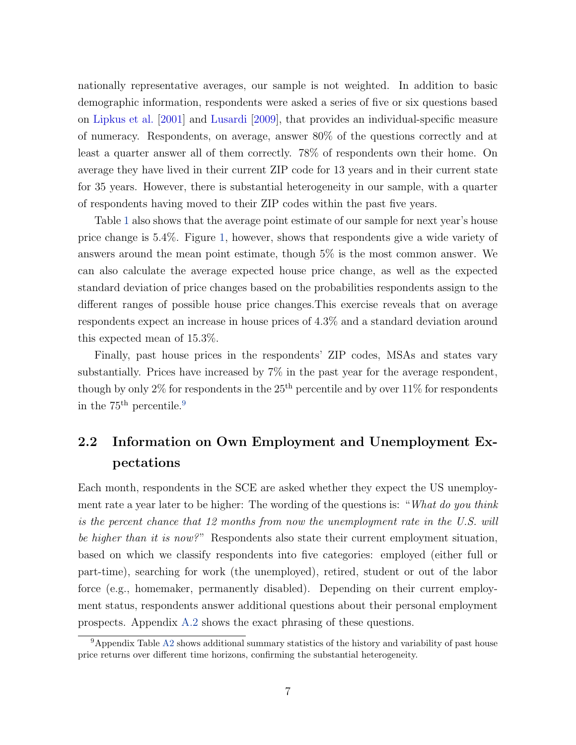nationally representative averages, our sample is not weighted. In addition to basic demographic information, respondents were asked a series of five or six questions based on Lipkus et al. [2001] and Lusardi [2009], that provides an individual-specific measure of numeracy. Respondents, on average, answer 80% of the questions correctly and at least a quarter answer all of them correctly. 78% of respondents own their home. On average they have lived in their current ZIP code for 13 years and in their current state for 35 years. However, there is substantial heterogeneity in our sample, with a quarter of respondents having moved to their ZIP codes within the past five years.

Table 1 also shows that the average point estimate of our sample for next year's house price change is 5.4%. Figure 1, however, shows that respondents give a wide variety of answers around the mean point estimate, though 5% is the most common answer. We can also calculate the average expected house price change, as well as the expected standard deviation of price changes based on the probabilities respondents assign to the different ranges of possible house price changes.This exercise reveals that on average respondents expect an increase in house prices of 4.3% and a standard deviation around this expected mean of 15.3%.

Finally, past house prices in the respondents' ZIP codes, MSAs and states vary substantially. Prices have increased by 7% in the past year for the average respondent, though by only 2% for respondents in the 25th percentile and by over 11% for respondents in the 75th percentile.[9]

## 2.2 Information on Own Employment and Unemployment Expectations

Each month, respondents in the SCE are asked whether they expect the US unemployment rate a year later to be higher: The wording of the questions is: "*What do you think is the percent chance that 12 months from now the unemployment rate in the U.S. will be higher than it is now?*" Respondents also state their current employment situation, based on which we classify respondents into five categories: employed (either full or part-time), searching for work (the unemployed), retired, student or out of the labor force (e.g., homemaker, permanently disabled). Depending on their current employment status, respondents answer additional questions about their personal employment prospects. Appendix A.2 shows the exact phrasing of these questions.

[9] Appendix Table A2 shows additional summary statistics of the history and variability of past house price returns over different time horizons, confirming the substantial heterogeneity.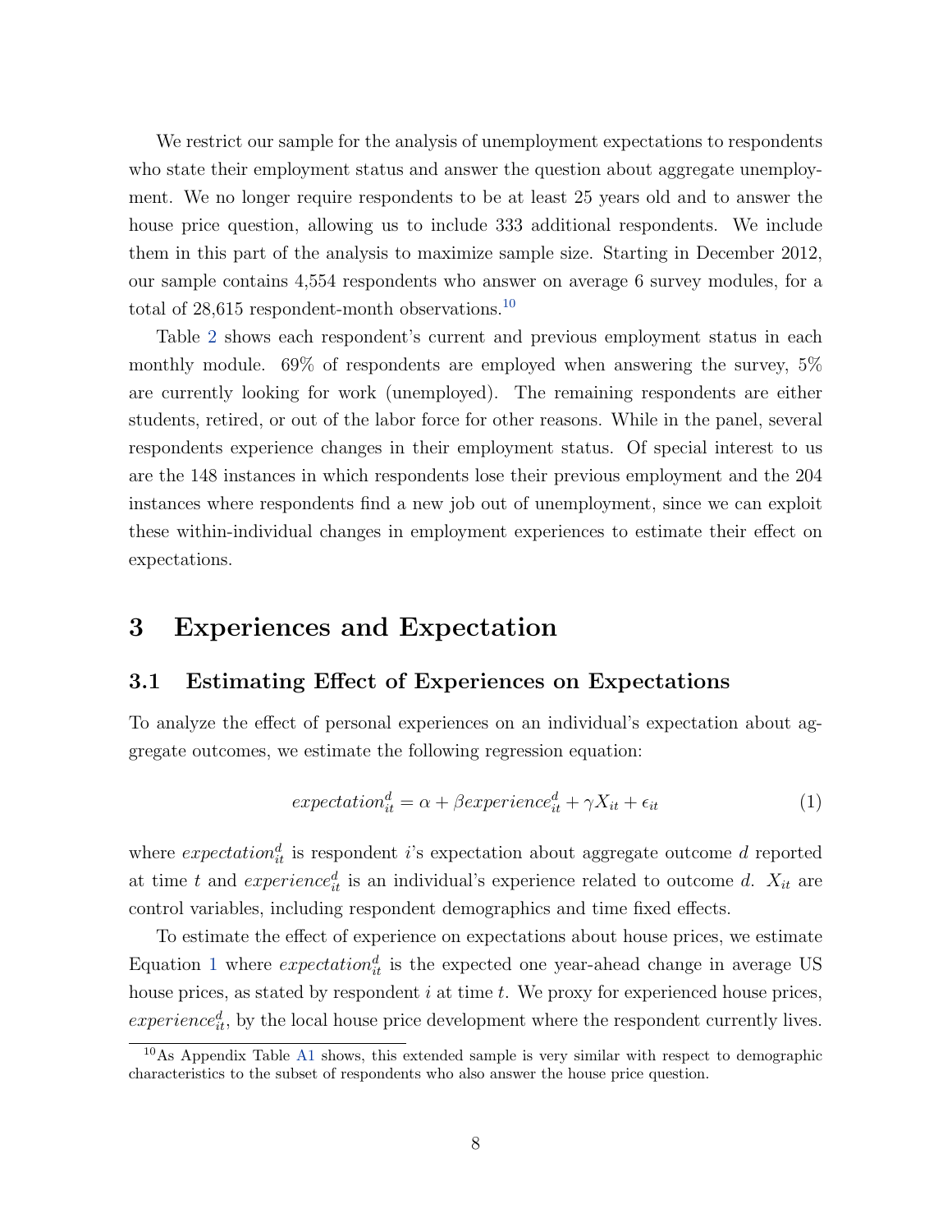We restrict our sample for the analysis of unemployment expectations to respondents who state their employment status and answer the question about aggregate unemployment. We no longer require respondents to be at least 25 years old and to answer the house price question, allowing us to include 333 additional respondents. We include them in this part of the analysis to maximize sample size. Starting in December 2012, our sample contains 4,554 respondents who answer on average 6 survey modules, for a total of 28,615 respondent-month observations.[10]

Table 2 shows each respondent's current and previous employment status in each monthly module. 69% of respondents are employed when answering the survey, 5% are currently looking for work (unemployed). The remaining respondents are either students, retired, or out of the labor force for other reasons. While in the panel, several respondents experience changes in their employment status. Of special interest to us are the 148 instances in which respondents lose their previous employment and the 204 instances where respondents find a new job out of unemployment, since we can exploit these within-individual changes in employment experiences to estimate their effect on expectations.

# 3 Experiences and Expectation

## 3.1 Estimating Effect of Experiences on Expectations

To analyze the effect of personal experiences on an individual's expectation about aggregate outcomes, we estimate the following regression equation:

$$expectation_{it}^{d} = \alpha + \beta experience_{it}^{d} + \gamma X_{it} + \epsilon_{it} \tag{1}$$

where $expectation_{it}^{d}$ is respondent $i$'s expectation about aggregate outcome $d$ reported at time $t$ and $experience_{it}^{d}$ is an individual's experience related to outcome $d$. $X_{it}$ are control variables, including respondent demographics and time fixed effects.

To estimate the effect of experience on expectations about house prices, we estimate Equation 1 where $expectation_{it}^{d}$ is the expected one year-ahead change in average US house prices, as stated by respondent $i$ at time $t$. We proxy for experienced house prices, $experience_{it}^{d}$, by the local house price development where the respondent currently lives.

[10] As Appendix Table A1 shows, this extended sample is very similar with respect to demographic characteristics to the subset of respondents who also answer the house price question.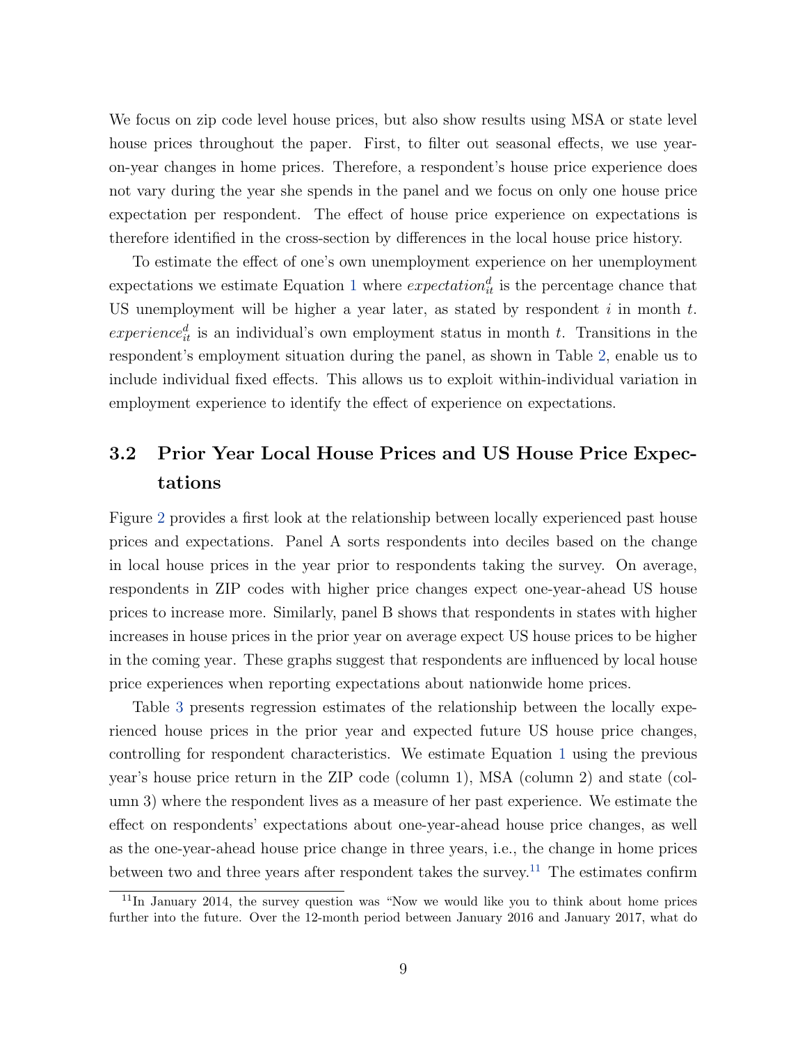We focus on zip code level house prices, but also show results using MSA or state level house prices throughout the paper. First, to filter out seasonal effects, we use year-on-year changes in home prices. Therefore, a respondent's house price experience does not vary during the year she spends in the panel and we focus on only one house price expectation per respondent. The effect of house price experience on expectations is therefore identified in the cross-section by differences in the local house price history.

To estimate the effect of one's own unemployment experience on her unemployment expectations we estimate Equation 1 where $expectation^d_{it}$ is the percentage chance that US unemployment will be higher a year later, as stated by respondent $i$ in month $t$. $experience^d_{it}$ is an individual's own employment status in month $t$. Transitions in the respondent's employment situation during the panel, as shown in Table 2, enable us to include individual fixed effects. This allows us to exploit within-individual variation in employment experience to identify the effect of experience on expectations.

## 3.2 Prior Year Local House Prices and US House Price Expectations

Figure 2 provides a first look at the relationship between locally experienced past house prices and expectations. Panel A sorts respondents into deciles based on the change in local house prices in the year prior to respondents taking the survey. On average, respondents in ZIP codes with higher price changes expect one-year-ahead US house prices to increase more. Similarly, panel B shows that respondents in states with higher increases in house prices in the prior year on average expect US house prices to be higher in the coming year. These graphs suggest that respondents are influenced by local house price experiences when reporting expectations about nationwide home prices.

Table 3 presents regression estimates of the relationship between the locally experienced house prices in the prior year and expected future US house price changes, controlling for respondent characteristics. We estimate Equation 1 using the previous year's house price return in the ZIP code (column 1), MSA (column 2) and state (column 3) where the respondent lives as a measure of her past experience. We estimate the effect on respondents' expectations about one-year-ahead house price changes, as well as the one-year-ahead house price change in three years, i.e., the change in home prices between two and three years after respondent takes the survey.[11] The estimates confirm

[11] In January 2014, the survey question was "Now we would like you to think about home prices further into the future. Over the 12-month period between January 2016 and January 2017, what do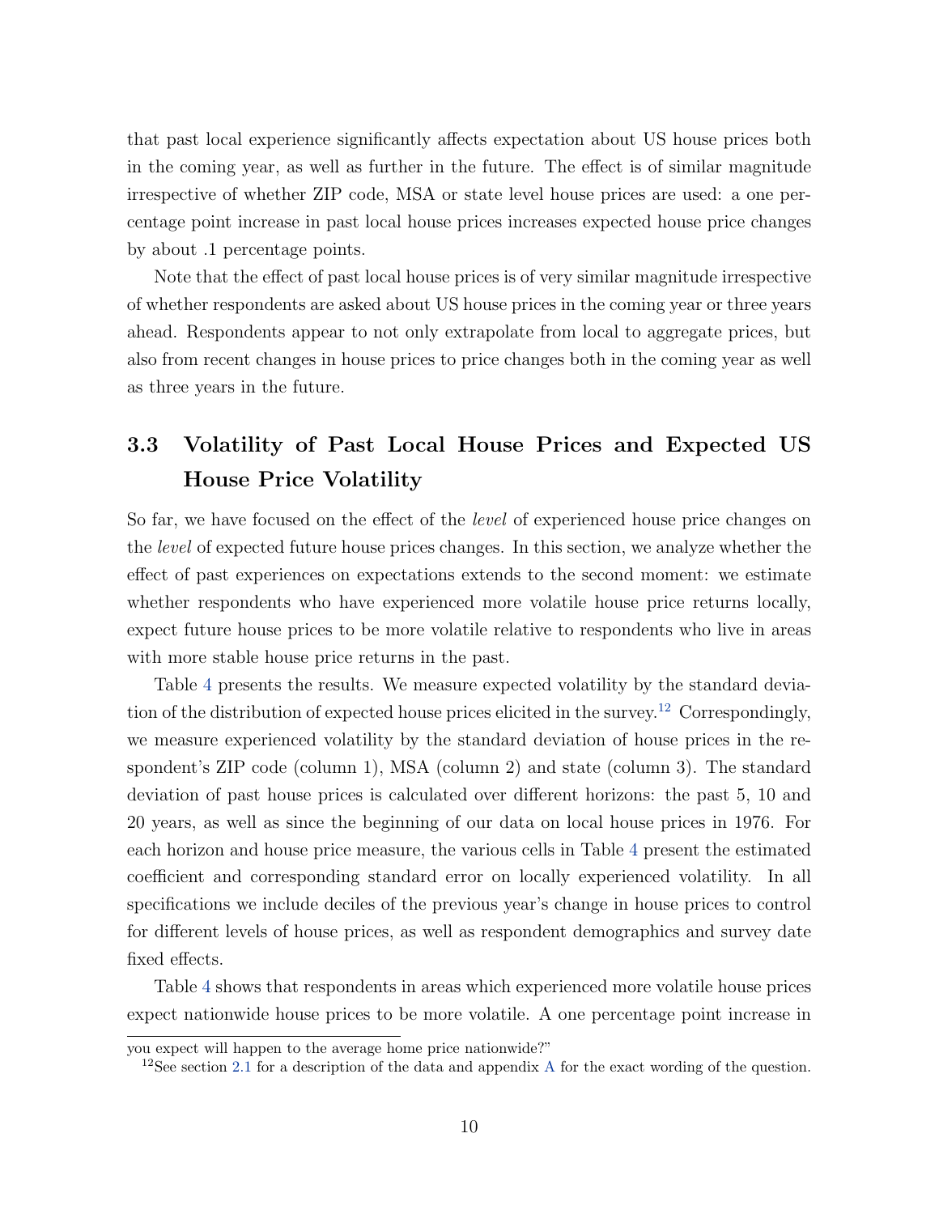that past local experience significantly affects expectation about US house prices both in the coming year, as well as further in the future. The effect is of similar magnitude irrespective of whether ZIP code, MSA or state level house prices are used: a one percentage point increase in past local house prices increases expected house price changes by about .1 percentage points.

Note that the effect of past local house prices is of very similar magnitude irrespective of whether respondents are asked about US house prices in the coming year or three years ahead. Respondents appear to not only extrapolate from local to aggregate prices, but also from recent changes in house prices to price changes both in the coming year as well as three years in the future.

## 3.3 Volatility of Past Local House Prices and Expected US House Price Volatility

So far, we have focused on the effect of the *level* of experienced house price changes on the *level* of expected future house prices changes. In this section, we analyze whether the effect of past experiences on expectations extends to the second moment: we estimate whether respondents who have experienced more volatile house price returns locally, expect future house prices to be more volatile relative to respondents who live in areas with more stable house price returns in the past.

Table 4 presents the results. We measure expected volatility by the standard deviation of the distribution of expected house prices elicited in the survey.[12] Correspondingly, we measure experienced volatility by the standard deviation of house prices in the respondent's ZIP code (column 1), MSA (column 2) and state (column 3). The standard deviation of past house prices is calculated over different horizons: the past 5, 10 and 20 years, as well as since the beginning of our data on local house prices in 1976. For each horizon and house price measure, the various cells in Table 4 present the estimated coefficient and corresponding standard error on locally experienced volatility. In all specifications we include deciles of the previous year's change in house prices to control for different levels of house prices, as well as respondent demographics and survey date fixed effects.

Table 4 shows that respondents in areas which experienced more volatile house prices expect nationwide house prices to be more volatile. A one percentage point increase in

you expect will happen to the average home price nationwide?"

[12] See section 2.1 for a description of the data and appendix A for the exact wording of the question.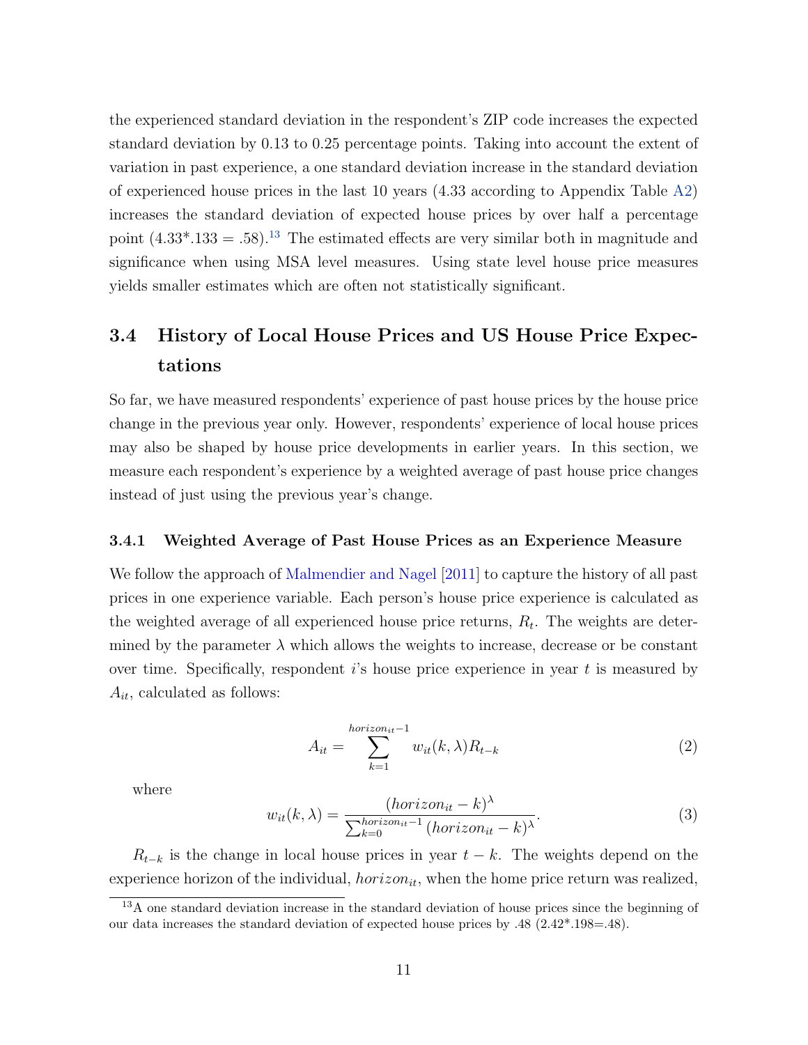the experienced standard deviation in the respondent's ZIP code increases the expected standard deviation by 0.13 to 0.25 percentage points. Taking into account the extent of variation in past experience, a one standard deviation increase in the standard deviation of experienced house prices in the last 10 years (4.33 according to Appendix Table A2) increases the standard deviation of expected house prices by over half a percentage point (4.33*.133 = .58).[13] The estimated effects are very similar both in magnitude and significance when using MSA level measures. Using state level house price measures yields smaller estimates which are often not statistically significant.

## 3.4 History of Local House Prices and US House Price Expectations

So far, we have measured respondents' experience of past house prices by the house price change in the previous year only. However, respondents' experience of local house prices may also be shaped by house price developments in earlier years. In this section, we measure each respondent's experience by a weighted average of past house price changes instead of just using the previous year's change.

### 3.4.1 Weighted Average of Past House Prices as an Experience Measure

We follow the approach of Malmendier and Nagel [2011] to capture the history of all past prices in one experience variable. Each person's house price experience is calculated as the weighted average of all experienced house price returns, $R_t$. The weights are determined by the parameter $\lambda$ which allows the weights to increase, decrease or be constant over time. Specifically, respondent $i$'s house price experience in year $t$ is measured by $A_{it}$, calculated as follows:

$$A_{it} = \sum_{k=1}^{horizon_{it}-1} w_{it}(k,\lambda) R_{t-k} \tag{2}$$

where

$$w_{it}(k,\lambda) = \frac{(horizon_{it} - k)^{\lambda}}{\sum_{k=0}^{horizon_{it}-1} (horizon_{it} - k)^{\lambda}}. \tag{3}$$

$R_{t-k}$ is the change in local house prices in year $t-k$. The weights depend on the experience horizon of the individual, $horizon_{it}$, when the home price return was realized,

[13] A one standard deviation increase in the standard deviation of house prices since the beginning of our data increases the standard deviation of expected house prices by .48 (2.42*.198=.48).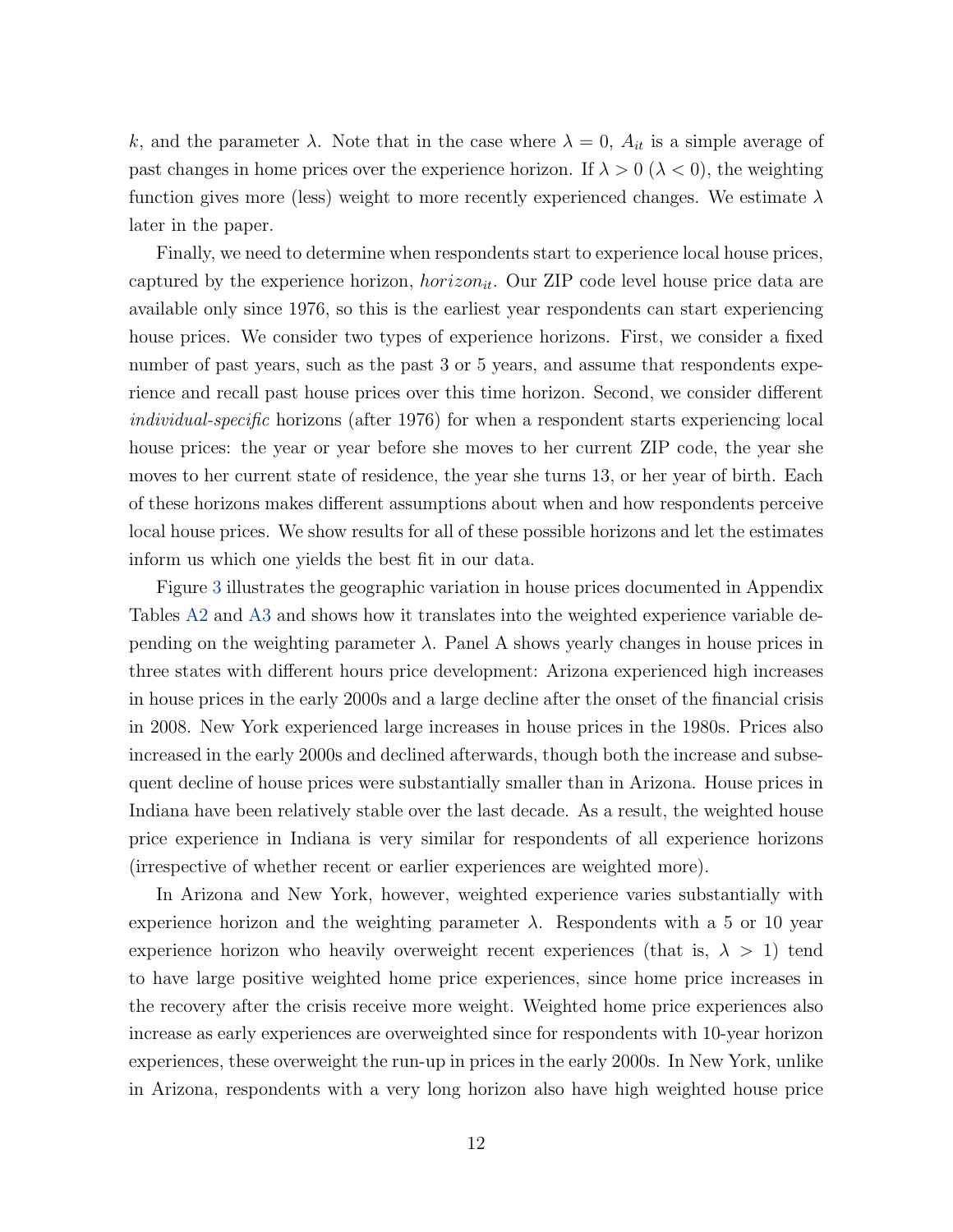$k$, and the parameter $\lambda$. Note that in the case where $\lambda = 0$, $A_{it}$ is a simple average of past changes in home prices over the experience horizon. If $\lambda > 0$ ($\lambda < 0$), the weighting function gives more (less) weight to more recently experienced changes. We estimate $\lambda$ later in the paper.

Finally, we need to determine when respondents start to experience local house prices, captured by the experience horizon, $horizon_{it}$. Our ZIP code level house price data are available only since 1976, so this is the earliest year respondents can start experiencing house prices. We consider two types of experience horizons. First, we consider a fixed number of past years, such as the past 3 or 5 years, and assume that respondents experience and recall past house prices over this time horizon. Second, we consider different *individual-specific* horizons (after 1976) for when a respondent starts experiencing local house prices: the year or year before she moves to her current ZIP code, the year she moves to her current state of residence, the year she turns 13, or her year of birth. Each of these horizons makes different assumptions about when and how respondents perceive local house prices. We show results for all of these possible horizons and let the estimates inform us which one yields the best fit in our data.

Figure 3 illustrates the geographic variation in house prices documented in Appendix Tables A2 and A3 and shows how it translates into the weighted experience variable depending on the weighting parameter $\lambda$. Panel A shows yearly changes in house prices in three states with different hours price development: Arizona experienced high increases in house prices in the early 2000s and a large decline after the onset of the financial crisis in 2008. New York experienced large increases in house prices in the 1980s. Prices also increased in the early 2000s and declined afterwards, though both the increase and subsequent decline of house prices were substantially smaller than in Arizona. House prices in Indiana have been relatively stable over the last decade. As a result, the weighted house price experience in Indiana is very similar for respondents of all experience horizons (irrespective of whether recent or earlier experiences are weighted more).

In Arizona and New York, however, weighted experience varies substantially with experience horizon and the weighting parameter $\lambda$. Respondents with a 5 or 10 year experience horizon who heavily overweight recent experiences (that is, $\lambda > 1$) tend to have large positive weighted home price experiences, since home price increases in the recovery after the crisis receive more weight. Weighted home price experiences also increase as early experiences are overweighted since for respondents with 10-year horizon experiences, these overweight the run-up in prices in the early 2000s. In New York, unlike in Arizona, respondents with a very long horizon also have high weighted house price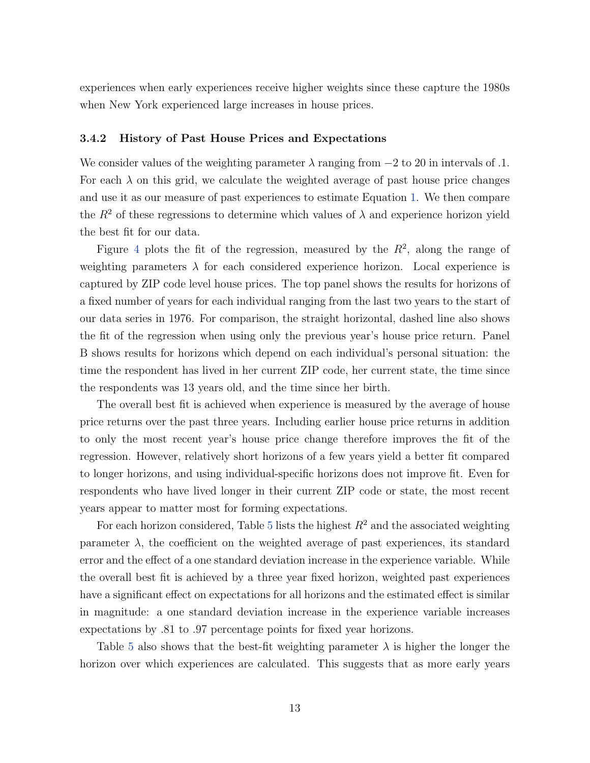experiences when early experiences receive higher weights since these capture the 1980s when New York experienced large increases in house prices.

### 3.4.2 History of Past House Prices and Expectations

We consider values of the weighting parameter $\lambda$ ranging from $-2$ to 20 in intervals of .1. For each $\lambda$ on this grid, we calculate the weighted average of past house price changes and use it as our measure of past experiences to estimate Equation 1. We then compare the $R^2$ of these regressions to determine which values of $\lambda$ and experience horizon yield the best fit for our data.

Figure 4 plots the fit of the regression, measured by the $R^2$, along the range of weighting parameters $\lambda$ for each considered experience horizon. Local experience is captured by ZIP code level house prices. The top panel shows the results for horizons of a fixed number of years for each individual ranging from the last two years to the start of our data series in 1976. For comparison, the straight horizontal, dashed line also shows the fit of the regression when using only the previous year's house price return. Panel B shows results for horizons which depend on each individual's personal situation: the time the respondent has lived in her current ZIP code, her current state, the time since the respondents was 13 years old, and the time since her birth.

The overall best fit is achieved when experience is measured by the average of house price returns over the past three years. Including earlier house price returns in addition to only the most recent year's house price change therefore improves the fit of the regression. However, relatively short horizons of a few years yield a better fit compared to longer horizons, and using individual-specific horizons does not improve fit. Even for respondents who have lived longer in their current ZIP code or state, the most recent years appear to matter most for forming expectations.

For each horizon considered, Table 5 lists the highest $R^2$ and the associated weighting parameter $\lambda$, the coefficient on the weighted average of past experiences, its standard error and the effect of a one standard deviation increase in the experience variable. While the overall best fit is achieved by a three year fixed horizon, weighted past experiences have a significant effect on expectations for all horizons and the estimated effect is similar in magnitude: a one standard deviation increase in the experience variable increases expectations by .81 to .97 percentage points for fixed year horizons.

Table 5 also shows that the best-fit weighting parameter $\lambda$ is higher the longer the horizon over which experiences are calculated. This suggests that as more early years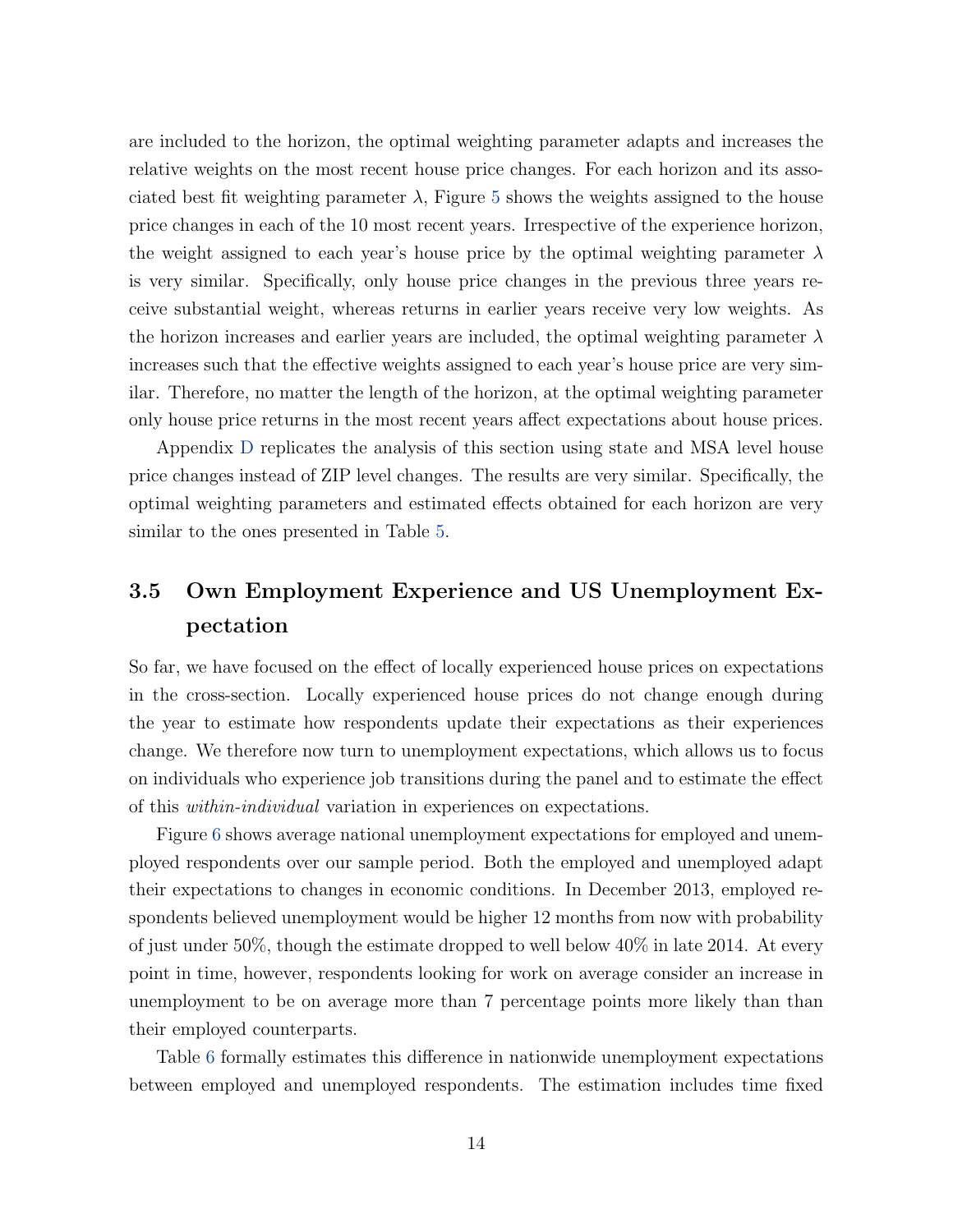are included to the horizon, the optimal weighting parameter adapts and increases the relative weights on the most recent house price changes. For each horizon and its associated best fit weighting parameter $\lambda$, Figure 5 shows the weights assigned to the house price changes in each of the 10 most recent years. Irrespective of the experience horizon, the weight assigned to each year's house price by the optimal weighting parameter $\lambda$ is very similar. Specifically, only house price changes in the previous three years receive substantial weight, whereas returns in earlier years receive very low weights. As the horizon increases and earlier years are included, the optimal weighting parameter $\lambda$ increases such that the effective weights assigned to each year's house price are very similar. Therefore, no matter the length of the horizon, at the optimal weighting parameter only house price returns in the most recent years affect expectations about house prices.

Appendix D replicates the analysis of this section using state and MSA level house price changes instead of ZIP level changes. The results are very similar. Specifically, the optimal weighting parameters and estimated effects obtained for each horizon are very similar to the ones presented in Table 5.

## 3.5 Own Employment Experience and US Unemployment Expectation

So far, we have focused on the effect of locally experienced house prices on expectations in the cross-section. Locally experienced house prices do not change enough during the year to estimate how respondents update their expectations as their experiences change. We therefore now turn to unemployment expectations, which allows us to focus on individuals who experience job transitions during the panel and to estimate the effect of this *within-individual* variation in experiences on expectations.

Figure 6 shows average national unemployment expectations for employed and unemployed respondents over our sample period. Both the employed and unemployed adapt their expectations to changes in economic conditions. In December 2013, employed respondents believed unemployment would be higher 12 months from now with probability of just under 50%, though the estimate dropped to well below 40% in late 2014. At every point in time, however, respondents looking for work on average consider an increase in unemployment to be on average more than 7 percentage points more likely than than their employed counterparts.

Table 6 formally estimates this difference in nationwide unemployment expectations between employed and unemployed respondents. The estimation includes time fixed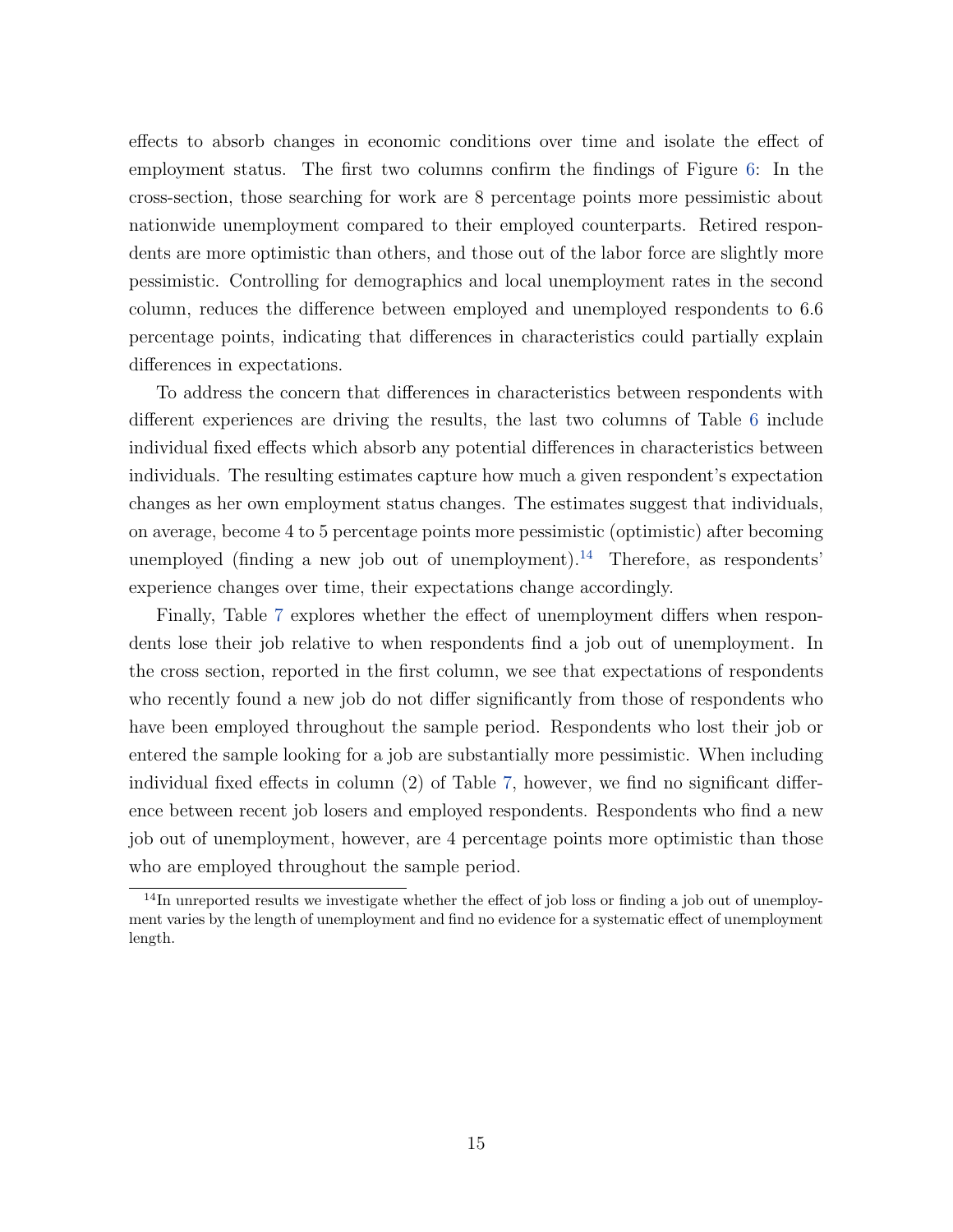effects to absorb changes in economic conditions over time and isolate the effect of employment status. The first two columns confirm the findings of Figure 6: In the cross-section, those searching for work are 8 percentage points more pessimistic about nationwide unemployment compared to their employed counterparts. Retired respondents are more optimistic than others, and those out of the labor force are slightly more pessimistic. Controlling for demographics and local unemployment rates in the second column, reduces the difference between employed and unemployed respondents to 6.6 percentage points, indicating that differences in characteristics could partially explain differences in expectations.

To address the concern that differences in characteristics between respondents with different experiences are driving the results, the last two columns of Table 6 include individual fixed effects which absorb any potential differences in characteristics between individuals. The resulting estimates capture how much a given respondent's expectation changes as her own employment status changes. The estimates suggest that individuals, on average, become 4 to 5 percentage points more pessimistic (optimistic) after becoming unemployed (finding a new job out of unemployment).[14] Therefore, as respondents' experience changes over time, their expectations change accordingly.

Finally, Table 7 explores whether the effect of unemployment differs when respondents lose their job relative to when respondents find a job out of unemployment. In the cross section, reported in the first column, we see that expectations of respondents who recently found a new job do not differ significantly from those of respondents who have been employed throughout the sample period. Respondents who lost their job or entered the sample looking for a job are substantially more pessimistic. When including individual fixed effects in column (2) of Table 7, however, we find no significant difference between recent job losers and employed respondents. Respondents who find a new job out of unemployment, however, are 4 percentage points more optimistic than those who are employed throughout the sample period.

[14] In unreported results we investigate whether the effect of job loss or finding a job out of unemployment varies by the length of unemployment and find no evidence for a systematic effect of unemployment length.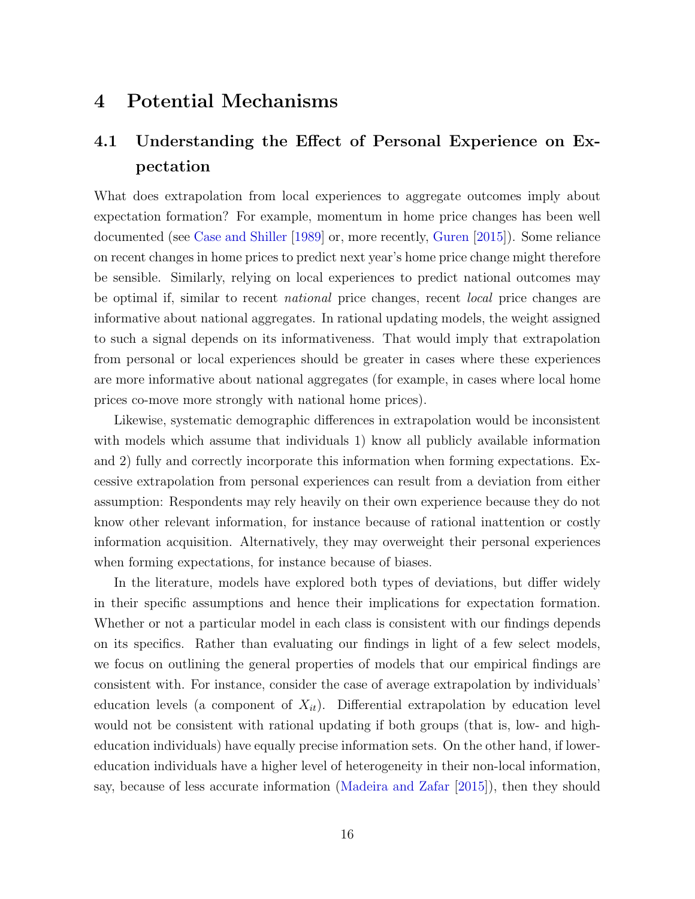# 4 Potential Mechanisms

## 4.1 Understanding the Effect of Personal Experience on Expectation

What does extrapolation from local experiences to aggregate outcomes imply about expectation formation? For example, momentum in home price changes has been well documented (see Case and Shiller [1989] or, more recently, Guren [2015]). Some reliance on recent changes in home prices to predict next year's home price change might therefore be sensible. Similarly, relying on local experiences to predict national outcomes may be optimal if, similar to recent *national* price changes, recent *local* price changes are informative about national aggregates. In rational updating models, the weight assigned to such a signal depends on its informativeness. That would imply that extrapolation from personal or local experiences should be greater in cases where these experiences are more informative about national aggregates (for example, in cases where local home prices co-move more strongly with national home prices).

Likewise, systematic demographic differences in extrapolation would be inconsistent with models which assume that individuals 1) know all publicly available information and 2) fully and correctly incorporate this information when forming expectations. Excessive extrapolation from personal experiences can result from a deviation from either assumption: Respondents may rely heavily on their own experience because they do not know other relevant information, for instance because of rational inattention or costly information acquisition. Alternatively, they may overweight their personal experiences when forming expectations, for instance because of biases.

In the literature, models have explored both types of deviations, but differ widely in their specific assumptions and hence their implications for expectation formation. Whether or not a particular model in each class is consistent with our findings depends on its specifics. Rather than evaluating our findings in light of a few select models, we focus on outlining the general properties of models that our empirical findings are consistent with. For instance, consider the case of average extrapolation by individuals' education levels (a component of $X_{it}$). Differential extrapolation by education level would not be consistent with rational updating if both groups (that is, low- and high-education individuals) have equally precise information sets. On the other hand, if lower-education individuals have a higher level of heterogeneity in their non-local information, say, because of less accurate information (Madeira and Zafar [2015]), then they should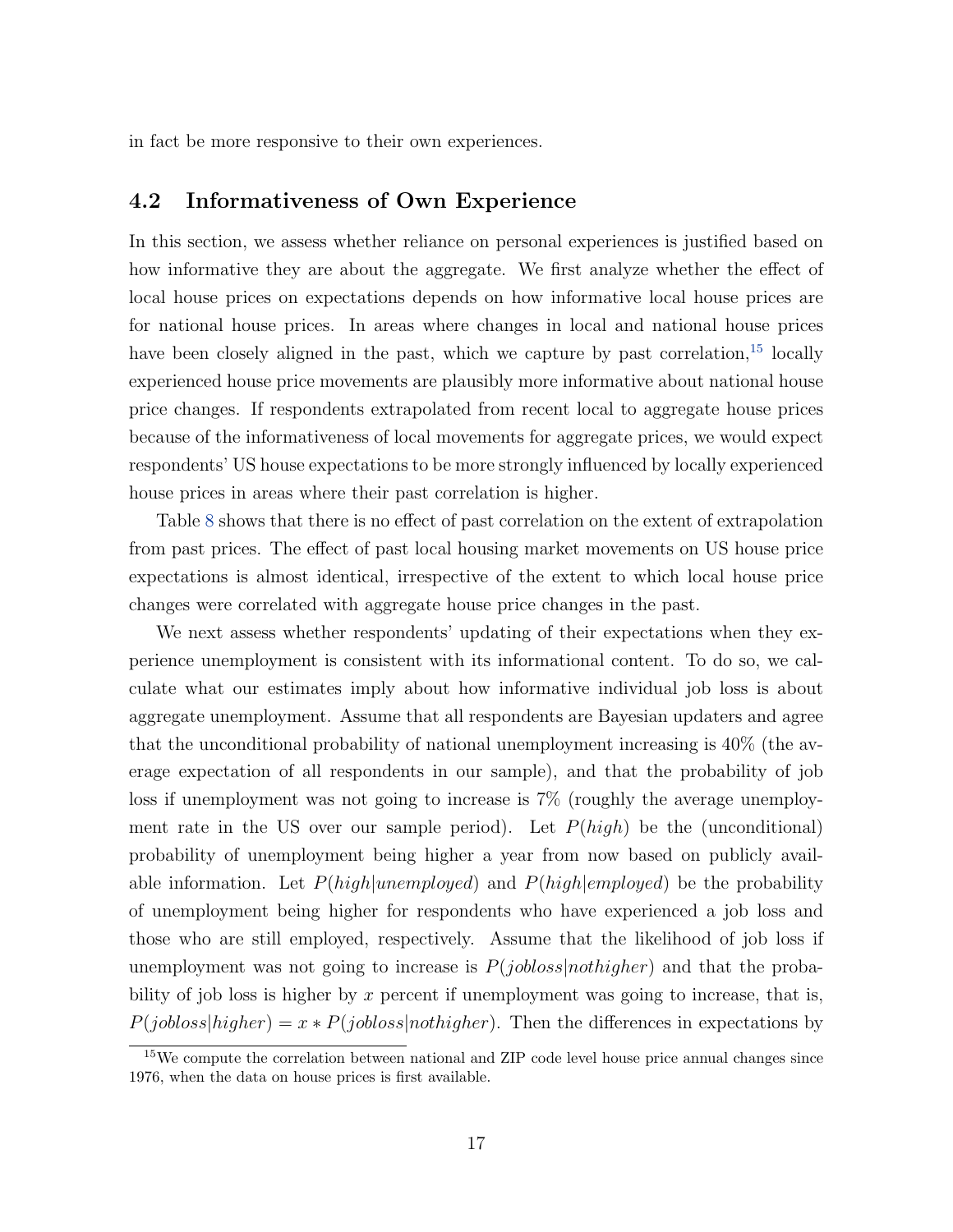in fact be more responsive to their own experiences.

## 4.2 Informativeness of Own Experience

In this section, we assess whether reliance on personal experiences is justified based on how informative they are about the aggregate. We first analyze whether the effect of local house prices on expectations depends on how informative local house prices are for national house prices. In areas where changes in local and national house prices have been closely aligned in the past, which we capture by past correlation,[15] locally experienced house price movements are plausibly more informative about national house price changes. If respondents extrapolated from recent local to aggregate house prices because of the informativeness of local movements for aggregate prices, we would expect respondents' US house expectations to be more strongly influenced by locally experienced house prices in areas where their past correlation is higher.

Table 8 shows that there is no effect of past correlation on the extent of extrapolation from past prices. The effect of past local housing market movements on US house price expectations is almost identical, irrespective of the extent to which local house price changes were correlated with aggregate house price changes in the past.

We next assess whether respondents' updating of their expectations when they experience unemployment is consistent with its informational content. To do so, we calculate what our estimates imply about how informative individual job loss is about aggregate unemployment. Assume that all respondents are Bayesian updaters and agree that the unconditional probability of national unemployment increasing is 40% (the average expectation of all respondents in our sample), and that the probability of job loss if unemployment was not going to increase is 7% (roughly the average unemployment rate in the US over our sample period). Let $P(high)$ be the (unconditional) probability of unemployment being higher a year from now based on publicly available information. Let $P(high|unemployed)$ and $P(high|employed)$ be the probability of unemployment being higher for respondents who have experienced a job loss and those who are still employed, respectively. Assume that the likelihood of job loss if unemployment was not going to increase is $P(jobloss|nothigher)$ and that the probability of job loss is higher by $x$ percent if unemployment was going to increase, that is, $P(jobloss|higher) = x * P(jobloss|nothigher)$. Then the differences in expectations by

[15] We compute the correlation between national and ZIP code level house price annual changes since 1976, when the data on house prices is first available.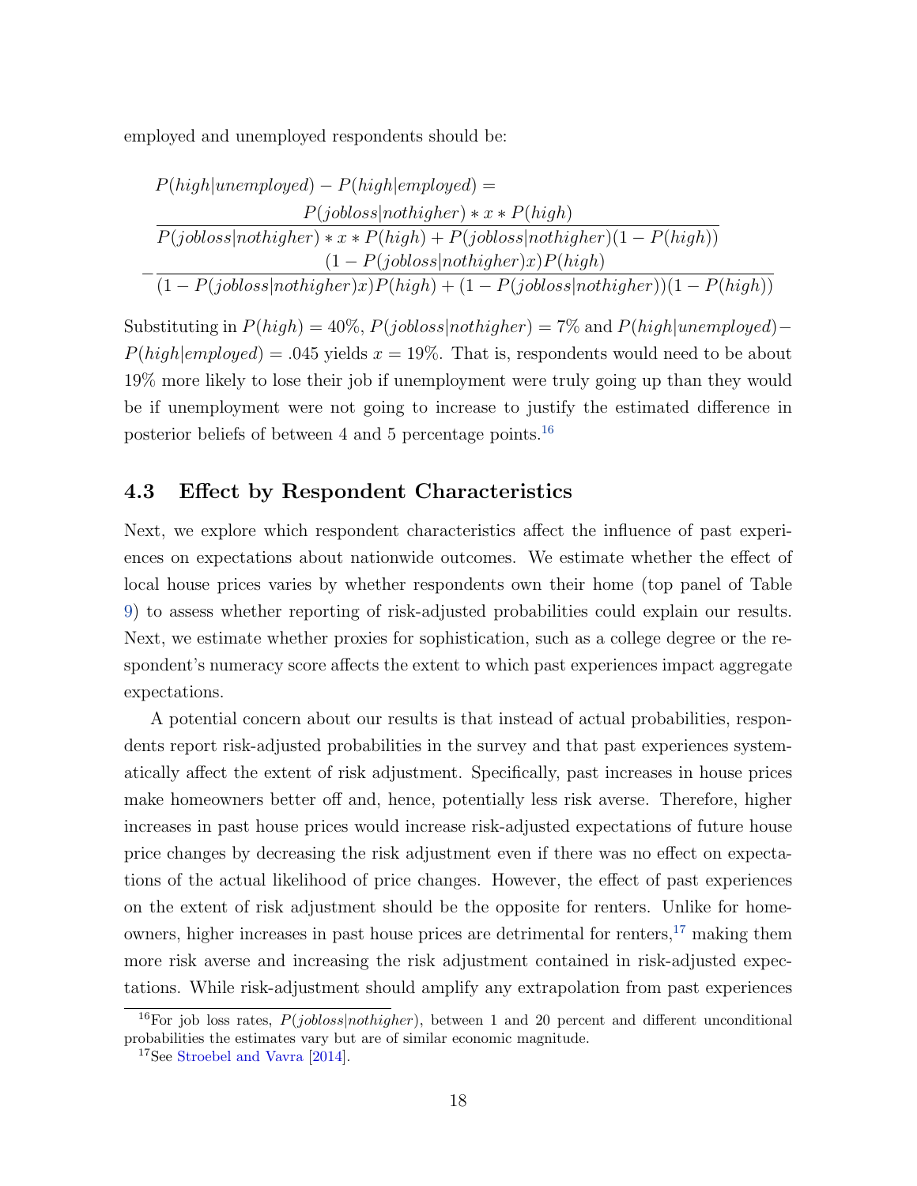employed and unemployed respondents should be:

$$
\begin{aligned}
&P(high|unemployed) - P(high|employed) = \\
&\frac{P(jobloss|nothigher) * x * P(high)}{P(jobloss|nothigher) * x * P(high) + P(jobloss|nothigher)(1 - P(high))} \\
&-\frac{(1 - P(jobloss|nothigher)x)P(high)}{(1 - P(jobloss|nothigher)x)P(high) + (1 - P(jobloss|nothigher))(1 - P(high))}
\end{aligned}
$$

Substituting in $P(high) = 40\%$, $P(jobloss|nothigher) = 7\%$ and $P(high|unemployed) - P(high|employed) = .045$ yields $x = 19\%$. That is, respondents would need to be about 19% more likely to lose their job if unemployment were truly going up than they would be if unemployment were not going to increase to justify the estimated difference in posterior beliefs of between 4 and 5 percentage points.[16]

## 4.3 Effect by Respondent Characteristics

Next, we explore which respondent characteristics affect the influence of past experiences on expectations about nationwide outcomes. We estimate whether the effect of local house prices varies by whether respondents own their home (top panel of Table 9) to assess whether reporting of risk-adjusted probabilities could explain our results. Next, we estimate whether proxies for sophistication, such as a college degree or the respondent's numeracy score affects the extent to which past experiences impact aggregate expectations.

A potential concern about our results is that instead of actual probabilities, respondents report risk-adjusted probabilities in the survey and that past experiences systematically affect the extent of risk adjustment. Specifically, past increases in house prices make homeowners better off and, hence, potentially less risk averse. Therefore, higher increases in past house prices would increase risk-adjusted expectations of future house price changes by decreasing the risk adjustment even if there was no effect on expectations of the actual likelihood of price changes. However, the effect of past experiences on the extent of risk adjustment should be the opposite for renters. Unlike for homeowners, higher increases in past house prices are detrimental for renters,[17] making them more risk averse and increasing the risk adjustment contained in risk-adjusted expectations. While risk-adjustment should amplify any extrapolation from past experiences

[16] For job loss rates, $P(jobloss|nothigher)$, between 1 and 20 percent and different unconditional probabilities the estimates vary but are of similar economic magnitude.

[17] See Stroebel and Vavra [2014].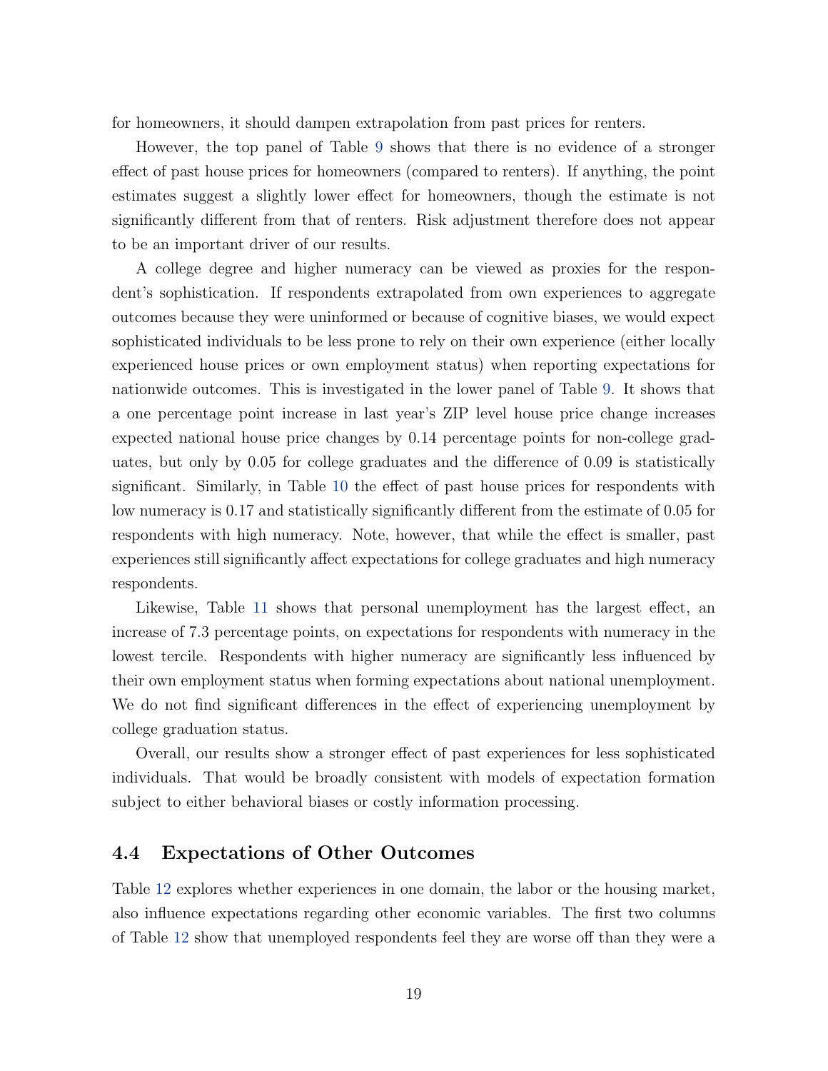for homeowners, it should dampen extrapolation from past prices for renters.

However, the top panel of Table 9 shows that there is no evidence of a stronger effect of past house prices for homeowners (compared to renters). If anything, the point estimates suggest a slightly lower effect for homeowners, though the estimate is not significantly different from that of renters. Risk adjustment therefore does not appear to be an important driver of our results.

A college degree and higher numeracy can be viewed as proxies for the respondent's sophistication. If respondents extrapolated from own experiences to aggregate outcomes because they were uninformed or because of cognitive biases, we would expect sophisticated individuals to be less prone to rely on their own experience (either locally experienced house prices or own employment status) when reporting expectations for nationwide outcomes. This is investigated in the lower panel of Table 9. It shows that a one percentage point increase in last year's ZIP level house price change increases expected national house price changes by 0.14 percentage points for non-college graduates, but only by 0.05 for college graduates and the difference of 0.09 is statistically significant. Similarly, in Table 10 the effect of past house prices for respondents with low numeracy is 0.17 and statistically significantly different from the estimate of 0.05 for respondents with high numeracy. Note, however, that while the effect is smaller, past experiences still significantly affect expectations for college graduates and high numeracy respondents.

Likewise, Table 11 shows that personal unemployment has the largest effect, an increase of 7.3 percentage points, on expectations for respondents with numeracy in the lowest tercile. Respondents with higher numeracy are significantly less influenced by their own employment status when forming expectations about national unemployment. We do not find significant differences in the effect of experiencing unemployment by college graduation status.

Overall, our results show a stronger effect of past experiences for less sophisticated individuals. That would be broadly consistent with models of expectation formation subject to either behavioral biases or costly information processing.

### 4.4 Expectations of Other Outcomes

Table 12 explores whether experiences in one domain, the labor or the housing market, also influence expectations regarding other economic variables. The first two columns of Table 12 show that unemployed respondents feel they are worse off than they were a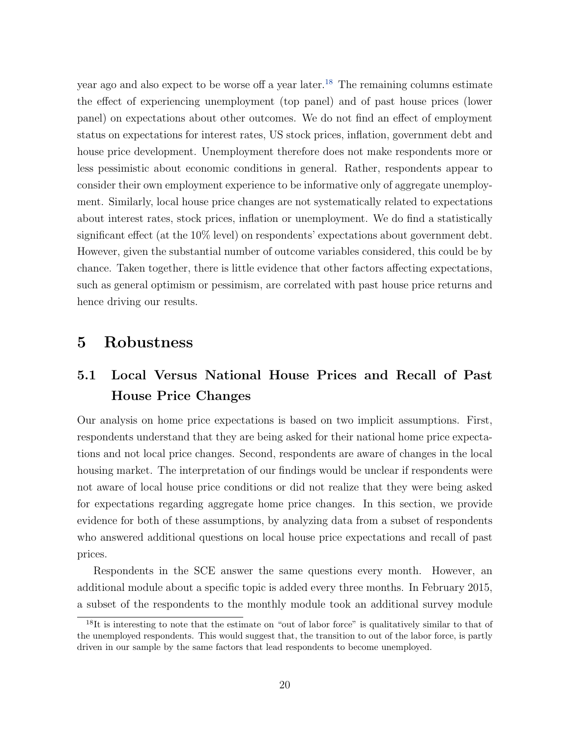year ago and also expect to be worse off a year later.[18] The remaining columns estimate the effect of experiencing unemployment (top panel) and of past house prices (lower panel) on expectations about other outcomes. We do not find an effect of employment status on expectations for interest rates, US stock prices, inflation, government debt and house price development. Unemployment therefore does not make respondents more or less pessimistic about economic conditions in general. Rather, respondents appear to consider their own employment experience to be informative only of aggregate unemployment. Similarly, local house price changes are not systematically related to expectations about interest rates, stock prices, inflation or unemployment. We do find a statistically significant effect (at the 10% level) on respondents' expectations about government debt. However, given the substantial number of outcome variables considered, this could be by chance. Taken together, there is little evidence that other factors affecting expectations, such as general optimism or pessimism, are correlated with past house price returns and hence driving our results.

# 5 Robustness

## 5.1 Local Versus National House Prices and Recall of Past House Price Changes

Our analysis on home price expectations is based on two implicit assumptions. First, respondents understand that they are being asked for their national home price expectations and not local price changes. Second, respondents are aware of changes in the local housing market. The interpretation of our findings would be unclear if respondents were not aware of local house price conditions or did not realize that they were being asked for expectations regarding aggregate home price changes. In this section, we provide evidence for both of these assumptions, by analyzing data from a subset of respondents who answered additional questions on local house price expectations and recall of past prices.

Respondents in the SCE answer the same questions every month. However, an additional module about a specific topic is added every three months. In February 2015, a subset of the respondents to the monthly module took an additional survey module

[18] It is interesting to note that the estimate on "out of labor force" is qualitatively similar to that of the unemployed respondents. This would suggest that, the transition to out of the labor force, is partly driven in our sample by the same factors that lead respondents to become unemployed.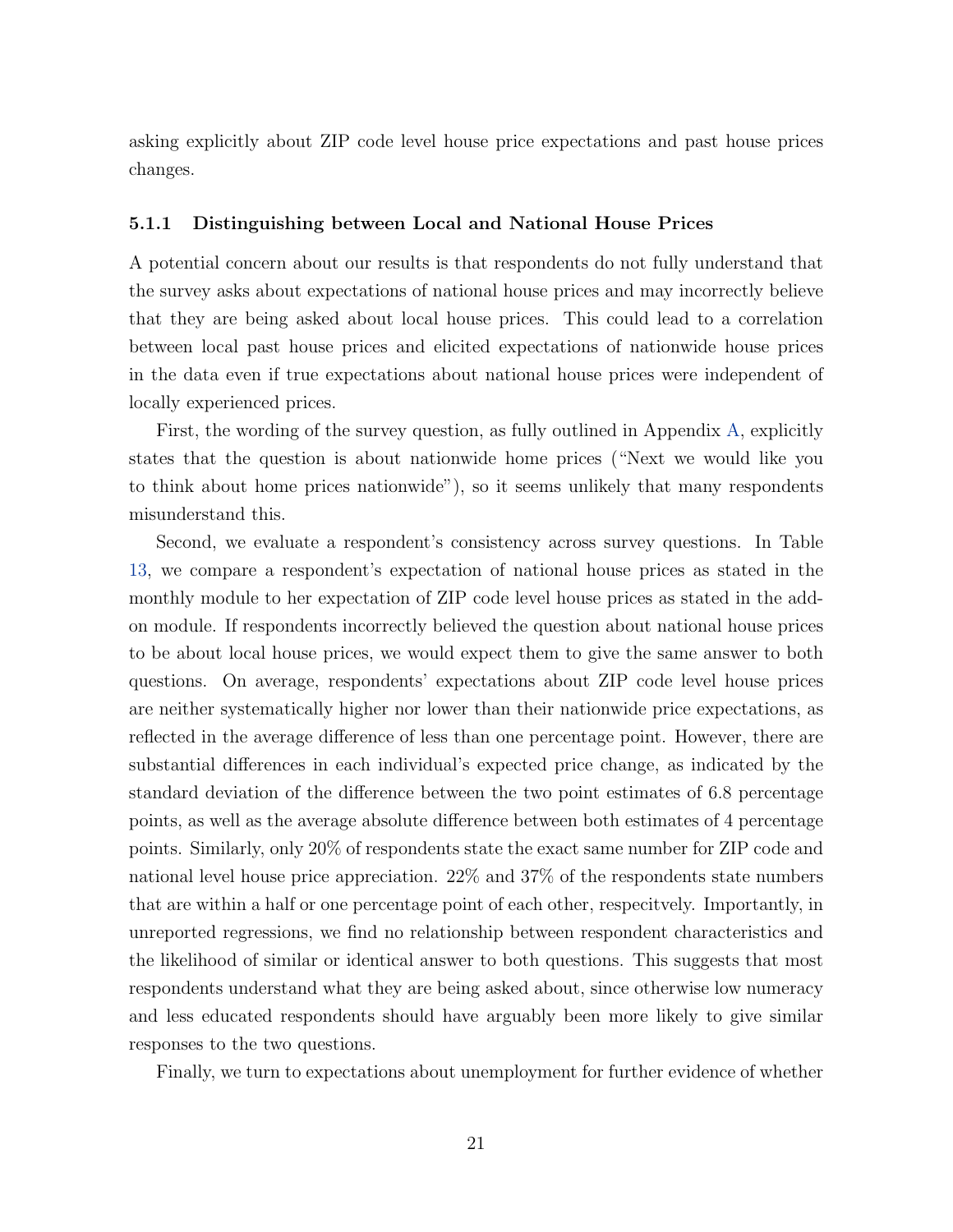asking explicitly about ZIP code level house price expectations and past house prices changes.

### 5.1.1 Distinguishing between Local and National House Prices

A potential concern about our results is that respondents do not fully understand that the survey asks about expectations of national house prices and may incorrectly believe that they are being asked about local house prices. This could lead to a correlation between local past house prices and elicited expectations of nationwide house prices in the data even if true expectations about national house prices were independent of locally experienced prices.

First, the wording of the survey question, as fully outlined in Appendix A, explicitly states that the question is about nationwide home prices ("Next we would like you to think about home prices nationwide"), so it seems unlikely that many respondents misunderstand this.

Second, we evaluate a respondent's consistency across survey questions. In Table 13, we compare a respondent's expectation of national house prices as stated in the monthly module to her expectation of ZIP code level house prices as stated in the add-on module. If respondents incorrectly believed the question about national house prices to be about local house prices, we would expect them to give the same answer to both questions. On average, respondents' expectations about ZIP code level house prices are neither systematically higher nor lower than their nationwide price expectations, as reflected in the average difference of less than one percentage point. However, there are substantial differences in each individual's expected price change, as indicated by the standard deviation of the difference between the two point estimates of 6.8 percentage points, as well as the average absolute difference between both estimates of 4 percentage points. Similarly, only 20% of respondents state the exact same number for ZIP code and national level house price appreciation. 22% and 37% of the respondents state numbers that are within a half or one percentage point of each other, respecitvely. Importantly, in unreported regressions, we find no relationship between respondent characteristics and the likelihood of similar or identical answer to both questions. This suggests that most respondents understand what they are being asked about, since otherwise low numeracy and less educated respondents should have arguably been more likely to give similar responses to the two questions.

Finally, we turn to expectations about unemployment for further evidence of whether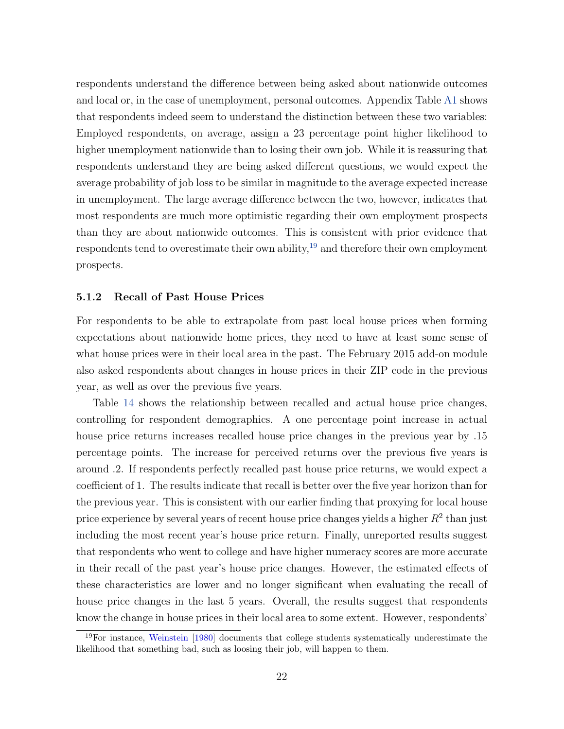respondents understand the difference between being asked about nationwide outcomes and local or, in the case of unemployment, personal outcomes. Appendix Table A1 shows that respondents indeed seem to understand the distinction between these two variables: Employed respondents, on average, assign a 23 percentage point higher likelihood to higher unemployment nationwide than to losing their own job. While it is reassuring that respondents understand they are being asked different questions, we would expect the average probability of job loss to be similar in magnitude to the average expected increase in unemployment. The large average difference between the two, however, indicates that most respondents are much more optimistic regarding their own employment prospects than they are about nationwide outcomes. This is consistent with prior evidence that respondents tend to overestimate their own ability,[19] and therefore their own employment prospects.

### 5.1.2 Recall of Past House Prices

For respondents to be able to extrapolate from past local house prices when forming expectations about nationwide home prices, they need to have at least some sense of what house prices were in their local area in the past. The February 2015 add-on module also asked respondents about changes in house prices in their ZIP code in the previous year, as well as over the previous five years.

Table 14 shows the relationship between recalled and actual house price changes, controlling for respondent demographics. A one percentage point increase in actual house price returns increases recalled house price changes in the previous year by .15 percentage points. The increase for perceived returns over the previous five years is around .2. If respondents perfectly recalled past house price returns, we would expect a coefficient of 1. The results indicate that recall is better over the five year horizon than for the previous year. This is consistent with our earlier finding that proxying for local house price experience by several years of recent house price changes yields a higher $R^2$ than just including the most recent year's house price return. Finally, unreported results suggest that respondents who went to college and have higher numeracy scores are more accurate in their recall of the past year's house price changes. However, the estimated effects of these characteristics are lower and no longer significant when evaluating the recall of house price changes in the last 5 years. Overall, the results suggest that respondents know the change in house prices in their local area to some extent. However, respondents'

[19] For instance, Weinstein [1980] documents that college students systematically underestimate the likelihood that something bad, such as loosing their job, will happen to them.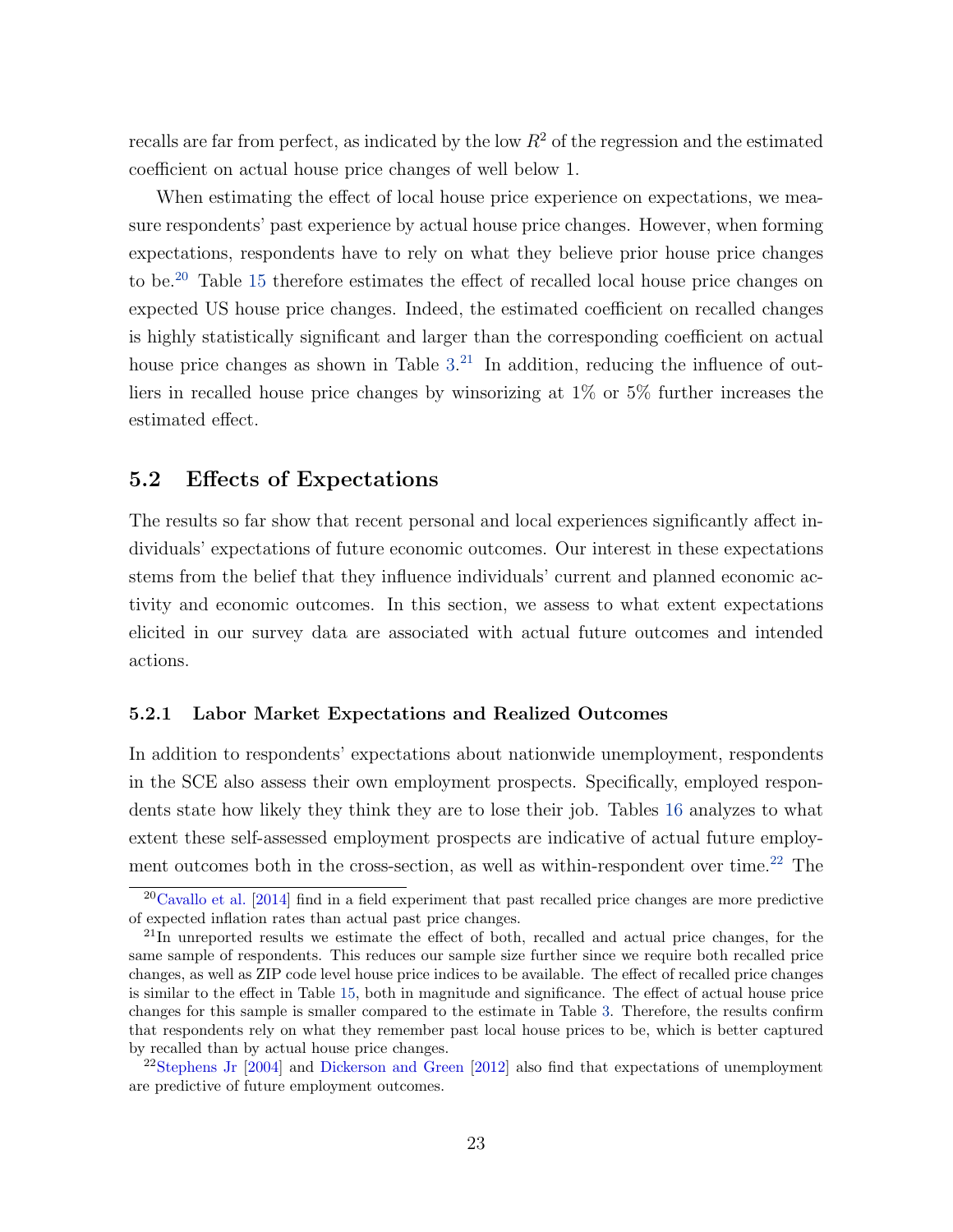recalls are far from perfect, as indicated by the low $R^2$ of the regression and the estimated coefficient on actual house price changes of well below 1.

When estimating the effect of local house price experience on expectations, we measure respondents' past experience by actual house price changes. However, when forming expectations, respondents have to rely on what they believe prior house price changes to be.[20] Table 15 therefore estimates the effect of recalled local house price changes on expected US house price changes. Indeed, the estimated coefficient on recalled changes is highly statistically significant and larger than the corresponding coefficient on actual house price changes as shown in Table 3.[21] In addition, reducing the influence of outliers in recalled house price changes by winsorizing at 1% or 5% further increases the estimated effect.

## 5.2 Effects of Expectations

The results so far show that recent personal and local experiences significantly affect individuals' expectations of future economic outcomes. Our interest in these expectations stems from the belief that they influence individuals' current and planned economic activity and economic outcomes. In this section, we assess to what extent expectations elicited in our survey data are associated with actual future outcomes and intended actions.

### 5.2.1 Labor Market Expectations and Realized Outcomes

In addition to respondents' expectations about nationwide unemployment, respondents in the SCE also assess their own employment prospects. Specifically, employed respondents state how likely they think they are to lose their job. Tables 16 analyzes to what extent these self-assessed employment prospects are indicative of actual future employment outcomes both in the cross-section, as well as within-respondent over time.[22] The

---

[20] Cavallo et al. [2014] find in a field experiment that past recalled price changes are more predictive of expected inflation rates than actual past price changes.

[21] In unreported results we estimate the effect of both, recalled and actual price changes, for the same sample of respondents. This reduces our sample size further since we require both recalled price changes, as well as ZIP code level house price indices to be available. The effect of recalled price changes is similar to the effect in Table 15, both in magnitude and significance. The effect of actual house price changes for this sample is smaller compared to the estimate in Table 3. Therefore, the results confirm that respondents rely on what they remember past local house prices to be, which is better captured by recalled than by actual house price changes.

[22] Stephens Jr [2004] and Dickerson and Green [2012] also find that expectations of unemployment are predictive of future employment outcomes.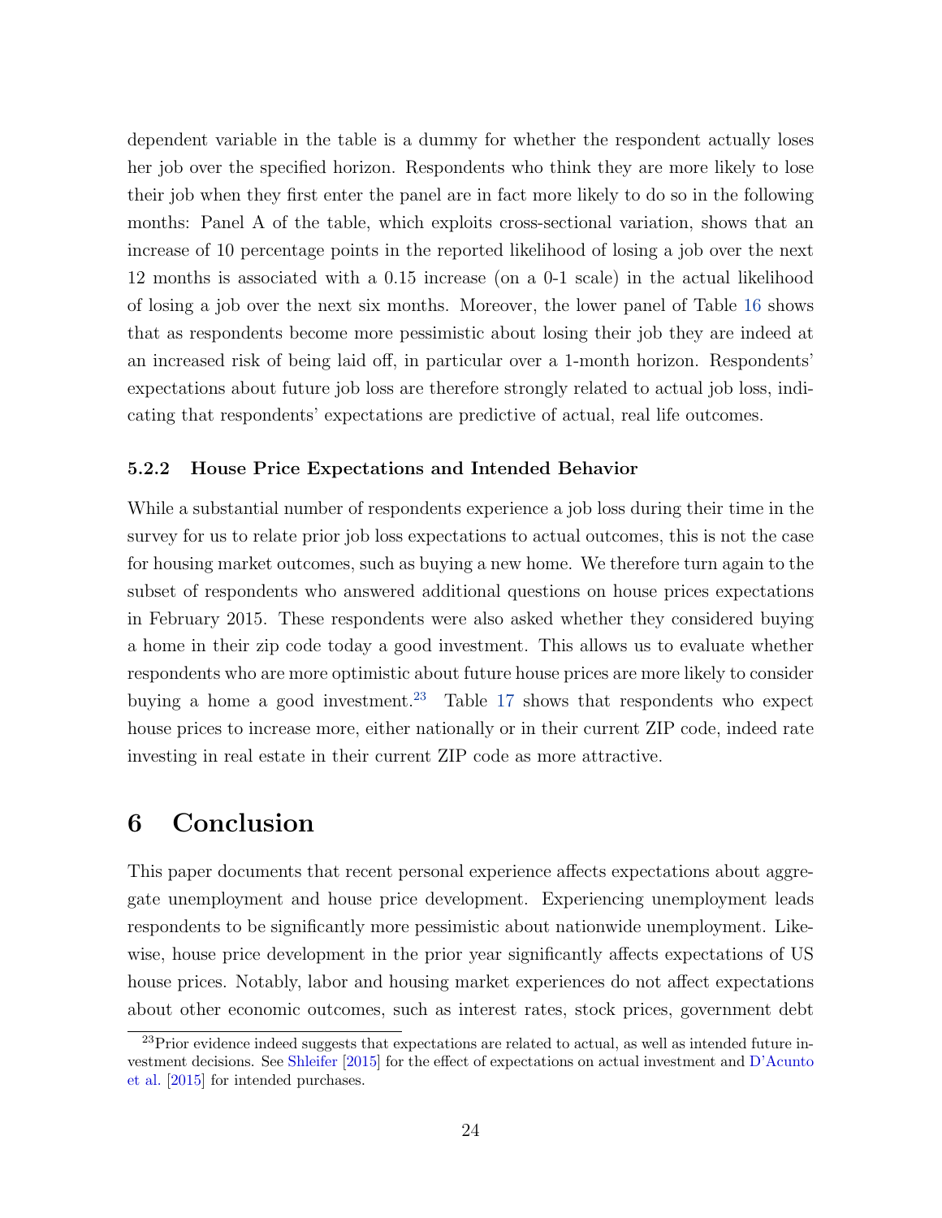dependent variable in the table is a dummy for whether the respondent actually loses her job over the specified horizon. Respondents who think they are more likely to lose their job when they first enter the panel are in fact more likely to do so in the following months: Panel A of the table, which exploits cross-sectional variation, shows that an increase of 10 percentage points in the reported likelihood of losing a job over the next 12 months is associated with a 0.15 increase (on a 0-1 scale) in the actual likelihood of losing a job over the next six months. Moreover, the lower panel of Table 16 shows that as respondents become more pessimistic about losing their job they are indeed at an increased risk of being laid off, in particular over a 1-month horizon. Respondents' expectations about future job loss are therefore strongly related to actual job loss, indicating that respondents' expectations are predictive of actual, real life outcomes.

### 5.2.2 House Price Expectations and Intended Behavior

While a substantial number of respondents experience a job loss during their time in the survey for us to relate prior job loss expectations to actual outcomes, this is not the case for housing market outcomes, such as buying a new home. We therefore turn again to the subset of respondents who answered additional questions on house prices expectations in February 2015. These respondents were also asked whether they considered buying a home in their zip code today a good investment. This allows us to evaluate whether respondents who are more optimistic about future house prices are more likely to consider buying a home a good investment.[23] Table 17 shows that respondents who expect house prices to increase more, either nationally or in their current ZIP code, indeed rate investing in real estate in their current ZIP code as more attractive.

# 6 Conclusion

This paper documents that recent personal experience affects expectations about aggregate unemployment and house price development. Experiencing unemployment leads respondents to be significantly more pessimistic about nationwide unemployment. Likewise, house price development in the prior year significantly affects expectations of US house prices. Notably, labor and housing market experiences do not affect expectations about other economic outcomes, such as interest rates, stock prices, government debt

[23] Prior evidence indeed suggests that expectations are related to actual, as well as intended future investment decisions. See Shleifer [2015] for the effect of expectations on actual investment and D'Acunto et al. [2015] for intended purchases.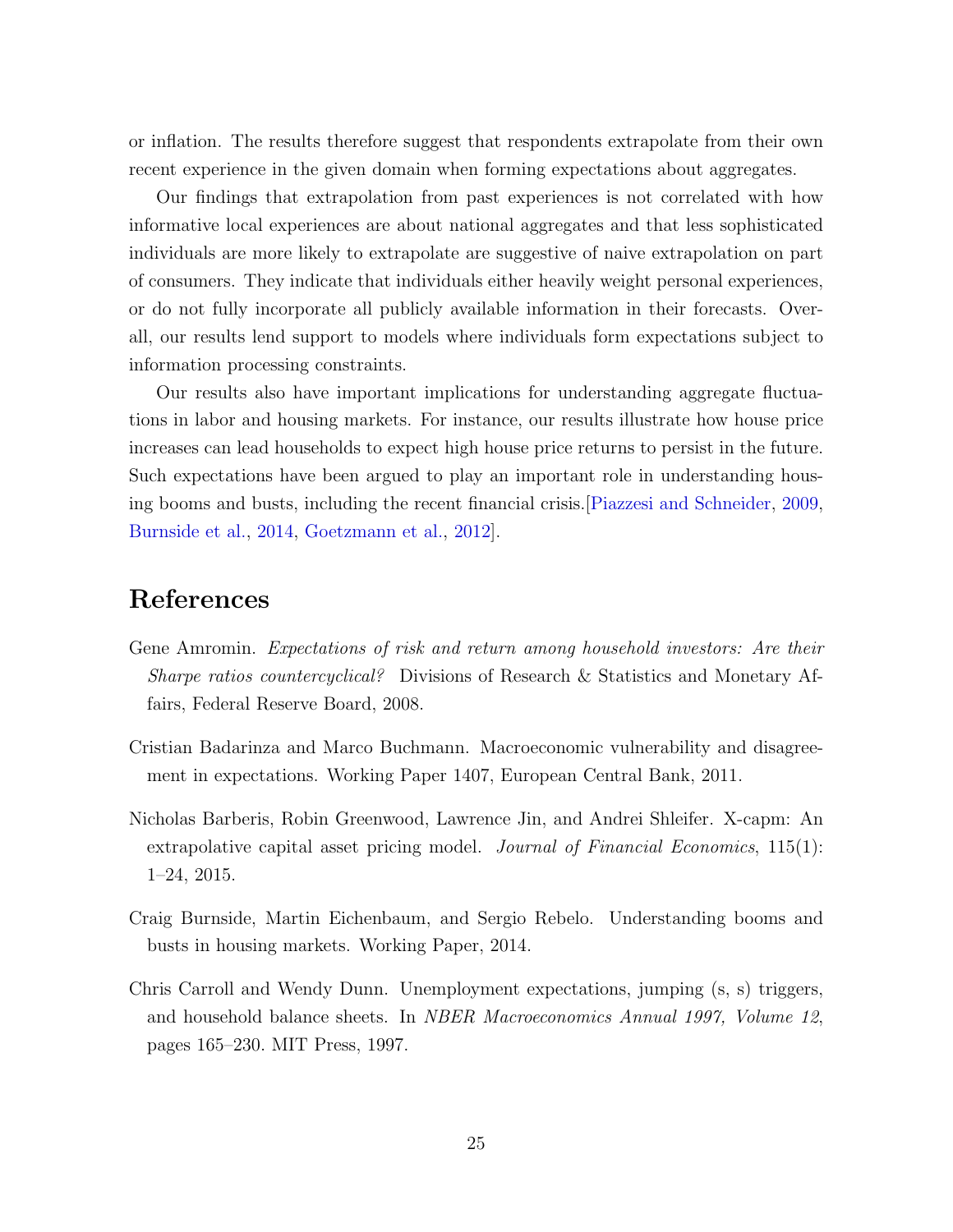or inflation. The results therefore suggest that respondents extrapolate from their own recent experience in the given domain when forming expectations about aggregates.

Our findings that extrapolation from past experiences is not correlated with how informative local experiences are about national aggregates and that less sophisticated individuals are more likely to extrapolate are suggestive of naive extrapolation on part of consumers. They indicate that individuals either heavily weight personal experiences, or do not fully incorporate all publicly available information in their forecasts. Overall, our results lend support to models where individuals form expectations subject to information processing constraints.

Our results also have important implications for understanding aggregate fluctuations in labor and housing markets. For instance, our results illustrate how house price increases can lead households to expect high house price returns to persist in the future. Such expectations have been argued to play an important role in understanding housing booms and busts, including the recent financial crisis.[Piazzesi and Schneider, 2009, Burnside et al., 2014, Goetzmann et al., 2012].

# References

Gene Amromin. *Expectations of risk and return among household investors: Are their Sharpe ratios countercyclical?* Divisions of Research & Statistics and Monetary Affairs, Federal Reserve Board, 2008.

Cristian Badarinza and Marco Buchmann. Macroeconomic vulnerability and disagreement in expectations. Working Paper 1407, European Central Bank, 2011.

Nicholas Barberis, Robin Greenwood, Lawrence Jin, and Andrei Shleifer. X-capm: An extrapolative capital asset pricing model. *Journal of Financial Economics*, 115(1): 1–24, 2015.

Craig Burnside, Martin Eichenbaum, and Sergio Rebelo. Understanding booms and busts in housing markets. Working Paper, 2014.

Chris Carroll and Wendy Dunn. Unemployment expectations, jumping (s, s) triggers, and household balance sheets. In *NBER Macroeconomics Annual 1997, Volume 12*, pages 165–230. MIT Press, 1997.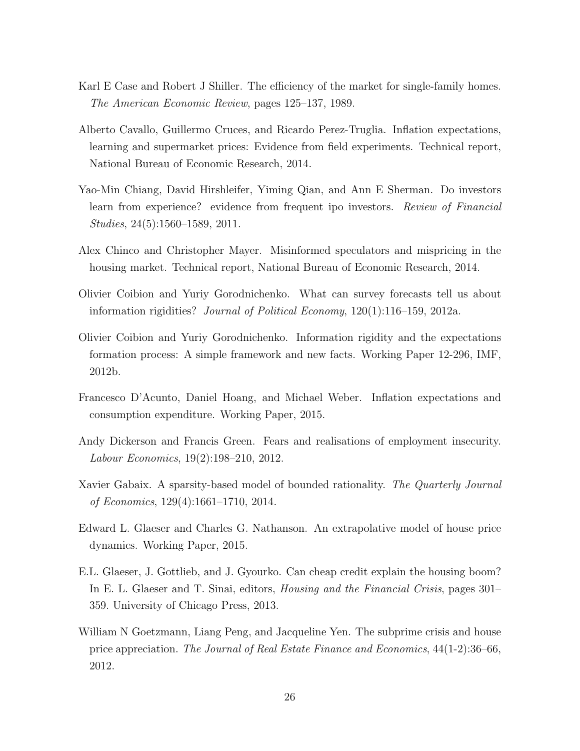Karl E Case and Robert J Shiller. The efficiency of the market for single-family homes. *The American Economic Review*, pages 125–137, 1989.

Alberto Cavallo, Guillermo Cruces, and Ricardo Perez-Truglia. Inflation expectations, learning and supermarket prices: Evidence from field experiments. Technical report, National Bureau of Economic Research, 2014.

Yao-Min Chiang, David Hirshleifer, Yiming Qian, and Ann E Sherman. Do investors learn from experience? evidence from frequent ipo investors. *Review of Financial Studies*, 24(5):1560–1589, 2011.

Alex Chinco and Christopher Mayer. Misinformed speculators and mispricing in the housing market. Technical report, National Bureau of Economic Research, 2014.

Olivier Coibion and Yuriy Gorodnichenko. What can survey forecasts tell us about information rigidities? *Journal of Political Economy*, 120(1):116–159, 2012a.

Olivier Coibion and Yuriy Gorodnichenko. Information rigidity and the expectations formation process: A simple framework and new facts. Working Paper 12-296, IMF, 2012b.

Francesco D'Acunto, Daniel Hoang, and Michael Weber. Inflation expectations and consumption expenditure. Working Paper, 2015.

Andy Dickerson and Francis Green. Fears and realisations of employment insecurity. *Labour Economics*, 19(2):198–210, 2012.

Xavier Gabaix. A sparsity-based model of bounded rationality. *The Quarterly Journal of Economics*, 129(4):1661–1710, 2014.

Edward L. Glaeser and Charles G. Nathanson. An extrapolative model of house price dynamics. Working Paper, 2015.

E.L. Glaeser, J. Gottlieb, and J. Gyourko. Can cheap credit explain the housing boom? In E. L. Glaeser and T. Sinai, editors, *Housing and the Financial Crisis*, pages 301–359. University of Chicago Press, 2013.

William N Goetzmann, Liang Peng, and Jacqueline Yen. The subprime crisis and house price appreciation. *The Journal of Real Estate Finance and Economics*, 44(1-2):36–66, 2012.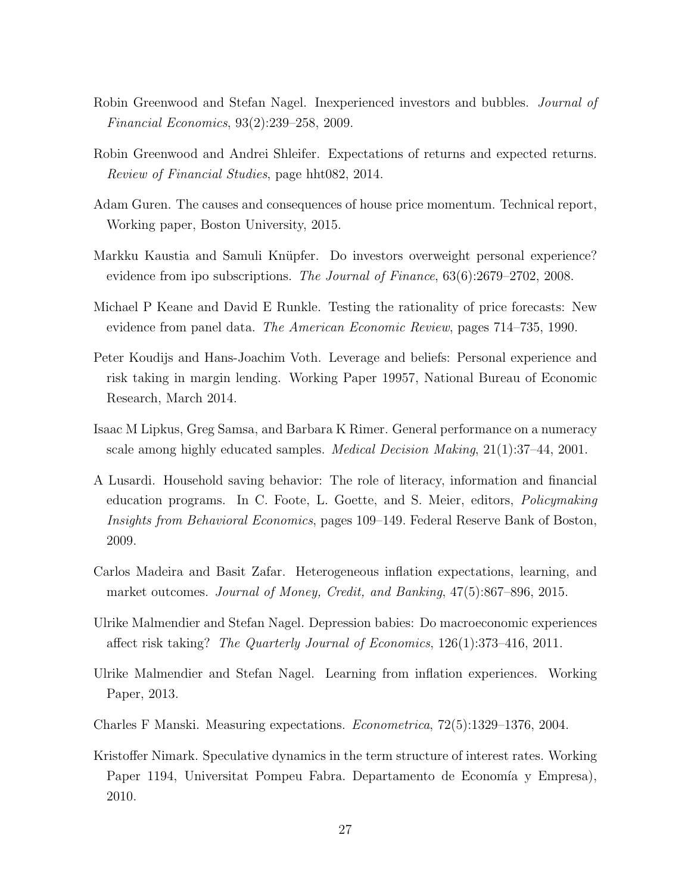Robin Greenwood and Stefan Nagel. Inexperienced investors and bubbles. *Journal of Financial Economics*, 93(2):239–258, 2009.

Robin Greenwood and Andrei Shleifer. Expectations of returns and expected returns. *Review of Financial Studies*, page hht082, 2014.

Adam Guren. The causes and consequences of house price momentum. Technical report, Working paper, Boston University, 2015.

Markku Kaustia and Samuli Knüpfer. Do investors overweight personal experience? evidence from ipo subscriptions. *The Journal of Finance*, 63(6):2679–2702, 2008.

Michael P Keane and David E Runkle. Testing the rationality of price forecasts: New evidence from panel data. *The American Economic Review*, pages 714–735, 1990.

Peter Koudijs and Hans-Joachim Voth. Leverage and beliefs: Personal experience and risk taking in margin lending. Working Paper 19957, National Bureau of Economic Research, March 2014.

Isaac M Lipkus, Greg Samsa, and Barbara K Rimer. General performance on a numeracy scale among highly educated samples. *Medical Decision Making*, 21(1):37–44, 2001.

A Lusardi. Household saving behavior: The role of literacy, information and financial education programs. In C. Foote, L. Goette, and S. Meier, editors, *Policymaking Insights from Behavioral Economics*, pages 109–149. Federal Reserve Bank of Boston, 2009.

Carlos Madeira and Basit Zafar. Heterogeneous inflation expectations, learning, and market outcomes. *Journal of Money, Credit, and Banking*, 47(5):867–896, 2015.

Ulrike Malmendier and Stefan Nagel. Depression babies: Do macroeconomic experiences affect risk taking? *The Quarterly Journal of Economics*, 126(1):373–416, 2011.

Ulrike Malmendier and Stefan Nagel. Learning from inflation experiences. Working Paper, 2013.

Charles F Manski. Measuring expectations. *Econometrica*, 72(5):1329–1376, 2004.

Kristoffer Nimark. Speculative dynamics in the term structure of interest rates. Working Paper 1194, Universitat Pompeu Fabra. Departamento de Economía y Empresa), 2010.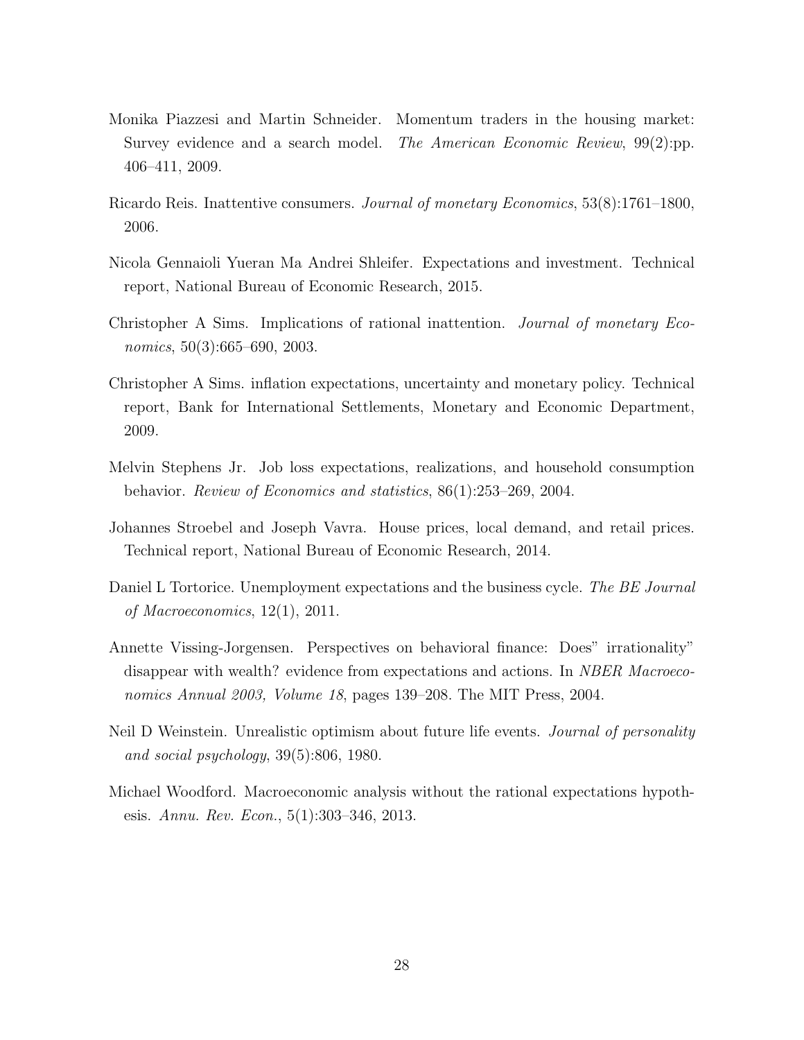Monika Piazzesi and Martin Schneider. Momentum traders in the housing market: Survey evidence and a search model. *The American Economic Review*, 99(2):pp. 406–411, 2009.

Ricardo Reis. Inattentive consumers. *Journal of monetary Economics*, 53(8):1761–1800, 2006.

Nicola Gennaioli Yueran Ma Andrei Shleifer. Expectations and investment. Technical report, National Bureau of Economic Research, 2015.

Christopher A Sims. Implications of rational inattention. *Journal of monetary Economics*, 50(3):665–690, 2003.

Christopher A Sims. inflation expectations, uncertainty and monetary policy. Technical report, Bank for International Settlements, Monetary and Economic Department, 2009.

Melvin Stephens Jr. Job loss expectations, realizations, and household consumption behavior. *Review of Economics and statistics*, 86(1):253–269, 2004.

Johannes Stroebel and Joseph Vavra. House prices, local demand, and retail prices. Technical report, National Bureau of Economic Research, 2014.

Daniel L Tortorice. Unemployment expectations and the business cycle. *The BE Journal of Macroeconomics*, 12(1), 2011.

Annette Vissing-Jorgensen. Perspectives on behavioral finance: Does" irrationality" disappear with wealth? evidence from expectations and actions. In *NBER Macroeconomics Annual 2003, Volume 18*, pages 139–208. The MIT Press, 2004.

Neil D Weinstein. Unrealistic optimism about future life events. *Journal of personality and social psychology*, 39(5):806, 1980.

Michael Woodford. Macroeconomic analysis without the rational expectations hypothesis. *Annu. Rev. Econ.*, 5(1):303–346, 2013.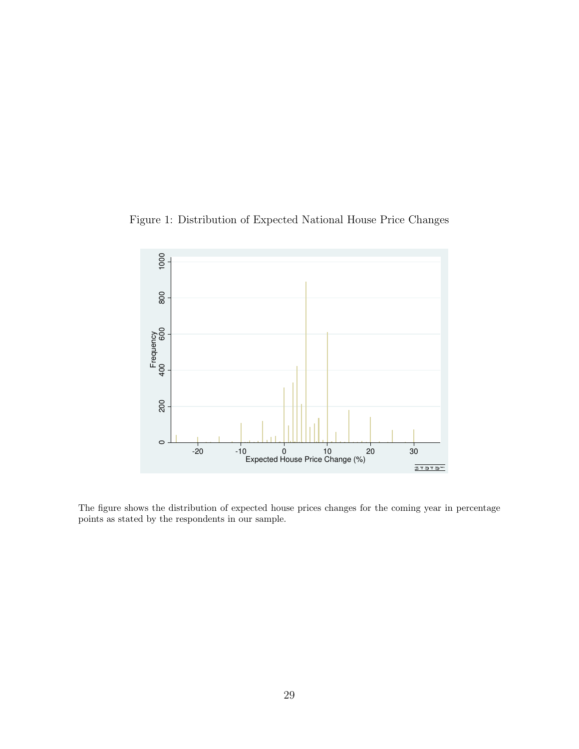Figure 1: Distribution of Expected National House Price Changes

The figure shows the distribution of expected house prices changes for the coming year in percentage points as stated by the respondents in our sample.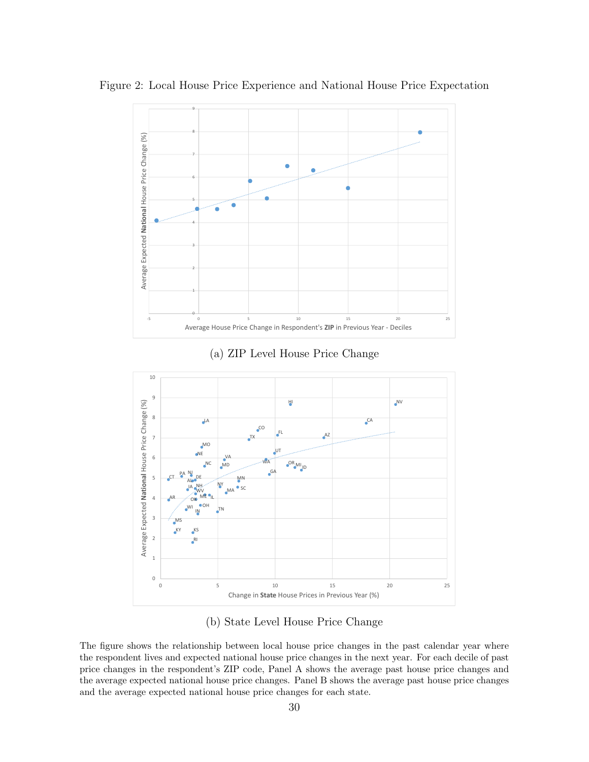Figure 2: Local House Price Experience and National House Price Expectation

(a) ZIP Level House Price Change

(b) State Level House Price Change

The figure shows the relationship between local house price changes in the past calendar year where the respondent lives and expected national house price changes in the next year. For each decile of past price changes in the respondent's ZIP code, Panel A shows the average past house price changes and the average expected national house price changes. Panel B shows the average past house price changes and the average expected national house price changes for each state.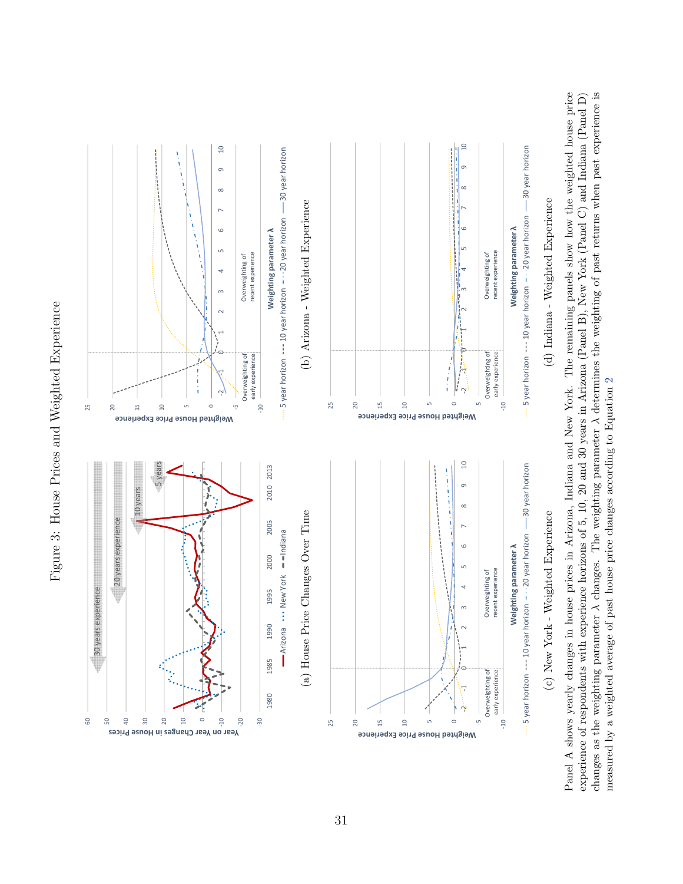# Figure 3: House Prices and Weighted Experience

(a) House Price Changes Over Time

(b) Arizona - Weighted Experience

(c) New York - Weighted Experience

(d) Indiana - Weighted Experience

Panel A shows yearly changes in house prices in Arizona, Indiana and New York. The remaining panels show how the weighted house price experience of respondents with experience horizons of 5, 10, 20 and 30 years in Arizona (Panel B), New York (Panel C) and Indiana (Panel D) changes as the weighting parameter λ changes. The weighting parameter λ determines the weighting of past returns when past experience is measured by a weighted average of past house price changes according to Equation 2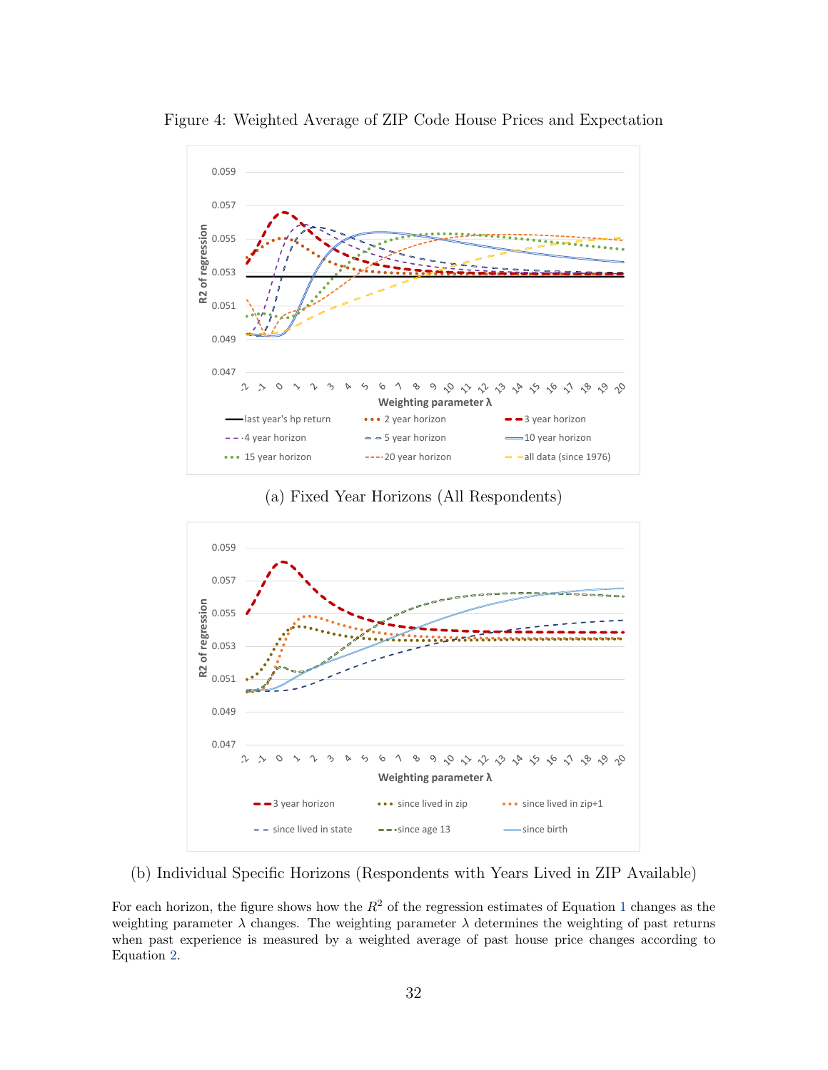Figure 4: Weighted Average of ZIP Code House Prices and Expectation

(a) Fixed Year Horizons (All Respondents)

(b) Individual Specific Horizons (Respondents with Years Lived in ZIP Available)

For each horizon, the figure shows how the $R^2$ of the regression estimates of Equation 1 changes as the weighting parameter $\lambda$ changes. The weighting parameter $\lambda$ determines the weighting of past returns when past experience is measured by a weighted average of past house price changes according to Equation 2.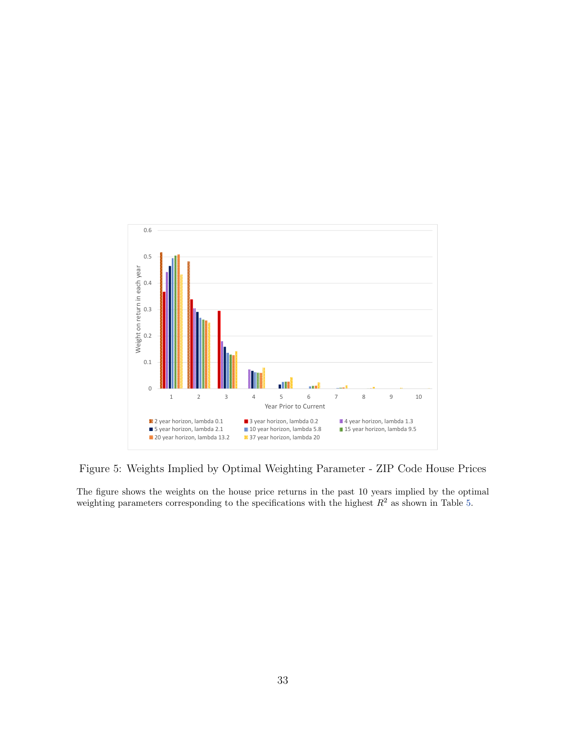Figure 5: Weights Implied by Optimal Weighting Parameter - ZIP Code House Prices

The figure shows the weights on the house price returns in the past 10 years implied by the optimal weighting parameters corresponding to the specifications with the highest $R^2$ as shown in Table 5.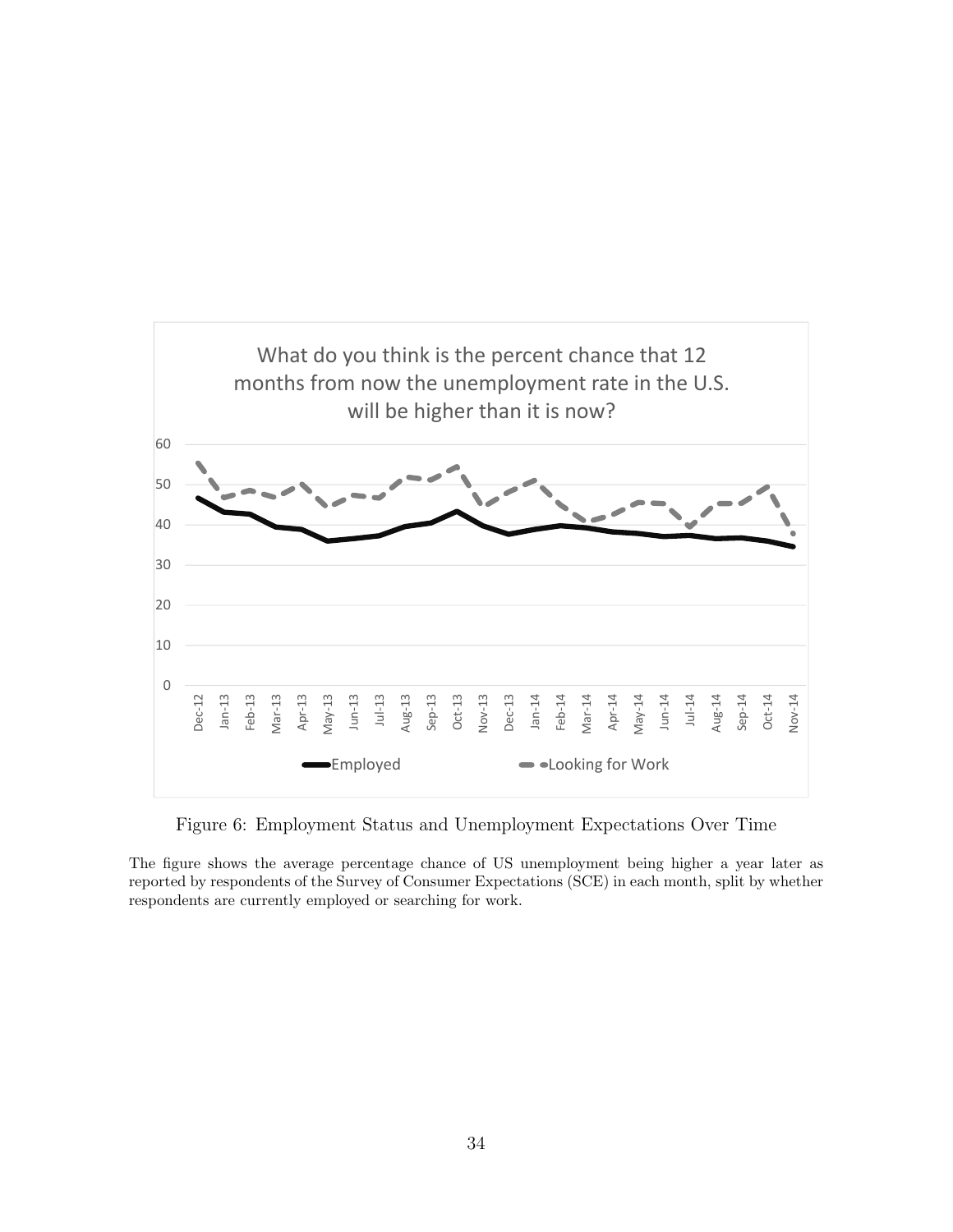Figure 6: Employment Status and Unemployment Expectations Over Time

The figure shows the average percentage chance of US unemployment being higher a year later as reported by respondents of the Survey of Consumer Expectations (SCE) in each month, split by whether respondents are currently employed or searching for work.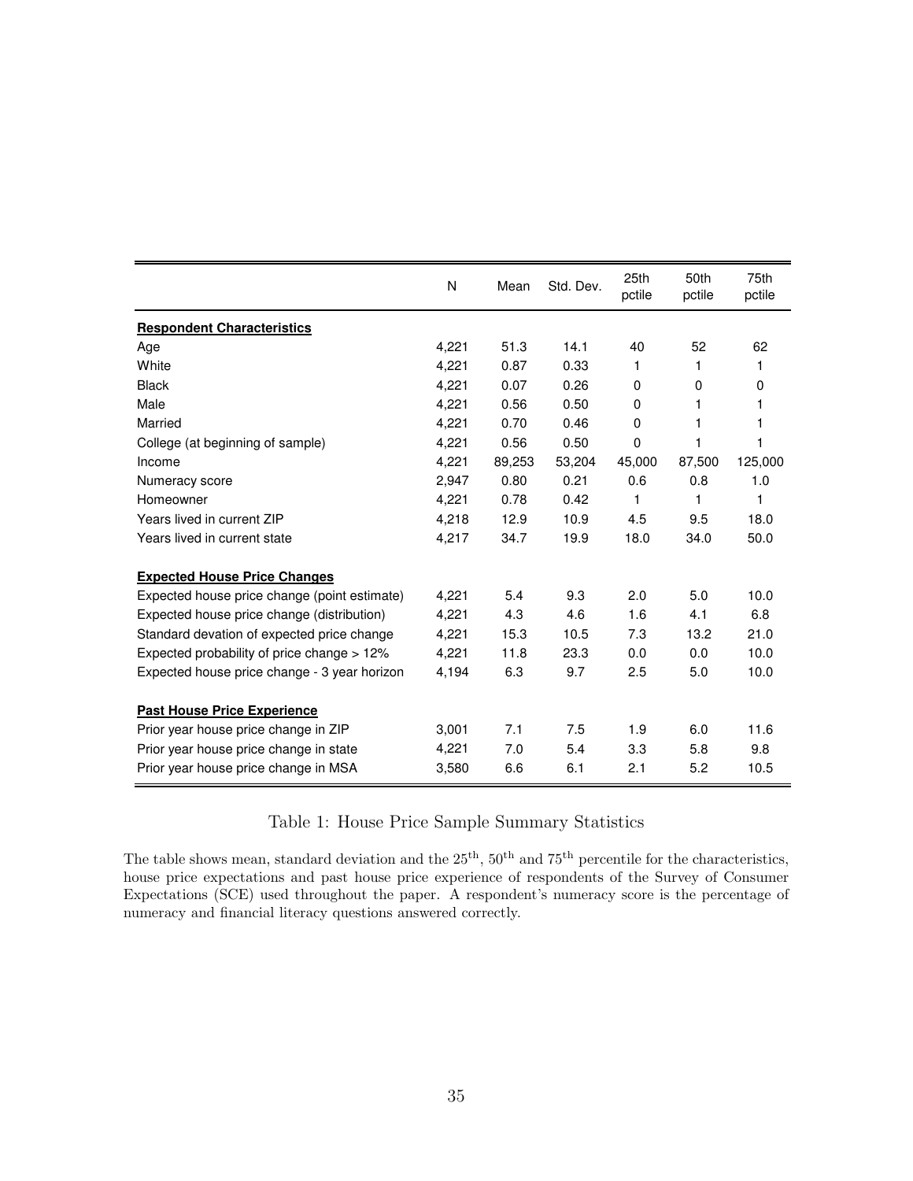| | N | Mean | Std. Dev. | 25th pctile | 50th pctile | 75th pctile |
|---|---|---|---|---|---|---|
| **Respondent Characteristics** | | | | | | |
| Age | 4,221 | 51.3 | 14.1 | 40 | 52 | 62 |
| White | 4,221 | 0.87 | 0.33 | 1 | 1 | 1 |
| Black | 4,221 | 0.07 | 0.26 | 0 | 0 | 0 |
| Male | 4,221 | 0.56 | 0.50 | 0 | 1 | 1 |
| Married | 4,221 | 0.70 | 0.46 | 0 | 1 | 1 |
| College (at beginning of sample) | 4,221 | 0.56 | 0.50 | 0 | 1 | 1 |
| Income | 4,221 | 89,253 | 53,204 | 45,000 | 87,500 | 125,000 |
| Numeracy score | 2,947 | 0.80 | 0.21 | 0.6 | 0.8 | 1.0 |
| Homeowner | 4,221 | 0.78 | 0.42 | 1 | 1 | 1 |
| Years lived in current ZIP | 4,218 | 12.9 | 10.9 | 4.5 | 9.5 | 18.0 |
| Years lived in current state | 4,217 | 34.7 | 19.9 | 18.0 | 34.0 | 50.0 |
| **Expected House Price Changes** | | | | | | |
| Expected house price change (point estimate) | 4,221 | 5.4 | 9.3 | 2.0 | 5.0 | 10.0 |
| Expected house price change (distribution) | 4,221 | 4.3 | 4.6 | 1.6 | 4.1 | 6.8 |
| Standard devation of expected price change | 4,221 | 15.3 | 10.5 | 7.3 | 13.2 | 21.0 |
| Expected probability of price change > 12% | 4,221 | 11.8 | 23.3 | 0.0 | 0.0 | 10.0 |
| Expected house price change - 3 year horizon | 4,194 | 6.3 | 9.7 | 2.5 | 5.0 | 10.0 |
| **Past House Price Experience** | | | | | | |
| Prior year house price change in ZIP | 3,001 | 7.1 | 7.5 | 1.9 | 6.0 | 11.6 |
| Prior year house price change in state | 4,221 | 7.0 | 5.4 | 3.3 | 5.8 | 9.8 |
| Prior year house price change in MSA | 3,580 | 6.6 | 6.1 | 2.1 | 5.2 | 10.5 |

Table 1: House Price Sample Summary Statistics

The table shows mean, standard deviation and the $25^{\text{th}}$, $50^{\text{th}}$ and $75^{\text{th}}$ percentile for the characteristics, house price expectations and past house price experience of respondents of the Survey of Consumer Expectations (SCE) used throughout the paper. A respondent's numeracy score is the percentage of numeracy and financial literacy questions answered correctly.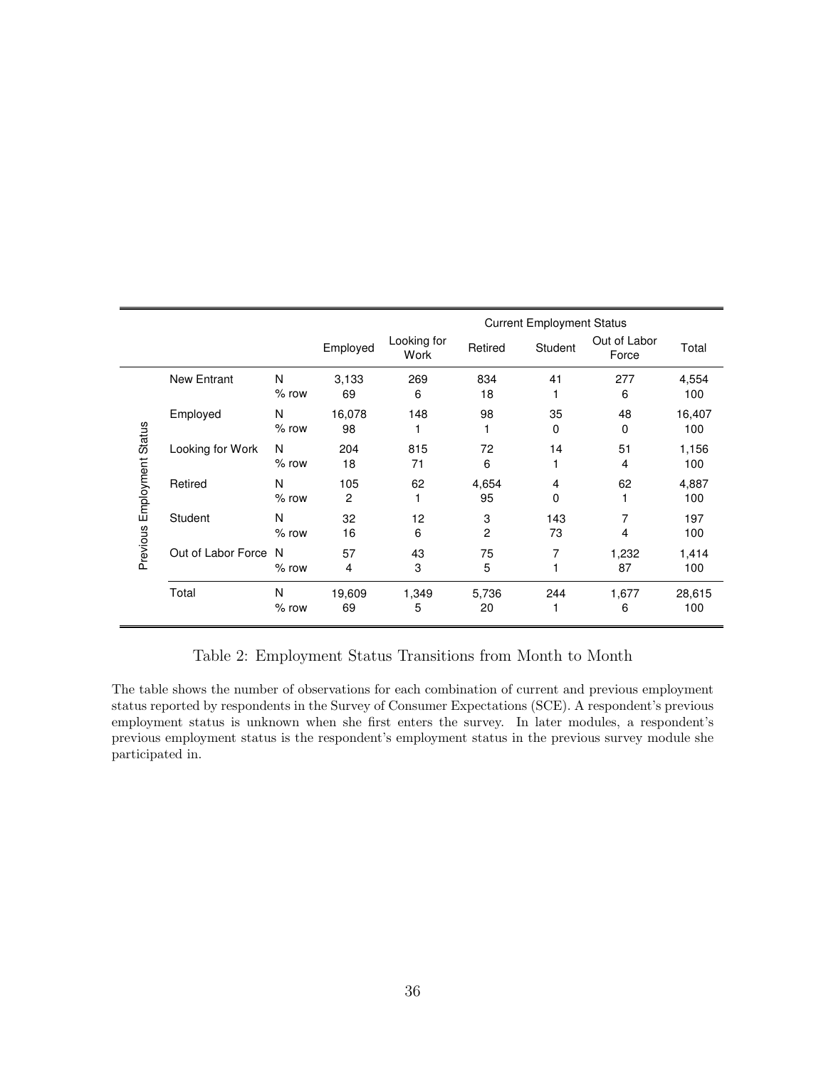| Previous Employment Status | | | Current Employment Status | | | | | |
|---|---|---|---|---|---|---|---|---|
| | | | Employed | Looking for Work | Retired | Student | Out of Labor Force | Total |
| | New Entrant | N | 3,133 | 269 | 834 | 41 | 277 | 4,554 |
| | | % row | 69 | 6 | 18 | 1 | 6 | 100 |
| | Employed | N | 16,078 | 148 | 98 | 35 | 48 | 16,407 |
| | | % row | 98 | 1 | 1 | 0 | 0 | 100 |
| | Looking for Work | N | 204 | 815 | 72 | 14 | 51 | 1,156 |
| | | % row | 18 | 71 | 6 | 1 | 4 | 100 |
| | Retired | N | 105 | 62 | 4,654 | 4 | 62 | 4,887 |
| | | % row | 2 | 1 | 95 | 0 | 1 | 100 |
| | Student | N | 32 | 12 | 3 | 143 | 7 | 197 |
| | | % row | 16 | 6 | 2 | 73 | 4 | 100 |
| | Out of Labor Force | N | 57 | 43 | 75 | 7 | 1,232 | 1,414 |
| | | % row | 4 | 3 | 5 | 1 | 87 | 100 |
| | Total | N | 19,609 | 1,349 | 5,736 | 244 | 1,677 | 28,615 |
| | | % row | 69 | 5 | 20 | 1 | 6 | 100 |

Table 2: Employment Status Transitions from Month to Month

The table shows the number of observations for each combination of current and previous employment status reported by respondents in the Survey of Consumer Expectations (SCE). A respondent's previous employment status is unknown when she first enters the survey. In later modules, a respondent's previous employment status is the respondent's employment status in the previous survey module she participated in.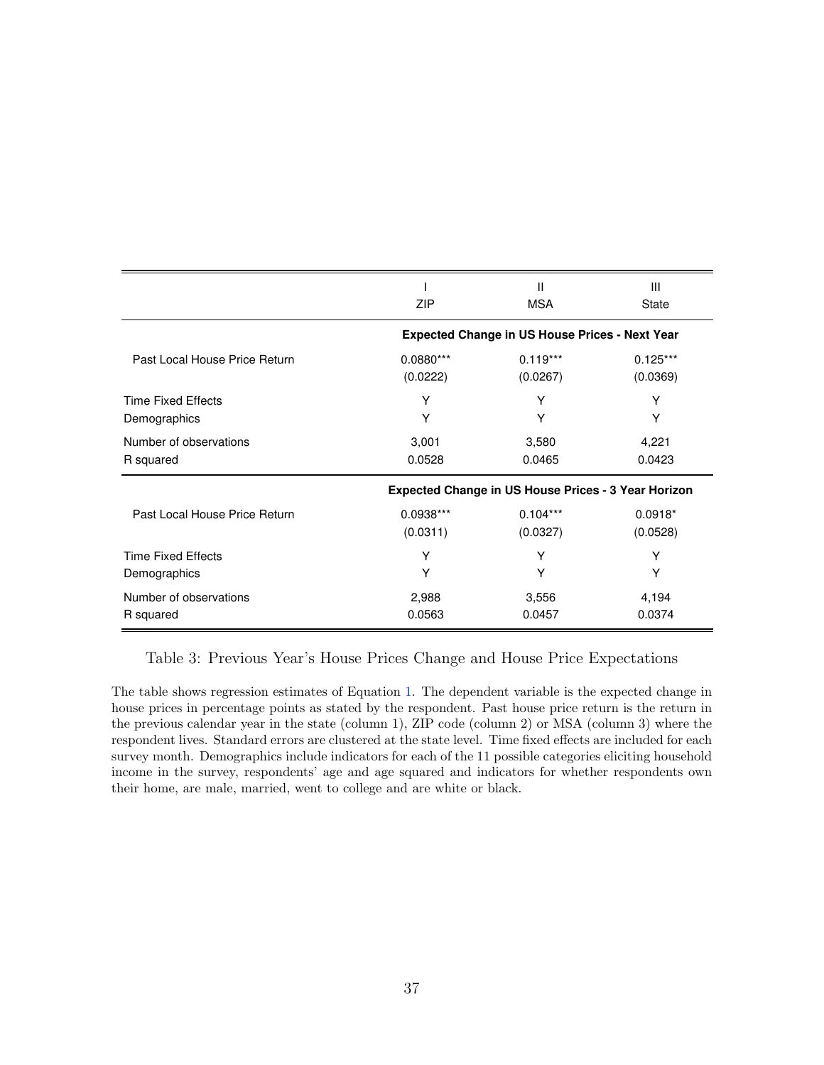| | I | II | III |
|---|---|---|---|
| | ZIP | MSA | State |
| | **Expected Change in US House Prices - Next Year** | | |
| Past Local House Price Return | 0.0880*** | 0.119*** | 0.125*** |
| | (0.0222) | (0.0267) | (0.0369) |
| Time Fixed Effects | Y | Y | Y |
| Demographics | Y | Y | Y |
| Number of observations | 3,001 | 3,580 | 4,221 |
| R squared | 0.0528 | 0.0465 | 0.0423 |
| | **Expected Change in US House Prices - 3 Year Horizon** | | |
| Past Local House Price Return | 0.0938*** | 0.104*** | 0.0918* |
| | (0.0311) | (0.0327) | (0.0528) |
| Time Fixed Effects | Y | Y | Y |
| Demographics | Y | Y | Y |
| Number of observations | 2,988 | 3,556 | 4,194 |
| R squared | 0.0563 | 0.0457 | 0.0374 |

Table 3: Previous Year's House Prices Change and House Price Expectations

The table shows regression estimates of Equation 1. The dependent variable is the expected change in house prices in percentage points as stated by the respondent. Past house price return is the return in the previous calendar year in the state (column 1), ZIP code (column 2) or MSA (column 3) where the respondent lives. Standard errors are clustered at the state level. Time fixed effects are included for each survey month. Demographics include indicators for each of the 11 possible categories eliciting household income in the survey, respondents' age and age squared and indicators for whether respondents own their home, are male, married, went to college and are white or black.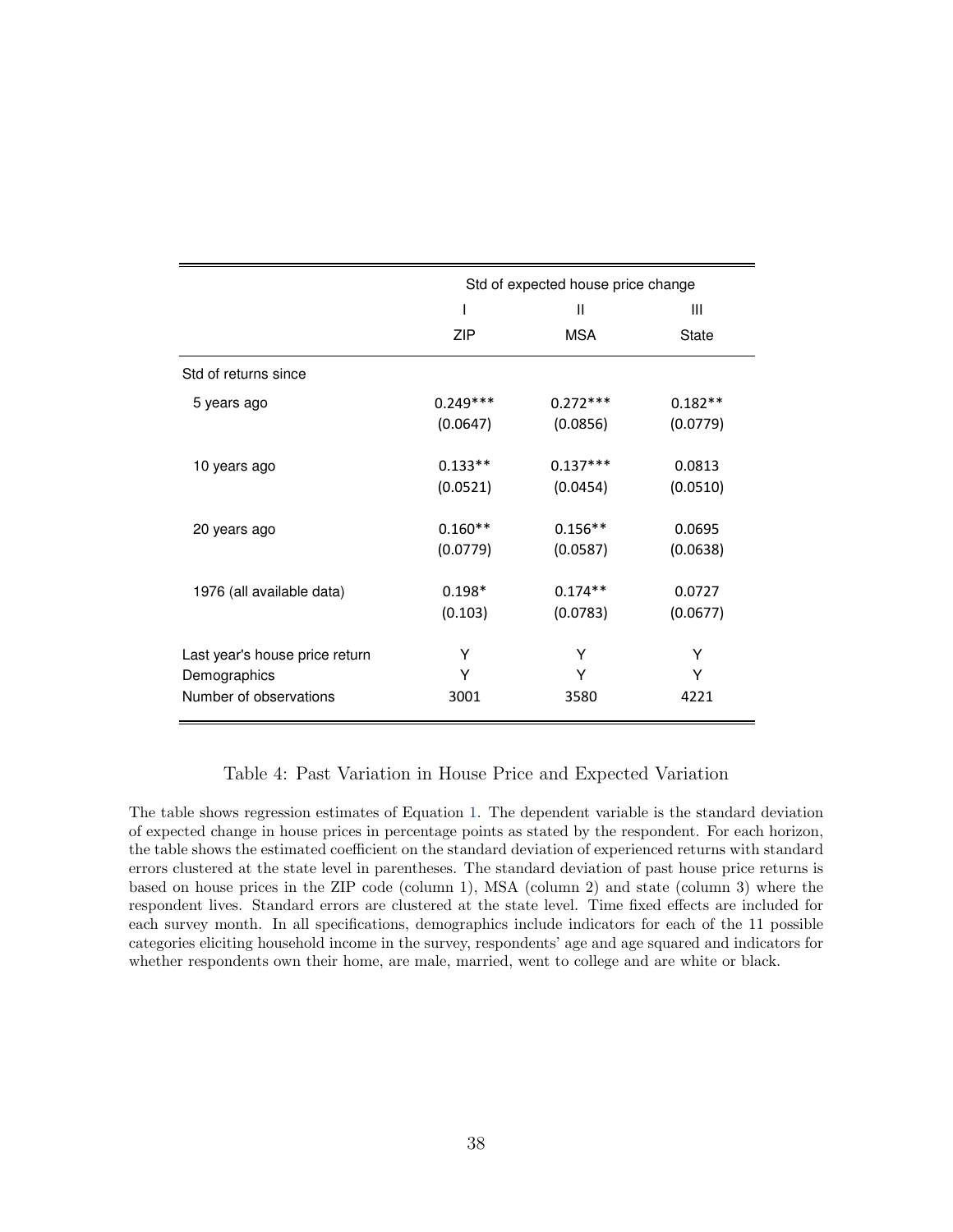| | Std of expected house price change | | |
|---|---|---|---|
| | I | II | III |
| | ZIP | MSA | State |
| Std of returns since | | | |
| 5 years ago | 0.249*** | 0.272*** | 0.182** |
| | (0.0647) | (0.0856) | (0.0779) |
| 10 years ago | 0.133** | 0.137*** | 0.0813 |
| | (0.0521) | (0.0454) | (0.0510) |
| 20 years ago | 0.160** | 0.156** | 0.0695 |
| | (0.0779) | (0.0587) | (0.0638) |
| 1976 (all available data) | 0.198* | 0.174** | 0.0727 |
| | (0.103) | (0.0783) | (0.0677) |
| Last year's house price return | Y | Y | Y |
| Demographics | Y | Y | Y |
| Number of observations | 3001 | 3580 | 4221 |

Table 4: Past Variation in House Price and Expected Variation

The table shows regression estimates of Equation 1. The dependent variable is the standard deviation of expected change in house prices in percentage points as stated by the respondent. For each horizon, the table shows the estimated coefficient on the standard deviation of experienced returns with standard errors clustered at the state level in parentheses. The standard deviation of past house price returns is based on house prices in the ZIP code (column 1), MSA (column 2) and state (column 3) where the respondent lives. Standard errors are clustered at the state level. Time fixed effects are included for each survey month. In all specifications, demographics include indicators for each of the 11 possible categories eliciting household income in the survey, respondents' age and age squared and indicators for whether respondents own their home, are male, married, went to college and are white or black.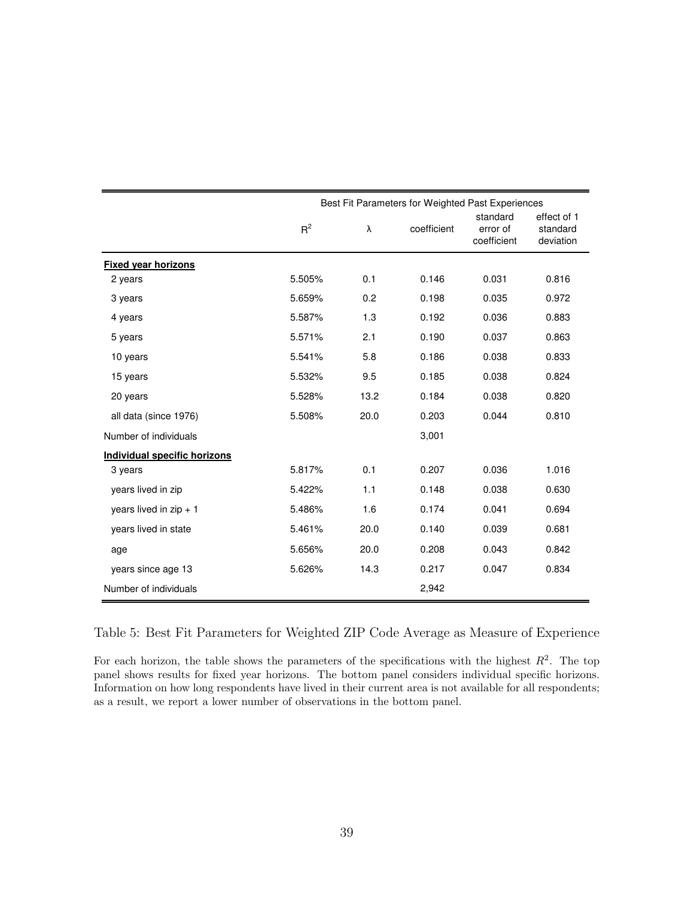| | Best Fit Parameters for Weighted Past Experiences | | | | |
|---|---|---|---|---|---|
| | $R^2$ | λ | coefficient | standard error of coefficient | effect of 1 standard deviation |
| **Fixed year horizons** | | | | | |
| 2 years | 5.505% | 0.1 | 0.146 | 0.031 | 0.816 |
| 3 years | 5.659% | 0.2 | 0.198 | 0.035 | 0.972 |
| 4 years | 5.587% | 1.3 | 0.192 | 0.036 | 0.883 |
| 5 years | 5.571% | 2.1 | 0.190 | 0.037 | 0.863 |
| 10 years | 5.541% | 5.8 | 0.186 | 0.038 | 0.833 |
| 15 years | 5.532% | 9.5 | 0.185 | 0.038 | 0.824 |
| 20 years | 5.528% | 13.2 | 0.184 | 0.038 | 0.820 |
| all data (since 1976) | 5.508% | 20.0 | 0.203 | 0.044 | 0.810 |
| Number of individuals | | | 3,001 | | |
| **Individual specific horizons** | | | | | |
| 3 years | 5.817% | 0.1 | 0.207 | 0.036 | 1.016 |
| years lived in zip | 5.422% | 1.1 | 0.148 | 0.038 | 0.630 |
| years lived in zip + 1 | 5.486% | 1.6 | 0.174 | 0.041 | 0.694 |
| years lived in state | 5.461% | 20.0 | 0.140 | 0.039 | 0.681 |
| age | 5.656% | 20.0 | 0.208 | 0.043 | 0.842 |
| years since age 13 | 5.626% | 14.3 | 0.217 | 0.047 | 0.834 |
| Number of individuals | | | 2,942 | | |

Table 5: Best Fit Parameters for Weighted ZIP Code Average as Measure of Experience

For each horizon, the table shows the parameters of the specifications with the highest $R^2$. The top panel shows results for fixed year horizons. The bottom panel considers individual specific horizons. Information on how long respondents have lived in their current area is not available for all respondents; as a result, we report a lower number of observations in the bottom panel.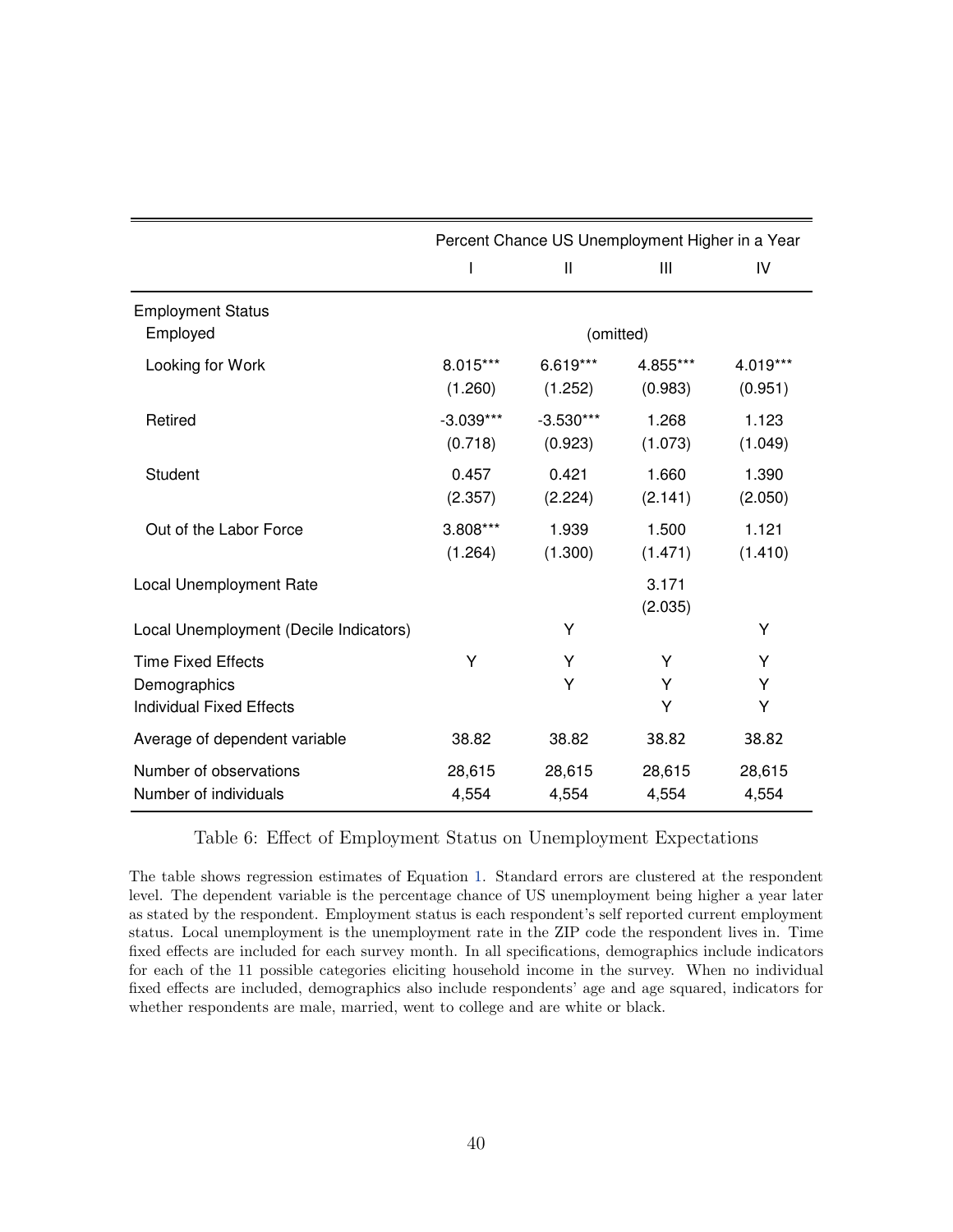| | Percent Chance US Unemployment Higher in a Year | | | |
|---|---|---|---|---|
| | I | II | III | IV |
| Employment Status | | | | |
| Employed | | (omitted) | | |
| Looking for Work | 8.015*** | 6.619*** | 4.855*** | 4.019*** |
| | (1.260) | (1.252) | (0.983) | (0.951) |
| Retired | -3.039*** | -3.530*** | 1.268 | 1.123 |
| | (0.718) | (0.923) | (1.073) | (1.049) |
| Student | 0.457 | 0.421 | 1.660 | 1.390 |
| | (2.357) | (2.224) | (2.141) | (2.050) |
| Out of the Labor Force | 3.808*** | 1.939 | 1.500 | 1.121 |
| | (1.264) | (1.300) | (1.471) | (1.410) |
| Local Unemployment Rate | | | 3.171 | |
| | | | (2.035) | |
| Local Unemployment (Decile Indicators) | | Y | | Y |
| Time Fixed Effects | Y | Y | Y | Y |
| Demographics | | Y | Y | Y |
| Individual Fixed Effects | | | Y | Y |
| Average of dependent variable | 38.82 | 38.82 | 38.82 | 38.82 |
| Number of observations | 28,615 | 28,615 | 28,615 | 28,615 |
| Number of individuals | 4,554 | 4,554 | 4,554 | 4,554 |

Table 6: Effect of Employment Status on Unemployment Expectations

The table shows regression estimates of Equation 1. Standard errors are clustered at the respondent level. The dependent variable is the percentage chance of US unemployment being higher a year later as stated by the respondent. Employment status is each respondent's self reported current employment status. Local unemployment is the unemployment rate in the ZIP code the respondent lives in. Time fixed effects are included for each survey month. In all specifications, demographics include indicators for each of the 11 possible categories eliciting household income in the survey. When no individual fixed effects are included, demographics also include respondents' age and age squared, indicators for whether respondents are male, married, went to college and are white or black.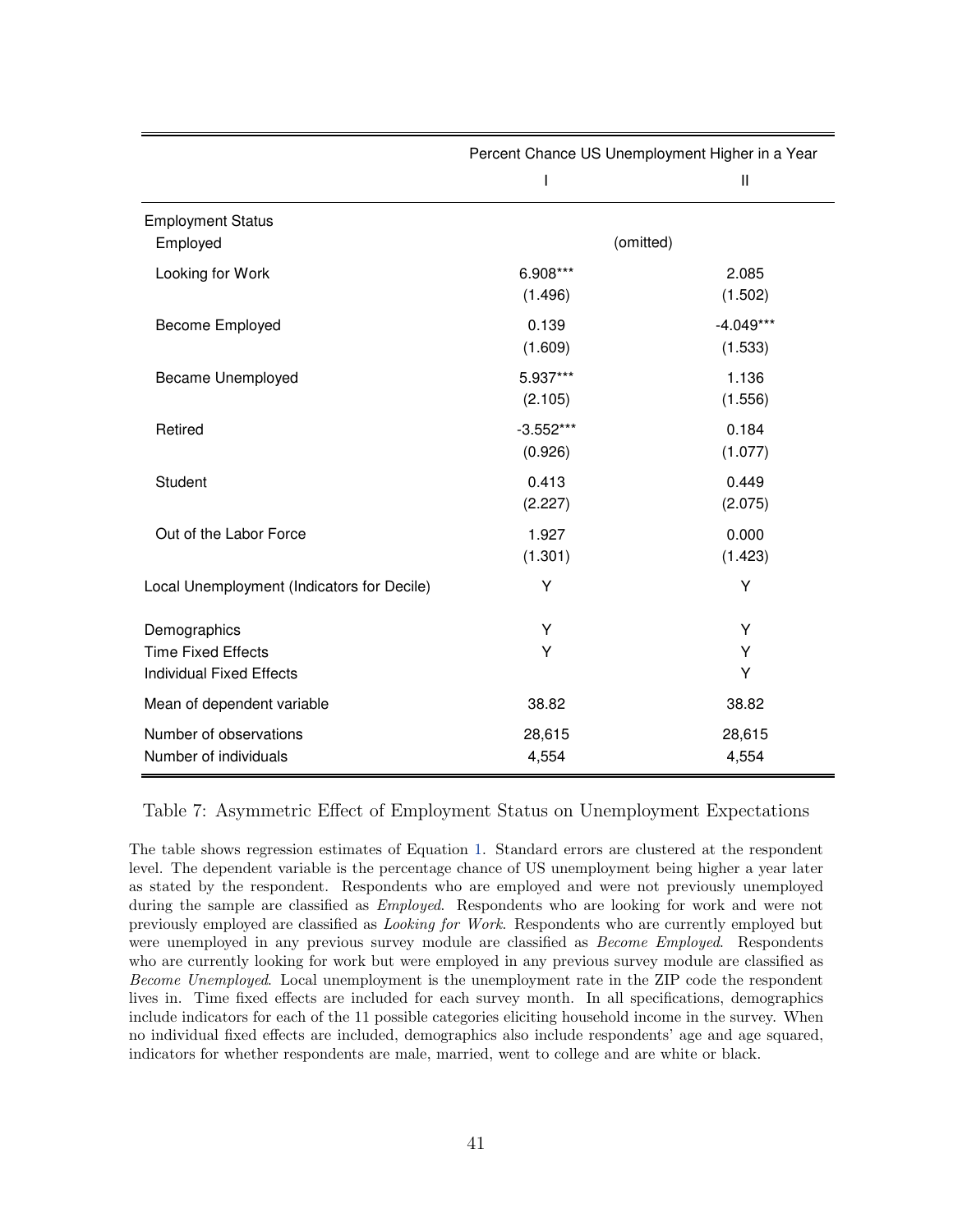| | Percent Chance US Unemployment Higher in a Year | |
|---|---|---|
| | I | II |
| Employment Status | | |
| Employed | (omitted) | |
| Looking for Work | 6.908*** | 2.085 |
| | (1.496) | (1.502) |
| Become Employed | 0.139 | -4.049*** |
| | (1.609) | (1.533) |
| Became Unemployed | 5.937*** | 1.136 |
| | (2.105) | (1.556) |
| Retired | -3.552*** | 0.184 |
| | (0.926) | (1.077) |
| Student | 0.413 | 0.449 |
| | (2.227) | (2.075) |
| Out of the Labor Force | 1.927 | 0.000 |
| | (1.301) | (1.423) |
| Local Unemployment (Indicators for Decile) | Y | Y |
| Demographics | Y | Y |
| Time Fixed Effects | Y | Y |
| Individual Fixed Effects | | Y |
| Mean of dependent variable | 38.82 | 38.82 |
| Number of observations | 28,615 | 28,615 |
| Number of individuals | 4,554 | 4,554 |

Table 7: Asymmetric Effect of Employment Status on Unemployment Expectations

The table shows regression estimates of Equation 1. Standard errors are clustered at the respondent level. The dependent variable is the percentage chance of US unemployment being higher a year later as stated by the respondent. Respondents who are employed and were not previously unemployed during the sample are classified as *Employed*. Respondents who are looking for work and were not previously employed are classified as *Looking for Work*. Respondents who are currently employed but were unemployed in any previous survey module are classified as *Become Employed*. Respondents who are currently looking for work but were employed in any previous survey module are classified as *Become Unemployed*. Local unemployment is the unemployment rate in the ZIP code the respondent lives in. Time fixed effects are included for each survey month. In all specifications, demographics include indicators for each of the 11 possible categories eliciting household income in the survey. When no individual fixed effects are included, demographics also include respondents' age and age squared, indicators for whether respondents are male, married, went to college and are white or black.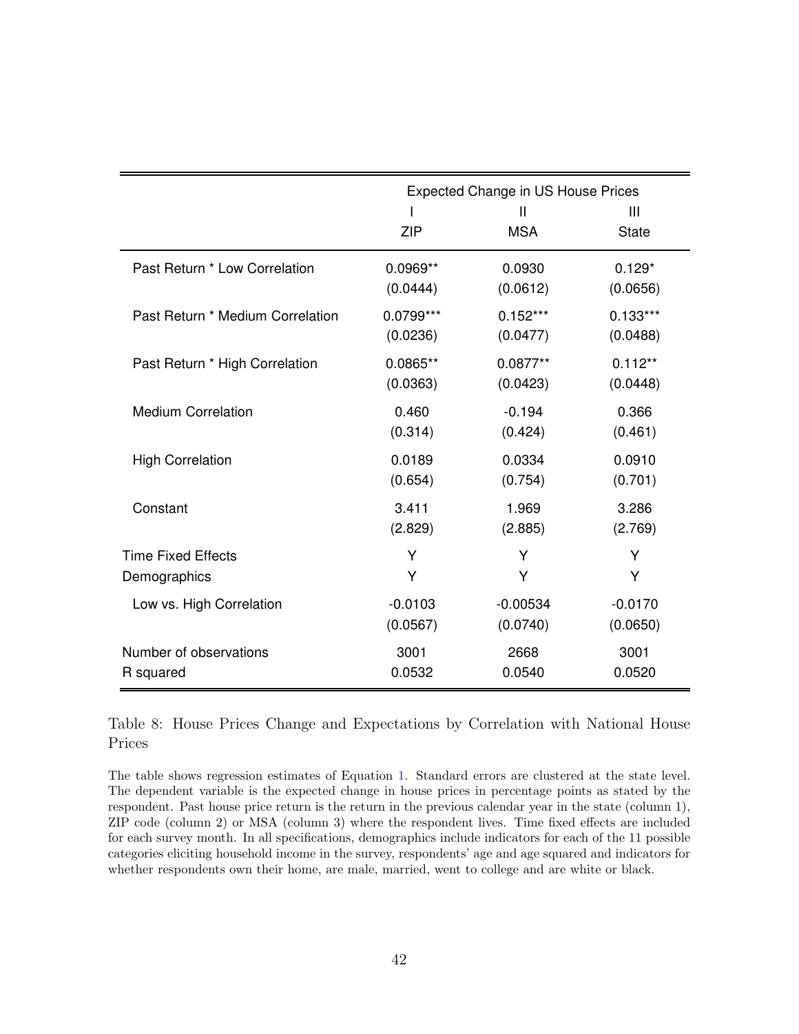| | Expected Change in US House Prices | | |
|---|---|---|---|
| | I | II | III |
| | ZIP | MSA | State |
| Past Return * Low Correlation | 0.0969** | 0.0930 | 0.129* |
| | (0.0444) | (0.0612) | (0.0656) |
| Past Return * Medium Correlation | 0.0799*** | 0.152*** | 0.133*** |
| | (0.0236) | (0.0477) | (0.0488) |
| Past Return * High Correlation | 0.0865** | 0.0877** | 0.112** |
| | (0.0363) | (0.0423) | (0.0448) |
| Medium Correlation | 0.460 | -0.194 | 0.366 |
| | (0.314) | (0.424) | (0.461) |
| High Correlation | 0.0189 | 0.0334 | 0.0910 |
| | (0.654) | (0.754) | (0.701) |
| Constant | 3.411 | 1.969 | 3.286 |
| | (2.829) | (2.885) | (2.769) |
| Time Fixed Effects | Y | Y | Y |
| Demographics | Y | Y | Y |
| Low vs. High Correlation | -0.0103 | -0.00534 | -0.0170 |
| | (0.0567) | (0.0740) | (0.0650) |
| Number of observations | 3001 | 2668 | 3001 |
| R squared | 0.0532 | 0.0540 | 0.0520 |

Table 8: House Prices Change and Expectations by Correlation with National House Prices

The table shows regression estimates of Equation 1. Standard errors are clustered at the state level. The dependent variable is the expected change in house prices in percentage points as stated by the respondent. Past house price return is the return in the previous calendar year in the state (column 1), ZIP code (column 2) or MSA (column 3) where the respondent lives. Time fixed effects are included for each survey month. In all specifications, demographics include indicators for each of the 11 possible categories eliciting household income in the survey, respondents' age and age squared and indicators for whether respondents own their home, are male, married, went to college and are white or black.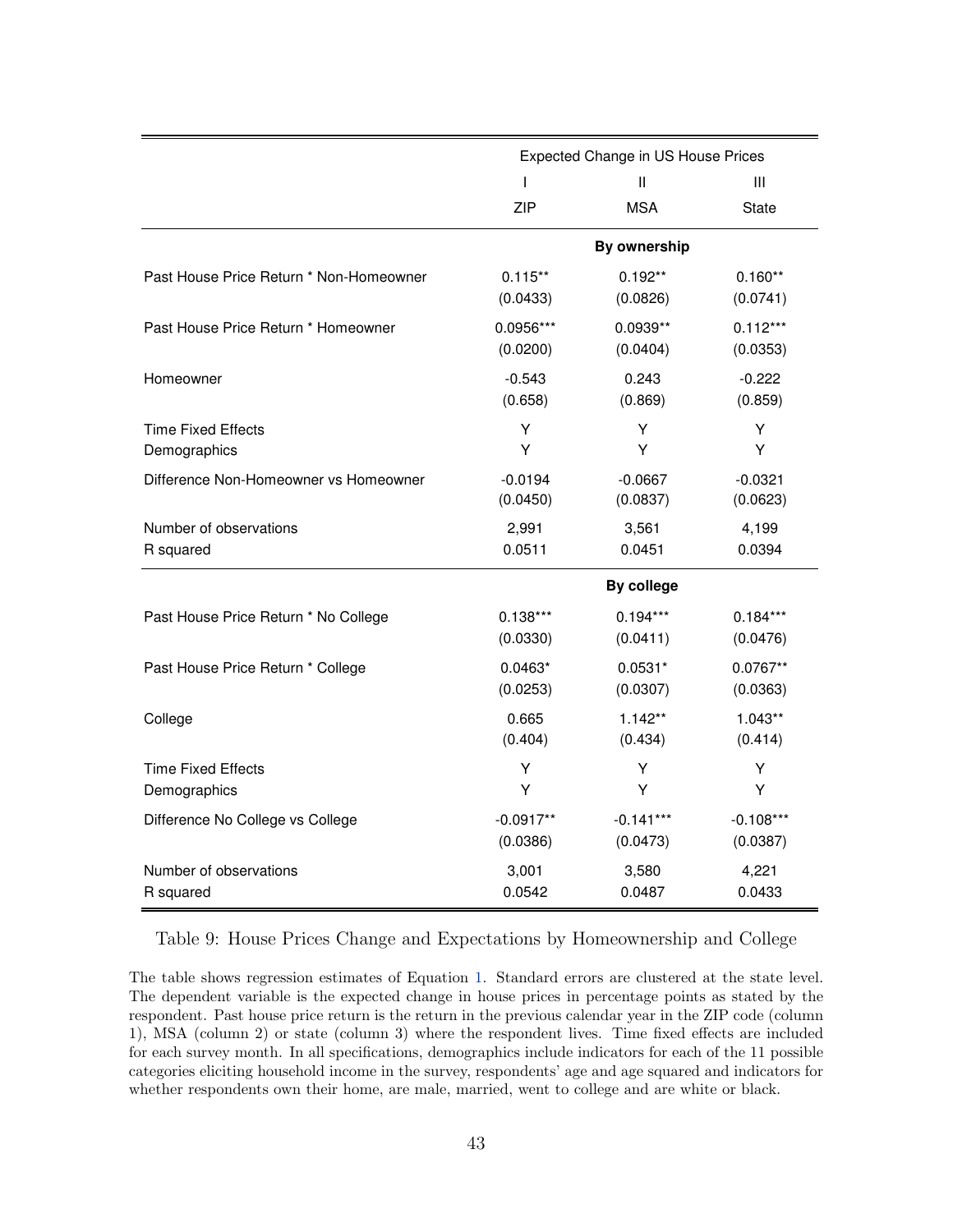| | Expected Change in US House Prices | | |
|---|---|---|---|
| | I | II | III |
| | ZIP | MSA | State |
| | | **By ownership** | |
| Past House Price Return * Non-Homeowner | 0.115** | 0.192** | 0.160** |
| | (0.0433) | (0.0826) | (0.0741) |
| Past House Price Return * Homeowner | 0.0956*** | 0.0939** | 0.112*** |
| | (0.0200) | (0.0404) | (0.0353) |
| Homeowner | -0.543 | 0.243 | -0.222 |
| | (0.658) | (0.869) | (0.859) |
| Time Fixed Effects | Y | Y | Y |
| Demographics | Y | Y | Y |
| Difference Non-Homeowner vs Homeowner | -0.0194 | -0.0667 | -0.0321 |
| | (0.0450) | (0.0837) | (0.0623) |
| Number of observations | 2,991 | 3,561 | 4,199 |
| R squared | 0.0511 | 0.0451 | 0.0394 |
| | | **By college** | |
| Past House Price Return * No College | 0.138*** | 0.194*** | 0.184*** |
| | (0.0330) | (0.0411) | (0.0476) |
| Past House Price Return * College | 0.0463* | 0.0531* | 0.0767** |
| | (0.0253) | (0.0307) | (0.0363) |
| College | 0.665 | 1.142** | 1.043** |
| | (0.404) | (0.434) | (0.414) |
| Time Fixed Effects | Y | Y | Y |
| Demographics | Y | Y | Y |
| Difference No College vs College | -0.0917** | -0.141*** | -0.108*** |
| | (0.0386) | (0.0473) | (0.0387) |
| Number of observations | 3,001 | 3,580 | 4,221 |
| R squared | 0.0542 | 0.0487 | 0.0433 |

Table 9: House Prices Change and Expectations by Homeownership and College

The table shows regression estimates of Equation 1. Standard errors are clustered at the state level. The dependent variable is the expected change in house prices in percentage points as stated by the respondent. Past house price return is the return in the previous calendar year in the ZIP code (column 1), MSA (column 2) or state (column 3) where the respondent lives. Time fixed effects are included for each survey month. In all specifications, demographics include indicators for each of the 11 possible categories eliciting household income in the survey, respondents' age and age squared and indicators for whether respondents own their home, are male, married, went to college and are white or black.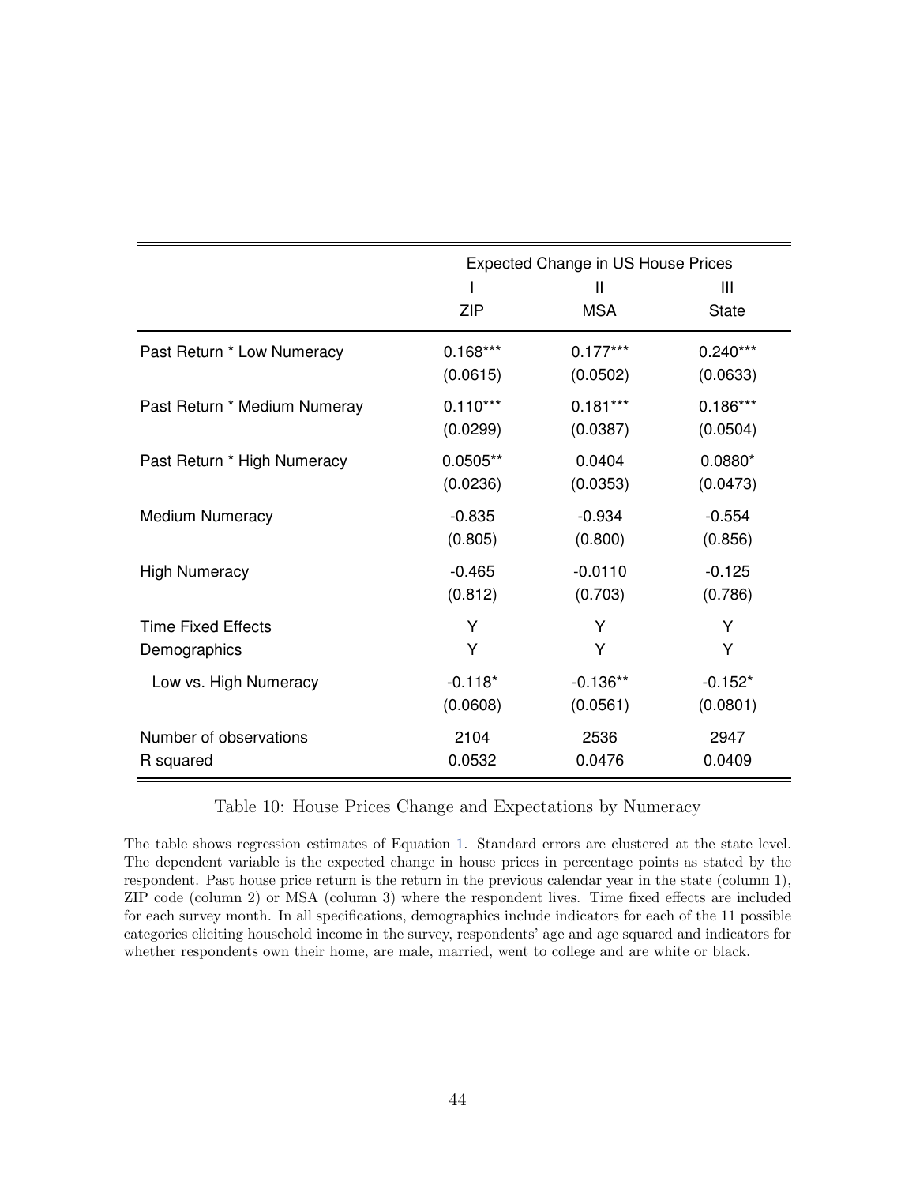| | Expected Change in US House Prices | | |
|---|---|---|---|
| | I | II | III |
| | ZIP | MSA | State |
| Past Return * Low Numeracy | 0.168*** | 0.177*** | 0.240*** |
| | (0.0615) | (0.0502) | (0.0633) |
| Past Return * Medium Numeray | 0.110*** | 0.181*** | 0.186*** |
| | (0.0299) | (0.0387) | (0.0504) |
| Past Return * High Numeracy | 0.0505** | 0.0404 | 0.0880* |
| | (0.0236) | (0.0353) | (0.0473) |
| Medium Numeracy | -0.835 | -0.934 | -0.554 |
| | (0.805) | (0.800) | (0.856) |
| High Numeracy | -0.465 | -0.0110 | -0.125 |
| | (0.812) | (0.703) | (0.786) |
| Time Fixed Effects | Y | Y | Y |
| Demographics | Y | Y | Y |
| Low vs. High Numeracy | -0.118* | -0.136** | -0.152* |
| | (0.0608) | (0.0561) | (0.0801) |
| Number of observations | 2104 | 2536 | 2947 |
| R squared | 0.0532 | 0.0476 | 0.0409 |

Table 10: House Prices Change and Expectations by Numeracy

The table shows regression estimates of Equation 1. Standard errors are clustered at the state level. The dependent variable is the expected change in house prices in percentage points as stated by the respondent. Past house price return is the return in the previous calendar year in the state (column 1), ZIP code (column 2) or MSA (column 3) where the respondent lives. Time fixed effects are included for each survey month. In all specifications, demographics include indicators for each of the 11 possible categories eliciting household income in the survey, respondents' age and age squared and indicators for whether respondents own their home, are male, married, went to college and are white or black.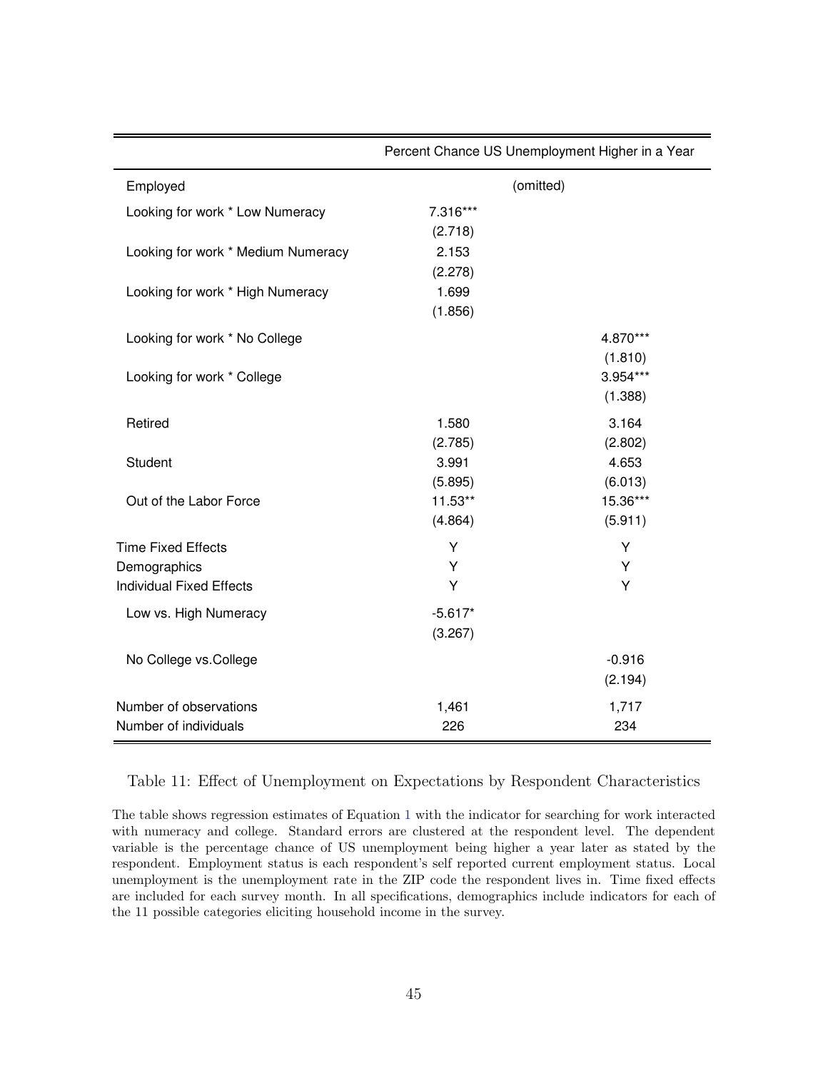| | Percent Chance US Unemployment Higher in a Year | |
|---|---|---|
| Employed | (omitted) | |
| Looking for work * Low Numeracy | 7.316*** | |
| | (2.718) | |
| Looking for work * Medium Numeracy | 2.153 | |
| | (2.278) | |
| Looking for work * High Numeracy | 1.699 | |
| | (1.856) | |
| Looking for work * No College | | 4.870*** |
| | | (1.810) |
| Looking for work * College | | 3.954*** |
| | | (1.388) |
| Retired | 1.580 | 3.164 |
| | (2.785) | (2.802) |
| Student | 3.991 | 4.653 |
| | (5.895) | (6.013) |
| Out of the Labor Force | 11.53** | 15.36*** |
| | (4.864) | (5.911) |
| Time Fixed Effects | Y | Y |
| Demographics | Y | Y |
| Individual Fixed Effects | Y | Y |
| Low vs. High Numeracy | -5.617* | |
| | (3.267) | |
| No College vs.College | | -0.916 |
| | | (2.194) |
| Number of observations | 1,461 | 1,717 |
| Number of individuals | 226 | 234 |

Table 11: Effect of Unemployment on Expectations by Respondent Characteristics

The table shows regression estimates of Equation 1 with the indicator for searching for work interacted with numeracy and college. Standard errors are clustered at the respondent level. The dependent variable is the percentage chance of US unemployment being higher a year later as stated by the respondent. Employment status is each respondent's self reported current employment status. Local unemployment is the unemployment rate in the ZIP code the respondent lives in. Time fixed effects are included for each survey month. In all specifications, demographics include indicators for each of the 11 possible categories eliciting household income in the survey.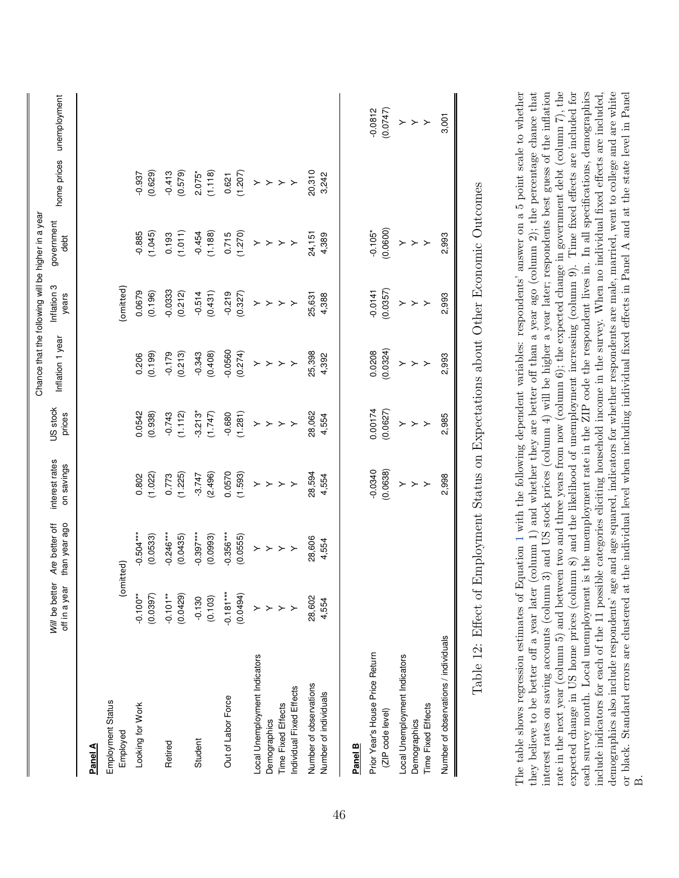| | *Will* be better off in a year | *Are* better off than year ago | Chance that the following will be higher in a year: interest rates on savings | US stock prices | Inflation 1 year | Inflation 3 years | government debt | home prices | unemployment |
|---|---|---|---|---|---|---|---|---|---|
| **Panel A** | | | | | | | | | |
| Employment Status | | | | | | | | | |
| Employed | (omitted) | | | | | (omitted) | | | |
| Looking for Work | -0.100** | -0.504*** | 0.802 | 0.0542 | 0.206 | 0.0679 | -0.885 | -0.937 | |
| | (0.0397) | (0.0533) | (1.022) | (0.938) | (0.199) | (0.196) | (1.045) | (0.629) | |
| Retired | -0.101** | -0.246*** | 0.773 | -0.743 | -0.179 | -0.0333 | 0.193 | -0.413 | |
| | (0.0429) | (0.0435) | (1.225) | (1.112) | (0.213) | (0.212) | (1.011) | (0.579) | |
| Student | -0.130 | -0.397*** | -3.747 | -3.213* | -0.343 | -0.514 | -0.454 | 2.075* | |
| | (0.103) | (0.0993) | (2.496) | (1.747) | (0.408) | (0.431) | (1.188) | (1.118) | |
| Out of Labor Force | -0.181*** | -0.356*** | 0.0570 | -0.680 | -0.0560 | -0.219 | 0.715 | 0.621 | |
| | (0.0494) | (0.0555) | (1.593) | (1.281) | (0.274) | (0.327) | (1.270) | (1.207) | |
| Local Unemployment Indicators | Y | Y | Y | Y | Y | Y | Y | Y | |
| Demographics | Y | Y | Y | Y | Y | Y | Y | Y | |
| Time Fixed Effects | Y | Y | Y | Y | Y | Y | Y | Y | |
| Individual Fixed Effects | Y | Y | Y | Y | Y | Y | Y | Y | |
| Number of observations | 28,602 | 28,606 | 28,594 | 28,062 | 25,398 | 25,631 | 24,151 | 20,310 | |
| Number of individuals | 4,554 | 4,554 | 4,554 | 4,554 | 4,392 | 4,388 | 4,389 | 3,242 | |
| **Panel B** | | | | | | | | | |
| Prior Year's House Price Return | | | -0.0340 | 0.00174 | 0.0208 | -0.0141 | -0.105* | | -0.0812 |
| (ZIP code level) | | | (0.0638) | (0.0627) | (0.0324) | (0.0357) | (0.0600) | | (0.0747) |
| Local Unemployment Indicators | | | Y | Y | Y | Y | Y | | Y |
| Demographics | | | Y | Y | Y | Y | Y | | Y |
| Time Fixed Effects | | | Y | Y | Y | Y | Y | | Y |
| Number of observations / individuals | | | 2,998 | 2,985 | 2,993 | 2,993 | 2,993 | | 3,001 |

Table 12: Effect of Employment Status on Expectations about Other Economic Outcomes

The table shows regression estimates of Equation 1 with the following dependent variables: respondents' answer on a 5 point scale to whether they believe to be better off a year later (column 1) and whether they are better off than a year ago (column 2); the percentage chance that interest rates on saving accounts (column 3) and US stock prices (column 4) will be higher a year later; respondents best guess of the inflation rate in the next year (column 5) and between two and three years from now (column 6); the expected change in government debt (column 7), the expected change in US home prices (column 8) and the likelihood of unemployment increasing (column 9). Time fixed effects are included for each survey month. Local unemployment is the unemployment rate in the ZIP code the respondent lives in. In all specifications, demographics include indicators for each of the 11 possible categories eliciting household income in the survey. When no individual fixed effects are included, demographics also include respondents' age and age squared, indicators for whether respondents are male, married, went to college and are white or black. Standard errors are clustered at the individual level when including individual fixed effects in Panel A and at the state level in Panel B.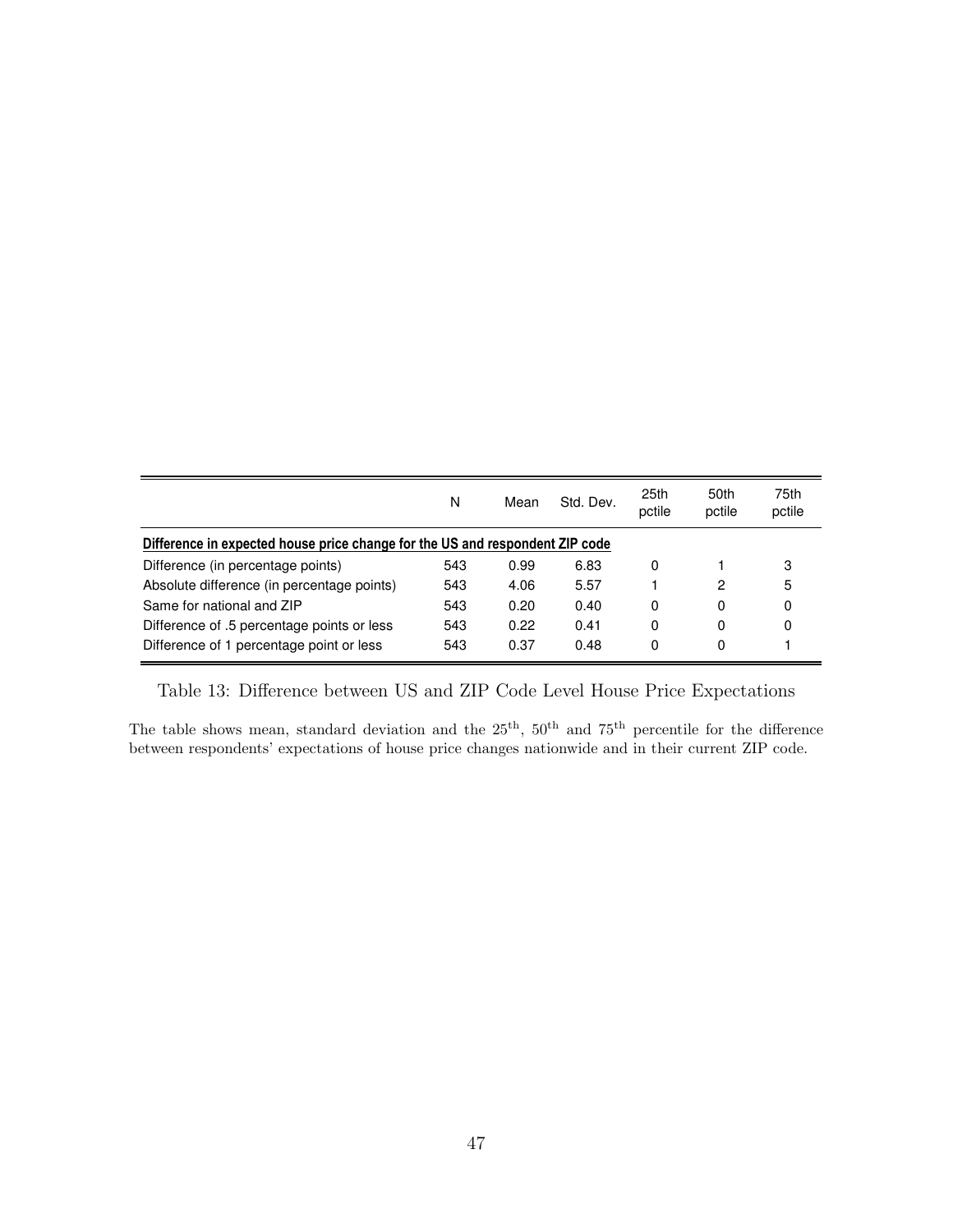| | N | Mean | Std. Dev. | 25th pctile | 50th pctile | 75th pctile |
|---|---|---|---|---|---|---|
| **Difference in expected house price change for the US and respondent ZIP code** | | | | | | |
| Difference (in percentage points) | 543 | 0.99 | 6.83 | 0 | 1 | 3 |
| Absolute difference (in percentage points) | 543 | 4.06 | 5.57 | 1 | 2 | 5 |
| Same for national and ZIP | 543 | 0.20 | 0.40 | 0 | 0 | 0 |
| Difference of .5 percentage points or less | 543 | 0.22 | 0.41 | 0 | 0 | 0 |
| Difference of 1 percentage point or less | 543 | 0.37 | 0.48 | 0 | 0 | 1 |

Table 13: Difference between US and ZIP Code Level House Price Expectations

The table shows mean, standard deviation and the $25^{\text{th}}$, $50^{\text{th}}$ and $75^{\text{th}}$ percentile for the difference between respondents' expectations of house price changes nationwide and in their current ZIP code.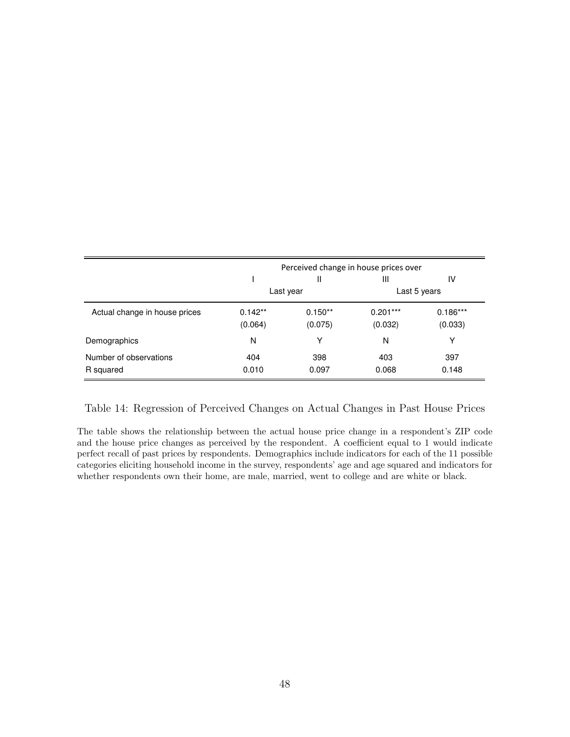| | Perceived change in house prices over | | | |
|---|---|---|---|---|
| | I | II | III | IV |
| | Last year | | Last 5 years | |
| Actual change in house prices | 0.142** | 0.150** | 0.201*** | 0.186*** |
| | (0.064) | (0.075) | (0.032) | (0.033) |
| Demographics | N | Y | N | Y |
| Number of observations | 404 | 398 | 403 | 397 |
| R squared | 0.010 | 0.097 | 0.068 | 0.148 |

Table 14: Regression of Perceived Changes on Actual Changes in Past House Prices

The table shows the relationship between the actual house price change in a respondent's ZIP code and the house price changes as perceived by the respondent. A coefficient equal to 1 would indicate perfect recall of past prices by respondents. Demographics include indicators for each of the 11 possible categories eliciting household income in the survey, respondents' age and age squared and indicators for whether respondents own their home, are male, married, went to college and are white or black.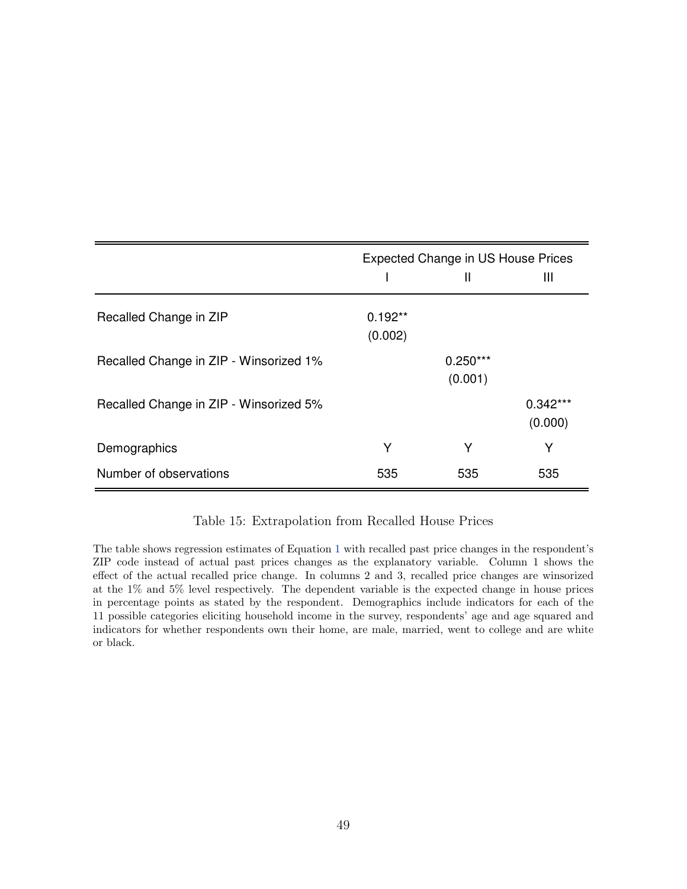| | Expected Change in US House Prices | | |
|---|---|---|---|
| | I | II | III |
| Recalled Change in ZIP | 0.192** | | |
| | (0.002) | | |
| Recalled Change in ZIP - Winsorized 1% | | 0.250*** | |
| | | (0.001) | |
| Recalled Change in ZIP - Winsorized 5% | | | 0.342*** |
| | | | (0.000) |
| Demographics | Y | Y | Y |
| Number of observations | 535 | 535 | 535 |

Table 15: Extrapolation from Recalled House Prices

The table shows regression estimates of Equation 1 with recalled past price changes in the respondent's ZIP code instead of actual past prices changes as the explanatory variable. Column 1 shows the effect of the actual recalled price change. In columns 2 and 3, recalled price changes are winsorized at the 1% and 5% level respectively. The dependent variable is the expected change in house prices in percentage points as stated by the respondent. Demographics include indicators for each of the 11 possible categories eliciting household income in the survey, respondents' age and age squared and indicators for whether respondents own their home, are male, married, went to college and are white or black.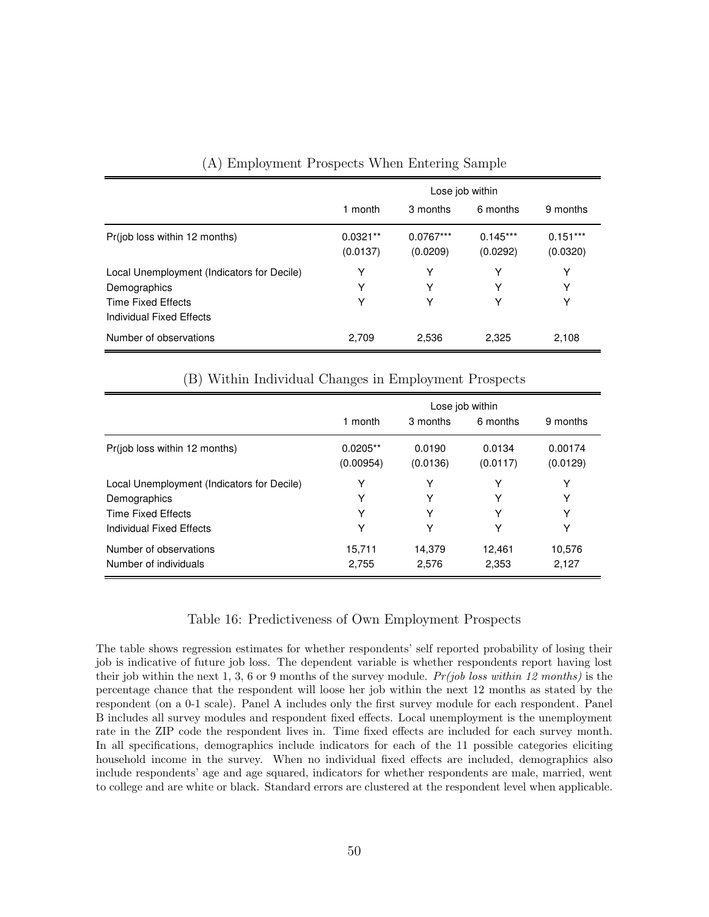(A) Employment Prospects When Entering Sample

| | Lose job within | | | |
|---|---|---|---|---|
| | 1 month | 3 months | 6 months | 9 months |
| Pr(job loss within 12 months) | 0.0321** | 0.0767*** | 0.145*** | 0.151*** |
| | (0.0137) | (0.0209) | (0.0292) | (0.0320) |
| Local Unemployment (Indicators for Decile) | Y | Y | Y | Y |
| Demographics | Y | Y | Y | Y |
| Time Fixed Effects | Y | Y | Y | Y |
| Individual Fixed Effects | | | | |
| Number of observations | 2,709 | 2,536 | 2,325 | 2,108 |

(B) Within Individual Changes in Employment Prospects

| | Lose job within | | | |
|---|---|---|---|---|
| | 1 month | 3 months | 6 months | 9 months |
| Pr(job loss within 12 months) | 0.0205** | 0.0190 | 0.0134 | 0.00174 |
| | (0.00954) | (0.0136) | (0.0117) | (0.0129) |
| Local Unemployment (Indicators for Decile) | Y | Y | Y | Y |
| Demographics | Y | Y | Y | Y |
| Time Fixed Effects | Y | Y | Y | Y |
| Individual Fixed Effects | Y | Y | Y | Y |
| Number of observations | 15,711 | 14,379 | 12,461 | 10,576 |
| Number of individuals | 2,755 | 2,576 | 2,353 | 2,127 |

Table 16: Predictiveness of Own Employment Prospects

The table shows regression estimates for whether respondents' self reported probability of losing their job is indicative of future job loss. The dependent variable is whether respondents report having lost their job within the next 1, 3, 6 or 9 months of the survey module. *Pr(job loss within 12 months)* is the percentage chance that the respondent will loose her job within the next 12 months as stated by the respondent (on a 0-1 scale). Panel A includes only the first survey module for each respondent. Panel B includes all survey modules and respondent fixed effects. Local unemployment is the unemployment rate in the ZIP code the respondent lives in. Time fixed effects are included for each survey month. In all specifications, demographics include indicators for each of the 11 possible categories eliciting household income in the survey. When no individual fixed effects are included, demographics also include respondents' age and age squared, indicators for whether respondents are male, married, went to college and are white or black. Standard errors are clustered at the respondent level when applicable.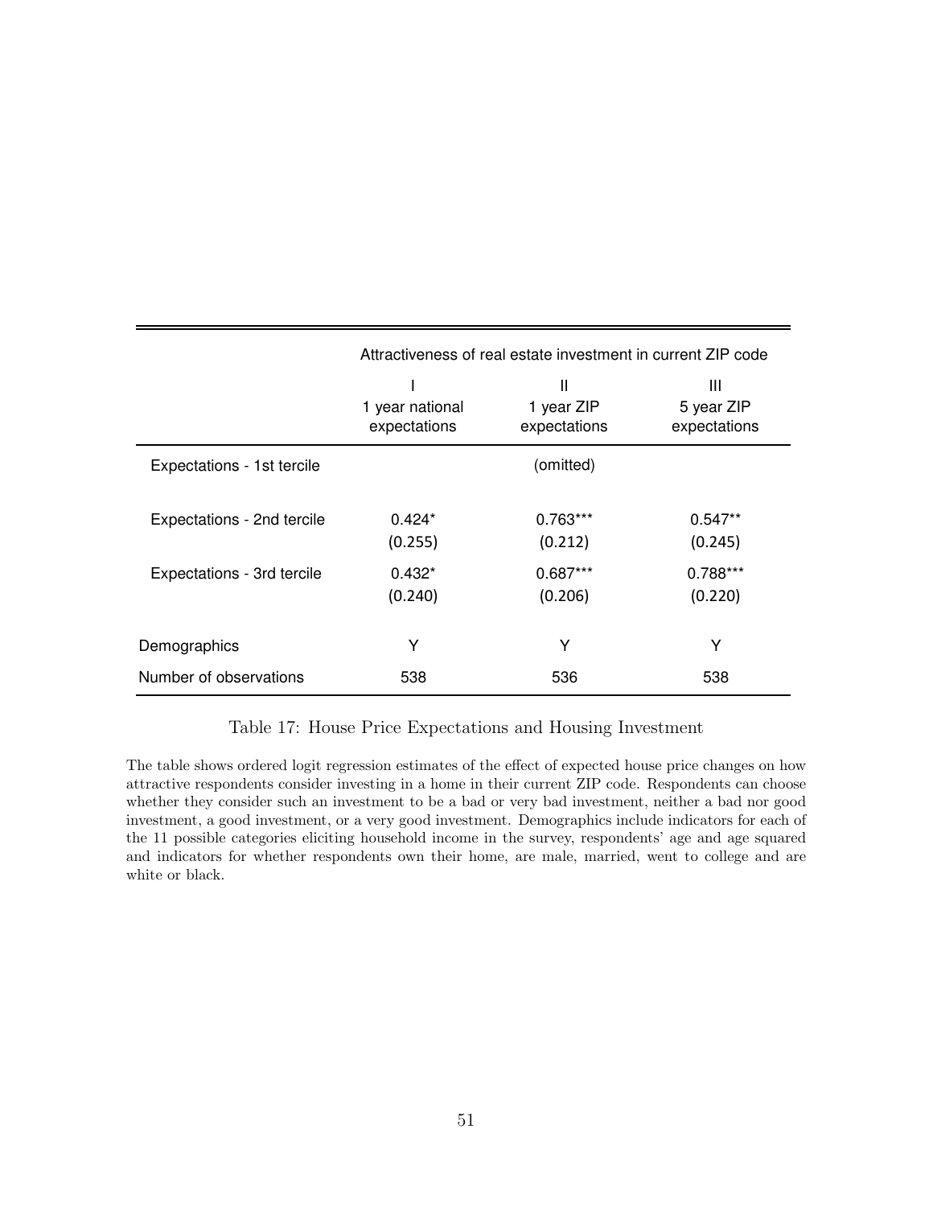| | Attractiveness of real estate investment in current ZIP code | | |
|---|---|---|---|
| | I<br>1 year national expectations | II<br>1 year ZIP expectations | III<br>5 year ZIP expectations |
| Expectations - 1st tercile | | (omitted) | |
| Expectations - 2nd tercile | 0.424*<br>(0.255) | 0.763***<br>(0.212) | 0.547**<br>(0.245) |
| Expectations - 3rd tercile | 0.432*<br>(0.240) | 0.687***<br>(0.206) | 0.788***<br>(0.220) |
| Demographics | Y | Y | Y |
| Number of observations | 538 | 536 | 538 |

Table 17: House Price Expectations and Housing Investment

The table shows ordered logit regression estimates of the effect of expected house price changes on how attractive respondents consider investing in a home in their current ZIP code. Respondents can choose whether they consider such an investment to be a bad or very bad investment, neither a bad nor good investment, a good investment, or a very good investment. Demographics include indicators for each of the 11 possible categories eliciting household income in the survey, respondents' age and age squared and indicators for whether respondents own their home, are male, married, went to college and are white or black.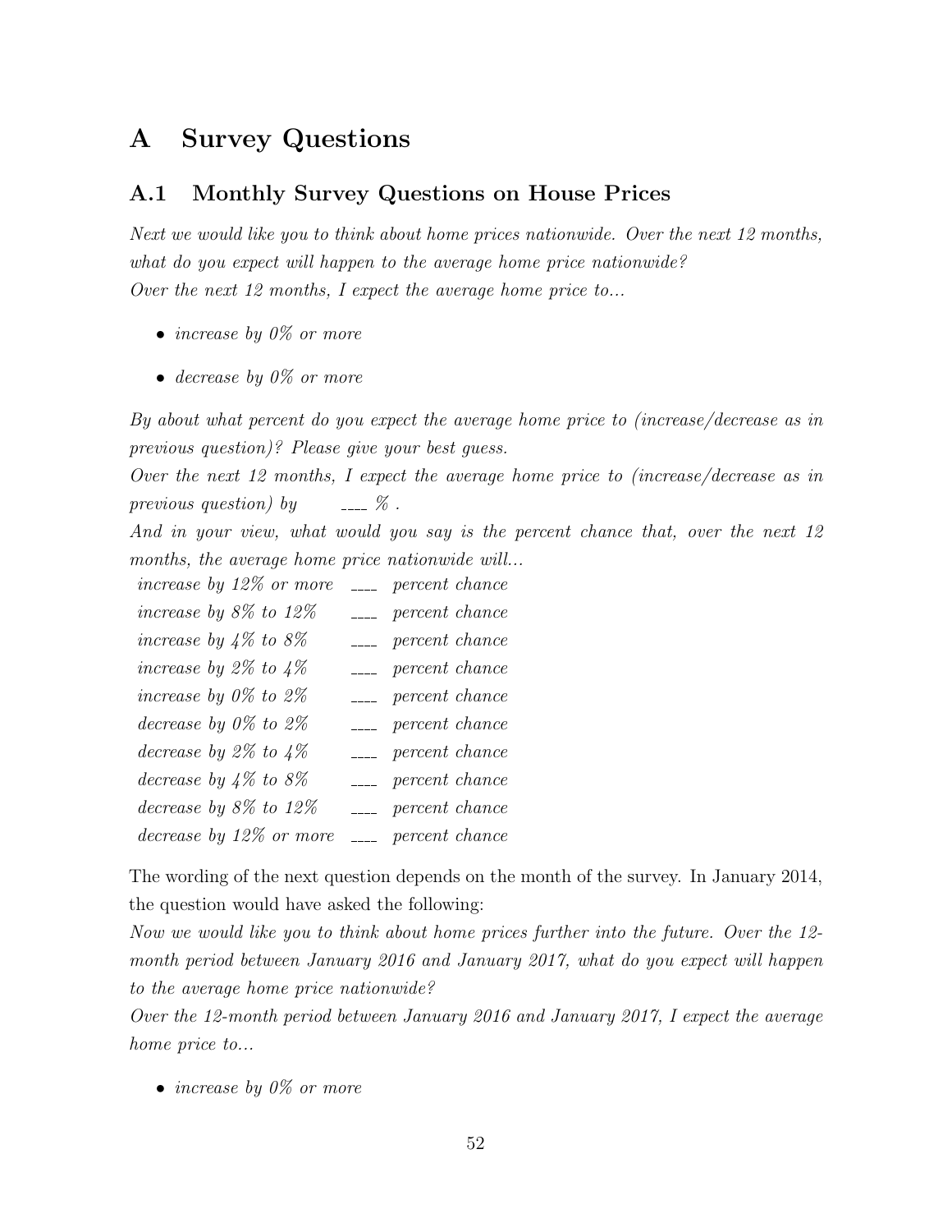# A Survey Questions

## A.1 Monthly Survey Questions on House Prices

*Next we would like you to think about home prices nationwide. Over the next 12 months, what do you expect will happen to the average home price nationwide?*
*Over the next 12 months, I expect the average home price to...*

- *increase by 0% or more*
- *decrease by 0% or more*

*By about what percent do you expect the average home price to (increase/decrease as in previous question)? Please give your best guess.*
*Over the next 12 months, I expect the average home price to (increase/decrease as in previous question) by ____ % .*
*And in your view, what would you say is the percent chance that, over the next 12 months, the average home price nationwide will...*

*increase by 12% or more ____ percent chance*
*increase by 8% to 12% ____ percent chance*
*increase by 4% to 8% ____ percent chance*
*increase by 2% to 4% ____ percent chance*
*increase by 0% to 2% ____ percent chance*
*decrease by 0% to 2% ____ percent chance*
*decrease by 2% to 4% ____ percent chance*
*decrease by 4% to 8% ____ percent chance*
*decrease by 8% to 12% ____ percent chance*
*decrease by 12% or more ____ percent chance*

The wording of the next question depends on the month of the survey. In January 2014, the question would have asked the following:
*Now we would like you to think about home prices further into the future. Over the 12-month period between January 2016 and January 2017, what do you expect will happen to the average home price nationwide?*
*Over the 12-month period between January 2016 and January 2017, I expect the average home price to...*

- *increase by 0% or more*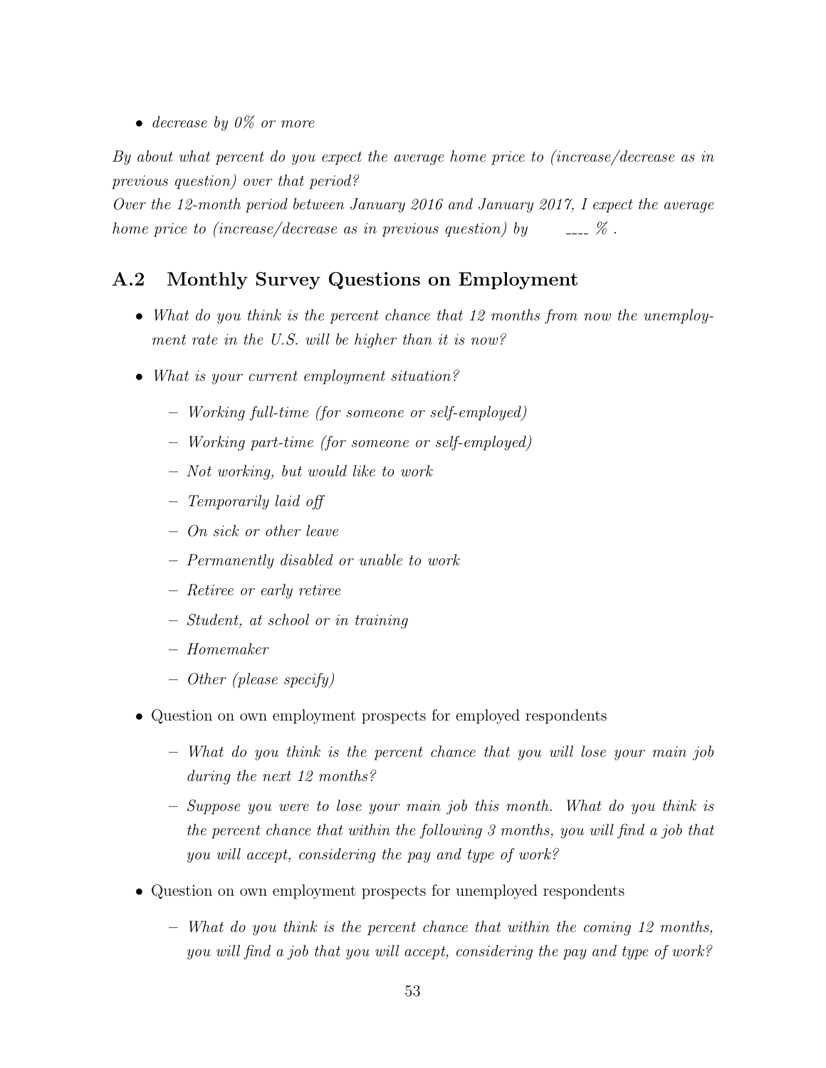- *decrease by 0% or more*

*By about what percent do you expect the average home price to (increase/decrease as in previous question) over that period?*
*Over the 12-month period between January 2016 and January 2017, I expect the average home price to (increase/decrease as in previous question) by ____ % .*

## A.2 Monthly Survey Questions on Employment

- *What do you think is the percent chance that 12 months from now the unemployment rate in the U.S. will be higher than it is now?*
- *What is your current employment situation?*
  - *Working full-time (for someone or self-employed)*
  - *Working part-time (for someone or self-employed)*
  - *Not working, but would like to work*
  - *Temporarily laid off*
  - *On sick or other leave*
  - *Permanently disabled or unable to work*
  - *Retiree or early retiree*
  - *Student, at school or in training*
  - *Homemaker*
  - *Other (please specify)*
- Question on own employment prospects for employed respondents
  - *What do you think is the percent chance that you will lose your main job during the next 12 months?*
  - *Suppose you were to lose your main job this month. What do you think is the percent chance that within the following 3 months, you will find a job that you will accept, considering the pay and type of work?*
- Question on own employment prospects for unemployed respondents
  - *What do you think is the percent chance that within the coming 12 months, you will find a job that you will accept, considering the pay and type of work?*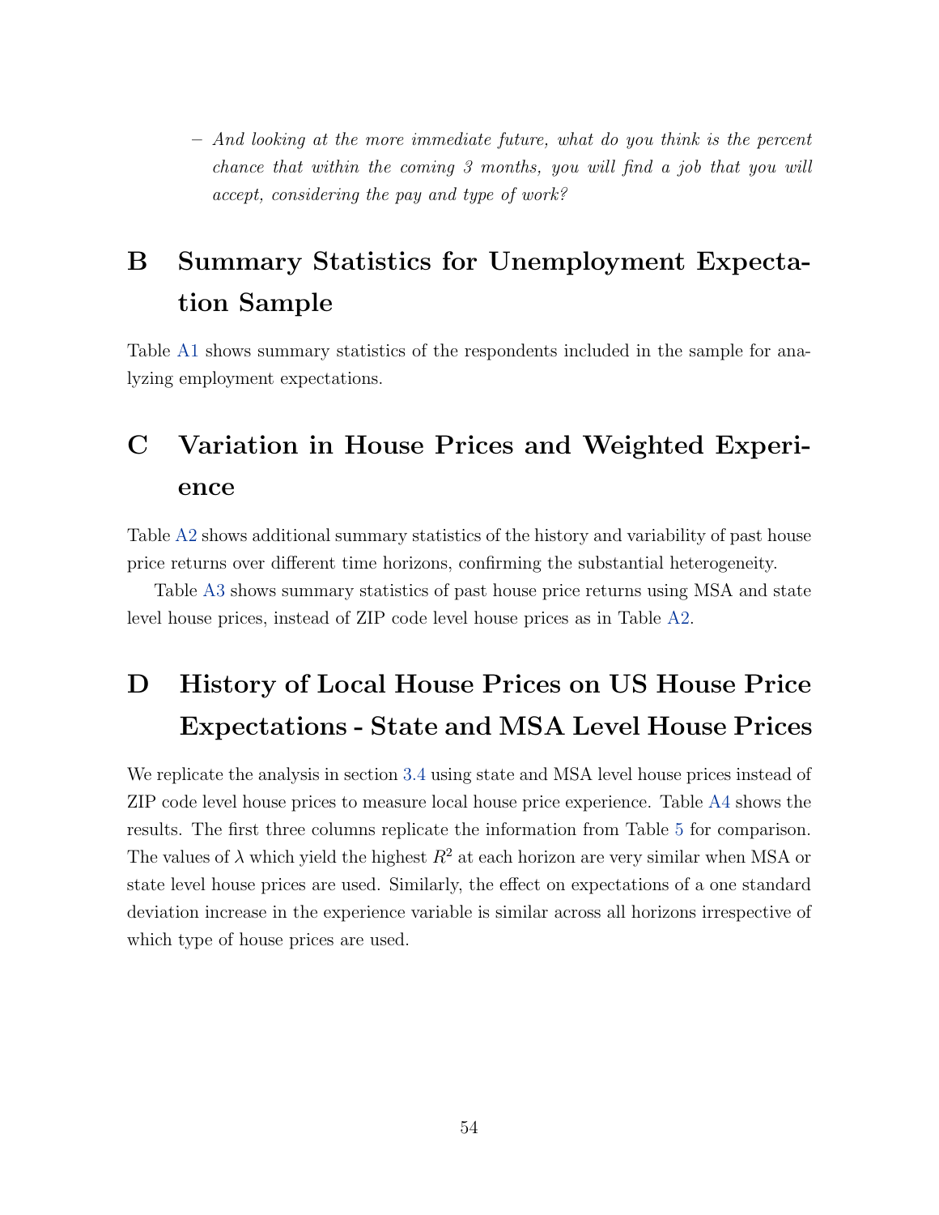– *And looking at the more immediate future, what do you think is the percent chance that within the coming 3 months, you will find a job that you will accept, considering the pay and type of work?*

# B Summary Statistics for Unemployment Expectation Sample

Table A1 shows summary statistics of the respondents included in the sample for analyzing employment expectations.

# C Variation in House Prices and Weighted Experience

Table A2 shows additional summary statistics of the history and variability of past house price returns over different time horizons, confirming the substantial heterogeneity.

Table A3 shows summary statistics of past house price returns using MSA and state level house prices, instead of ZIP code level house prices as in Table A2.

# D History of Local House Prices on US House Price Expectations - State and MSA Level House Prices

We replicate the analysis in section 3.4 using state and MSA level house prices instead of ZIP code level house prices to measure local house price experience. Table A4 shows the results. The first three columns replicate the information from Table 5 for comparison. The values of $\lambda$ which yield the highest $R^2$ at each horizon are very similar when MSA or state level house prices are used. Similarly, the effect on expectations of a one standard deviation increase in the experience variable is similar across all horizons irrespective of which type of house prices are used.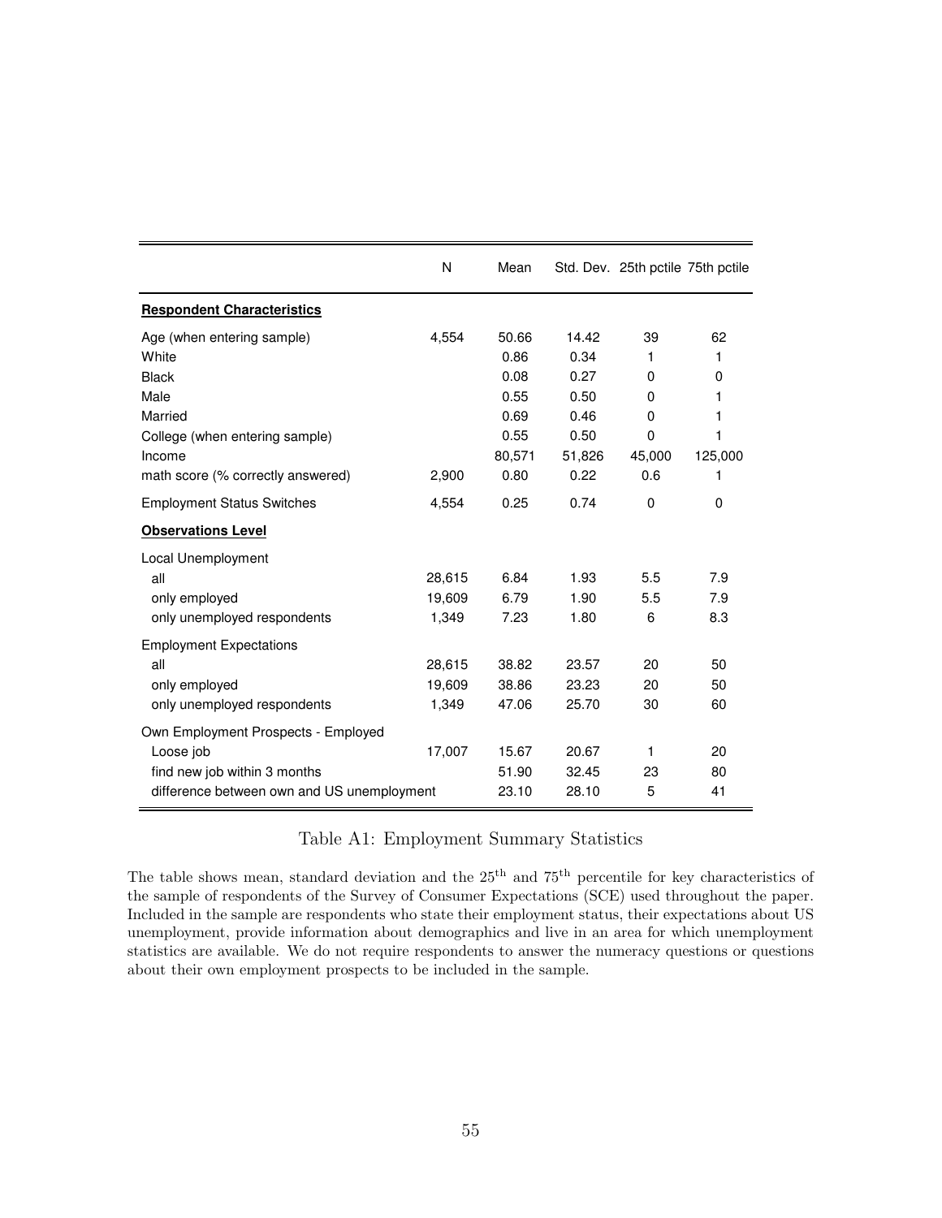| | N | Mean | Std. Dev. | 25th pctile | 75th pctile |
|---|---|---|---|---|---|
| **Respondent Characteristics** | | | | | |
| Age (when entering sample) | 4,554 | 50.66 | 14.42 | 39 | 62 |
| White | | 0.86 | 0.34 | 1 | 1 |
| Black | | 0.08 | 0.27 | 0 | 0 |
| Male | | 0.55 | 0.50 | 0 | 1 |
| Married | | 0.69 | 0.46 | 0 | 1 |
| College (when entering sample) | | 0.55 | 0.50 | 0 | 1 |
| Income | | 80,571 | 51,826 | 45,000 | 125,000 |
| math score (% correctly answered) | 2,900 | 0.80 | 0.22 | 0.6 | 1 |
| Employment Status Switches | 4,554 | 0.25 | 0.74 | 0 | 0 |
| **Observations Level** | | | | | |
| Local Unemployment | | | | | |
| all | 28,615 | 6.84 | 1.93 | 5.5 | 7.9 |
| only employed | 19,609 | 6.79 | 1.90 | 5.5 | 7.9 |
| only unemployed respondents | 1,349 | 7.23 | 1.80 | 6 | 8.3 |
| Employment Expectations | | | | | |
| all | 28,615 | 38.82 | 23.57 | 20 | 50 |
| only employed | 19,609 | 38.86 | 23.23 | 20 | 50 |
| only unemployed respondents | 1,349 | 47.06 | 25.70 | 30 | 60 |
| Own Employment Prospects - Employed | | | | | |
| Loose job | 17,007 | 15.67 | 20.67 | 1 | 20 |
| find new job within 3 months | | 51.90 | 32.45 | 23 | 80 |
| difference between own and US unemployment | | 23.10 | 28.10 | 5 | 41 |

Table A1: Employment Summary Statistics

The table shows mean, standard deviation and the $25^{\text{th}}$ and $75^{\text{th}}$ percentile for key characteristics of the sample of respondents of the Survey of Consumer Expectations (SCE) used throughout the paper. Included in the sample are respondents who state their employment status, their expectations about US unemployment, provide information about demographics and live in an area for which unemployment statistics are available. We do not require respondents to answer the numeracy questions or questions about their own employment prospects to be included in the sample.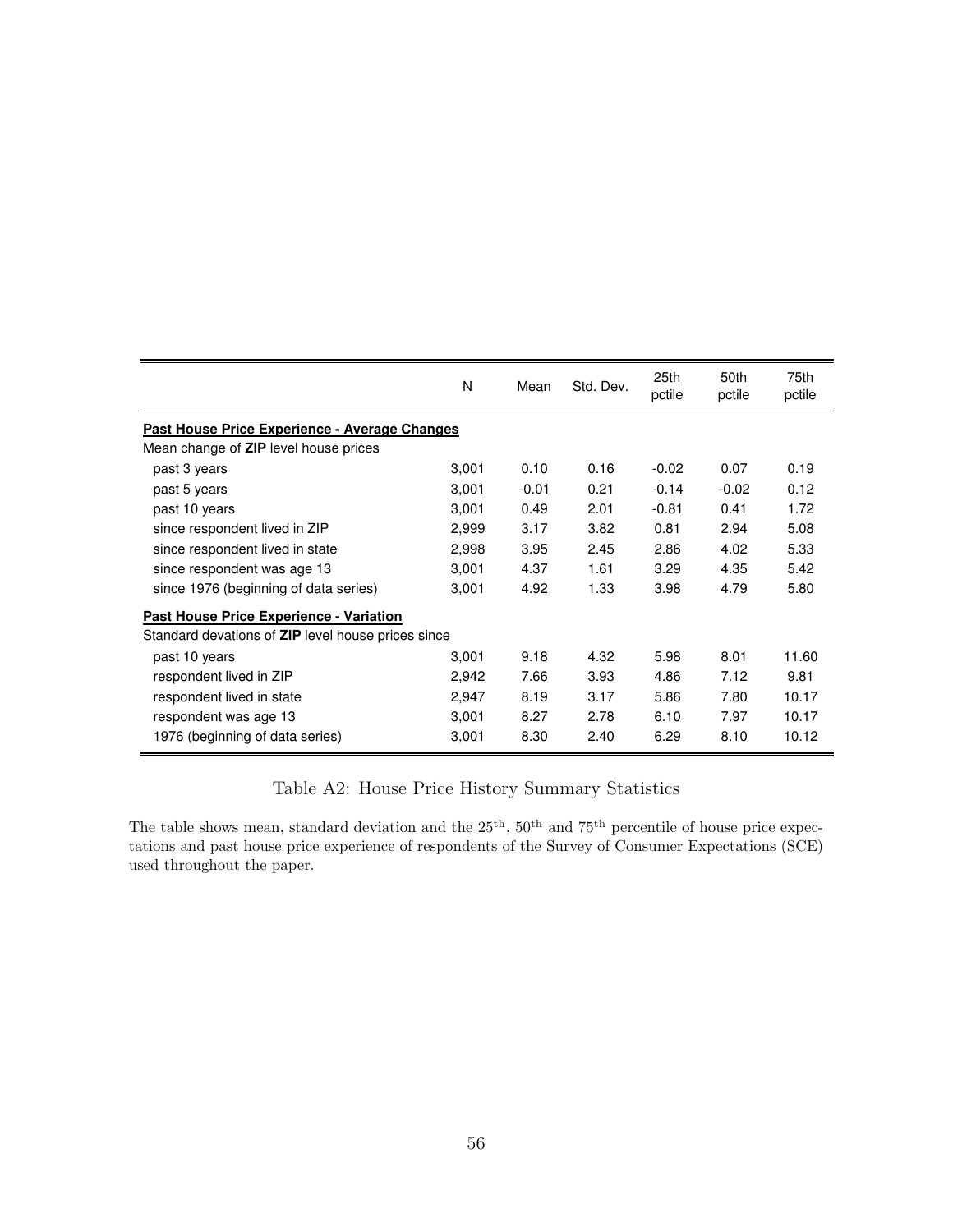| | N | Mean | Std. Dev. | 25th pctile | 50th pctile | 75th pctile |
|---|---|---|---|---|---|---|
| **Past House Price Experience - Average Changes** | | | | | | |
| Mean change of **ZIP** level house prices | | | | | | |
| past 3 years | 3,001 | 0.10 | 0.16 | -0.02 | 0.07 | 0.19 |
| past 5 years | 3,001 | -0.01 | 0.21 | -0.14 | -0.02 | 0.12 |
| past 10 years | 3,001 | 0.49 | 2.01 | -0.81 | 0.41 | 1.72 |
| since respondent lived in ZIP | 2,999 | 3.17 | 3.82 | 0.81 | 2.94 | 5.08 |
| since respondent lived in state | 2,998 | 3.95 | 2.45 | 2.86 | 4.02 | 5.33 |
| since respondent was age 13 | 3,001 | 4.37 | 1.61 | 3.29 | 4.35 | 5.42 |
| since 1976 (beginning of data series) | 3,001 | 4.92 | 1.33 | 3.98 | 4.79 | 5.80 |
| **Past House Price Experience - Variation** | | | | | | |
| Standard devations of **ZIP** level house prices since | | | | | | |
| past 10 years | 3,001 | 9.18 | 4.32 | 5.98 | 8.01 | 11.60 |
| respondent lived in ZIP | 2,942 | 7.66 | 3.93 | 4.86 | 7.12 | 9.81 |
| respondent lived in state | 2,947 | 8.19 | 3.17 | 5.86 | 7.80 | 10.17 |
| respondent was age 13 | 3,001 | 8.27 | 2.78 | 6.10 | 7.97 | 10.17 |
| 1976 (beginning of data series) | 3,001 | 8.30 | 2.40 | 6.29 | 8.10 | 10.12 |

Table A2: House Price History Summary Statistics

The table shows mean, standard deviation and the 25$^{\text{th}}$, 50$^{\text{th}}$ and 75$^{\text{th}}$ percentile of house price expectations and past house price experience of respondents of the Survey of Consumer Expectations (SCE) used throughout the paper.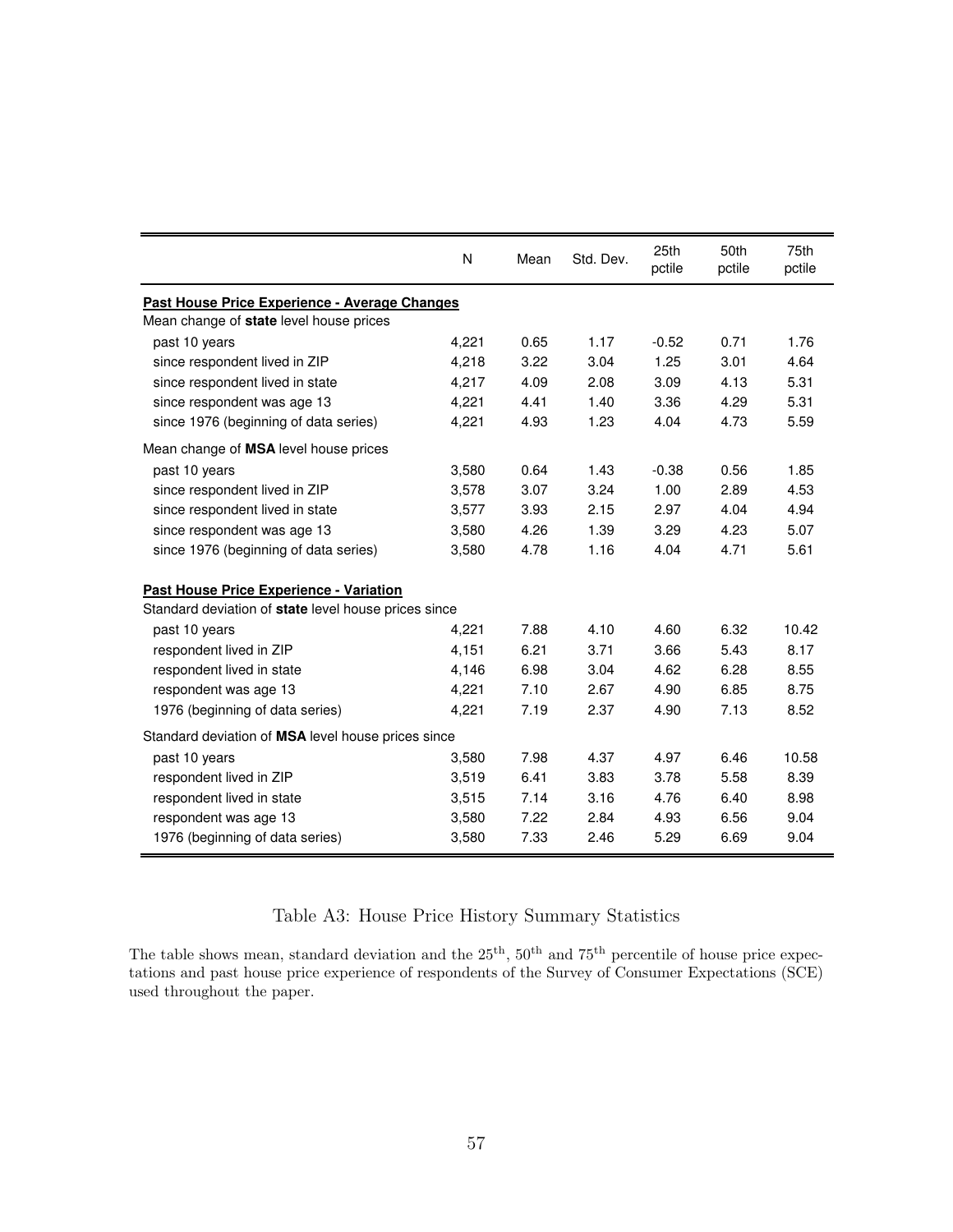| | N | Mean | Std. Dev. | 25th pctile | 50th pctile | 75th pctile |
|---|---|---|---|---|---|---|
| **Past House Price Experience - Average Changes** | | | | | | |
| Mean change of **state** level house prices | | | | | | |
| past 10 years | 4,221 | 0.65 | 1.17 | -0.52 | 0.71 | 1.76 |
| since respondent lived in ZIP | 4,218 | 3.22 | 3.04 | 1.25 | 3.01 | 4.64 |
| since respondent lived in state | 4,217 | 4.09 | 2.08 | 3.09 | 4.13 | 5.31 |
| since respondent was age 13 | 4,221 | 4.41 | 1.40 | 3.36 | 4.29 | 5.31 |
| since 1976 (beginning of data series) | 4,221 | 4.93 | 1.23 | 4.04 | 4.73 | 5.59 |
| Mean change of **MSA** level house prices | | | | | | |
| past 10 years | 3,580 | 0.64 | 1.43 | -0.38 | 0.56 | 1.85 |
| since respondent lived in ZIP | 3,578 | 3.07 | 3.24 | 1.00 | 2.89 | 4.53 |
| since respondent lived in state | 3,577 | 3.93 | 2.15 | 2.97 | 4.04 | 4.94 |
| since respondent was age 13 | 3,580 | 4.26 | 1.39 | 3.29 | 4.23 | 5.07 |
| since 1976 (beginning of data series) | 3,580 | 4.78 | 1.16 | 4.04 | 4.71 | 5.61 |
| **Past House Price Experience - Variation** | | | | | | |
| Standard deviation of **state** level house prices since | | | | | | |
| past 10 years | 4,221 | 7.88 | 4.10 | 4.60 | 6.32 | 10.42 |
| respondent lived in ZIP | 4,151 | 6.21 | 3.71 | 3.66 | 5.43 | 8.17 |
| respondent lived in state | 4,146 | 6.98 | 3.04 | 4.62 | 6.28 | 8.55 |
| respondent was age 13 | 4,221 | 7.10 | 2.67 | 4.90 | 6.85 | 8.75 |
| 1976 (beginning of data series) | 4,221 | 7.19 | 2.37 | 4.90 | 7.13 | 8.52 |
| Standard deviation of **MSA** level house prices since | | | | | | |
| past 10 years | 3,580 | 7.98 | 4.37 | 4.97 | 6.46 | 10.58 |
| respondent lived in ZIP | 3,519 | 6.41 | 3.83 | 3.78 | 5.58 | 8.39 |
| respondent lived in state | 3,515 | 7.14 | 3.16 | 4.76 | 6.40 | 8.98 |
| respondent was age 13 | 3,580 | 7.22 | 2.84 | 4.93 | 6.56 | 9.04 |
| 1976 (beginning of data series) | 3,580 | 7.33 | 2.46 | 5.29 | 6.69 | 9.04 |

Table A3: House Price History Summary Statistics

The table shows mean, standard deviation and the $25^{\text{th}}$, $50^{\text{th}}$ and $75^{\text{th}}$ percentile of house price expectations and past house price experience of respondents of the Survey of Consumer Expectations (SCE) used throughout the paper.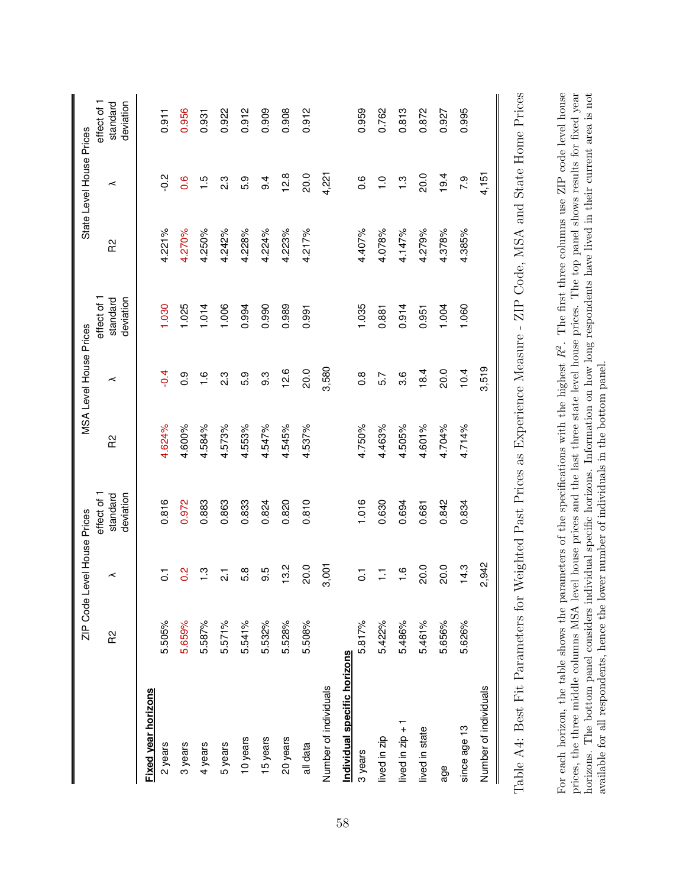| | ZIP Code Level House Prices | | | MSA Level House Prices | | | State Level House Prices | | |
|---|---|---|---|---|---|---|---|---|---|
| | R2 | λ | effect of 1 standard deviation | R2 | λ | effect of 1 standard deviation | R2 | λ | effect of 1 standard deviation |
| **Fixed year horizons** | | | | | | | | | |
| 2 years | 5.505% | 0.1 | 0.816 | 4.624% | -0.4 | 1.030 | 4.221% | -0.2 | 0.911 |
| 3 years | 5.659% | 0.2 | 0.972 | 4.600% | 0.9 | 1.025 | 4.270% | 0.6 | 0.956 |
| 4 years | 5.587% | 1.3 | 0.883 | 4.584% | 1.6 | 1.014 | 4.250% | 1.5 | 0.931 |
| 5 years | 5.571% | 2.1 | 0.863 | 4.573% | 2.3 | 1.006 | 4.242% | 2.3 | 0.922 |
| 10 years | 5.541% | 5.8 | 0.833 | 4.553% | 5.9 | 0.994 | 4.228% | 5.9 | 0.912 |
| 15 years | 5.532% | 9.5 | 0.824 | 4.547% | 9.3 | 0.990 | 4.224% | 9.4 | 0.909 |
| 20 years | 5.528% | 13.2 | 0.820 | 4.545% | 12.6 | 0.989 | 4.223% | 12.8 | 0.908 |
| all data | 5.508% | 20.0 | 0.810 | 4.537% | 20.0 | 0.991 | 4.217% | 20.0 | 0.912 |
| Number of individuals | | 3,001 | | | 3,580 | | | 4,221 | |
| **Individual specific horizons** | | | | | | | | | |
| 3 years | 5.817% | 0.1 | 1.016 | 4.750% | 0.8 | 1.035 | 4.407% | 0.6 | 0.959 |
| lived in zip | 5.422% | 1.1 | 0.630 | 4.463% | 5.7 | 0.881 | 4.078% | 1.0 | 0.762 |
| lived in zip + 1 | 5.486% | 1.6 | 0.694 | 4.505% | 3.6 | 0.914 | 4.147% | 1.3 | 0.813 |
| lived in state | 5.461% | 20.0 | 0.681 | 4.601% | 18.4 | 0.951 | 4.279% | 20.0 | 0.872 |
| age | 5.656% | 20.0 | 0.842 | 4.704% | 20.0 | 1.004 | 4.378% | 19.4 | 0.927 |
| since age 13 | 5.626% | 14.3 | 0.834 | 4.714% | 10.4 | 1.060 | 4.385% | 7.9 | 0.995 |
| Number of individuals | | 2,942 | | | 3,519 | | | 4,151 | |

Table A4: Best Fit Parameters for Weighted Past Prices as Experience Measure - ZIP Code, MSA and State Home Prices

For each horizon, the table shows the parameters of the specifications with the highest $R^2$. The first three columns use ZIP code level house prices, the three middle columns MSA level house prices and the last three state level house prices. The top panel shows results for fixed year horizons. The bottom panel considers individual specific horizons. Information on how long respondents have lived in their current area is not available for all respondents, hence the lower number of individuals in the bottom panel.